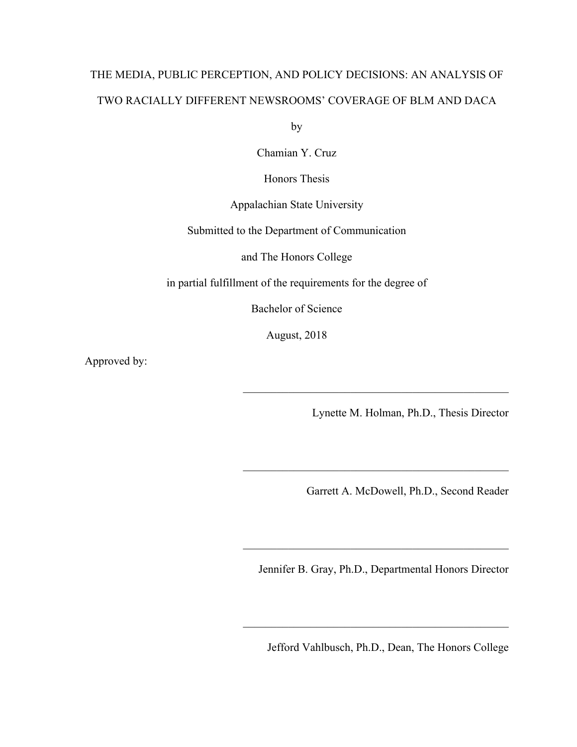# THE MEDIA, PUBLIC PERCEPTION, AND POLICY DECISIONS: AN ANALYSIS OF TWO RACIALLY DIFFERENT NEWSROOMS' COVERAGE OF BLM AND DACA

by

Chamian Y. Cruz

Honors Thesis

Appalachian State University

Submitted to the Department of Communication

and The Honors College

in partial fulfillment of the requirements for the degree of

Bachelor of Science

August, 2018

Approved by:

\_\_\_\_\_\_\_\_\_\_\_\_\_\_\_\_\_\_\_\_\_\_\_\_\_\_\_\_\_\_\_\_\_\_\_\_\_\_\_\_\_\_\_\_\_\_\_\_

Lynette M. Holman, Ph.D., Thesis Director

\_\_\_\_\_\_\_\_\_\_\_\_\_\_\_\_\_\_\_\_\_\_\_\_\_\_\_\_\_\_\_\_\_\_\_\_\_\_\_\_\_\_\_\_\_\_\_\_

Garrett A. McDowell, Ph.D., Second Reader

\_\_\_\_\_\_\_\_\_\_\_\_\_\_\_\_\_\_\_\_\_\_\_\_\_\_\_\_\_\_\_\_\_\_\_\_\_\_\_\_\_\_\_\_\_\_\_\_

Jennifer B. Gray, Ph.D., Departmental Honors Director

\_\_\_\_\_\_\_\_\_\_\_\_\_\_\_\_\_\_\_\_\_\_\_\_\_\_\_\_\_\_\_\_\_\_\_\_\_\_\_\_\_\_\_\_\_\_\_\_

Jefford Vahlbusch, Ph.D., Dean, The Honors College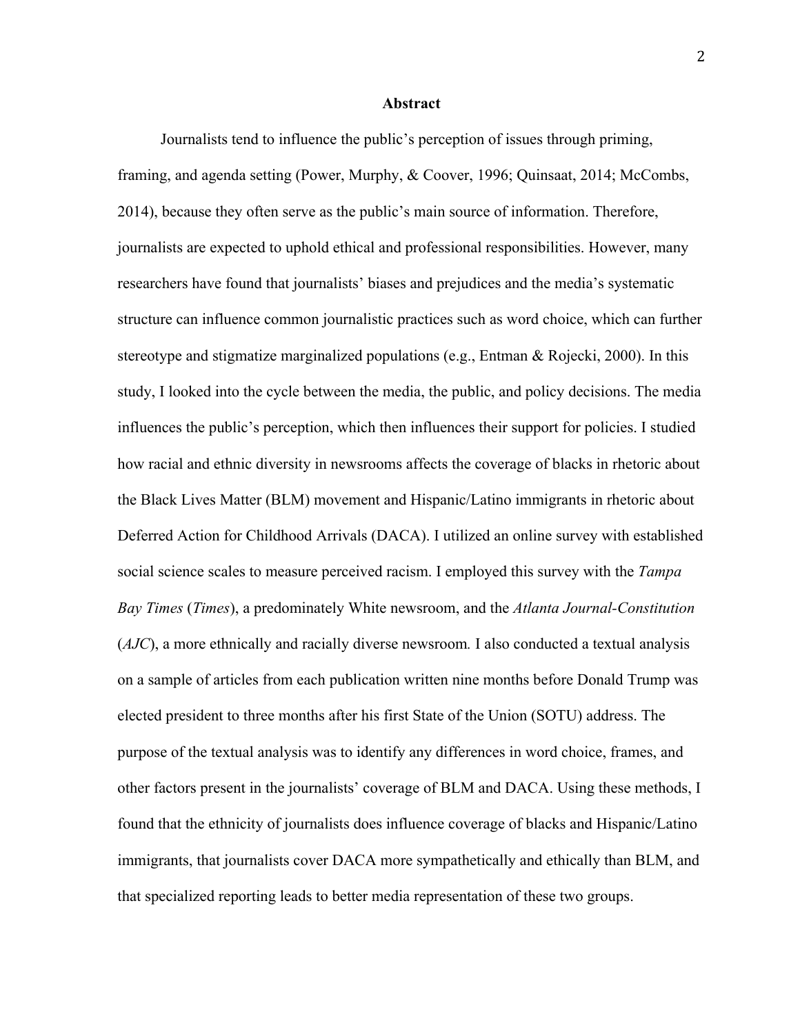## Abstract

Journalists tend to influence the public's perception of issues through priming, framing, and agenda setting (Power, Murphy, & Coover, 1996; Quinsaat, 2014; McCombs, 2014), because they often serve as the public's main source of information. Therefore, journalists are expected to uphold ethical and professional responsibilities. However, many researchers have found that journalists' biases and prejudices and the media's systematic structure can influence common journalistic practices such as word choice, which can further stereotype and stigmatize marginalized populations (e.g., Entman & Rojecki, 2000). In this study, I looked into the cycle between the media, the public, and policy decisions. The media influences the public's perception, which then influences their support for policies. I studied how racial and ethnic diversity in newsrooms affects the coverage of blacks in rhetoric about the Black Lives Matter (BLM) movement and Hispanic/Latino immigrants in rhetoric about Deferred Action for Childhood Arrivals (DACA). I utilized an online survey with established social science scales to measure perceived racism. I employed this survey with the *Tampa Bay Times* (*Times*), a predominately White newsroom, and the *Atlanta Journal-Constitution* (*AJC*), a more ethnically and racially diverse newsroom. I also conducted a textual analysis on a sample of articles from each publication written nine months before Donald Trump was elected president to three months after his first State of the Union (SOTU) address. The purpose of the textual analysis was to identify any differences in word choice, frames, and other factors present in the journalists' coverage of BLM and DACA. Using these methods, I found that the ethnicity of journalists does influence coverage of blacks and Hispanic/Latino immigrants, that journalists cover DACA more sympathetically and ethically than BLM, and that specialized reporting leads to better media representation of these two groups.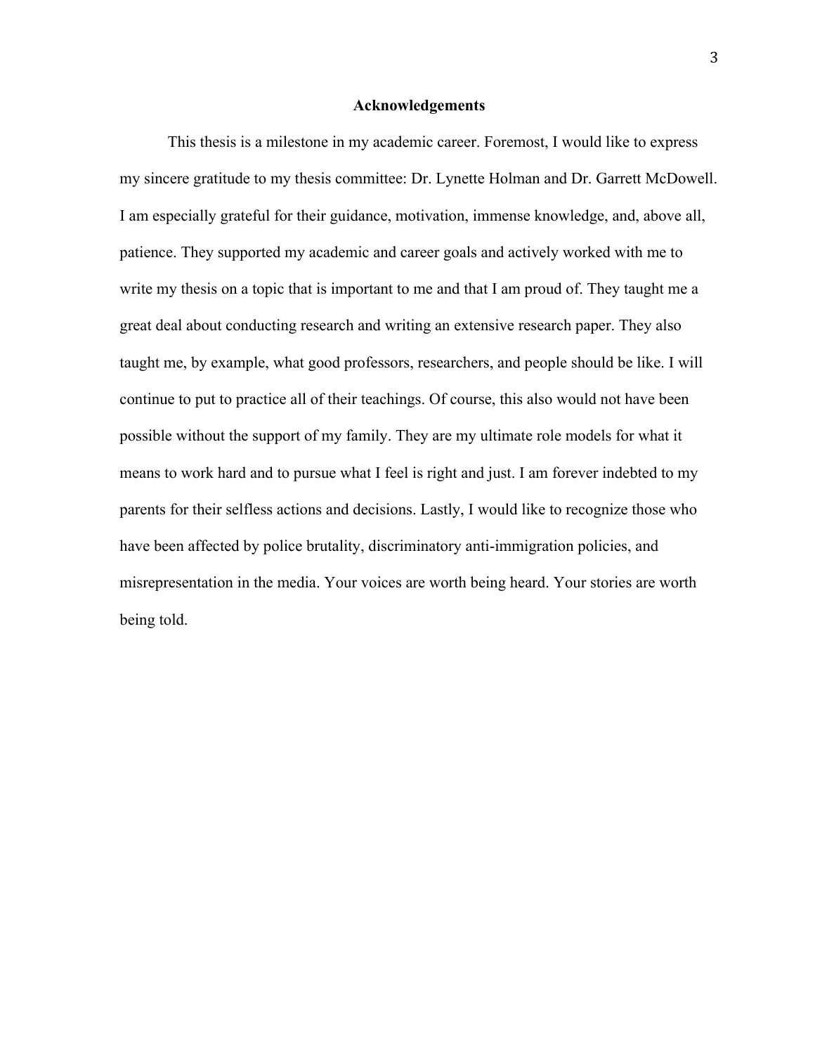## Acknowledgements

This thesis is a milestone in my academic career. Foremost, I would like to express my sincere gratitude to my thesis committee: Dr. Lynette Holman and Dr. Garrett McDowell. I am especially grateful for their guidance, motivation, immense knowledge, and, above all, patience. They supported my academic and career goals and actively worked with me to write my thesis on a topic that is important to me and that I am proud of. They taught me a great deal about conducting research and writing an extensive research paper. They also taught me, by example, what good professors, researchers, and people should be like. I will continue to put to practice all of their teachings. Of course, this also would not have been possible without the support of my family. They are my ultimate role models for what it means to work hard and to pursue what I feel is right and just. I am forever indebted to my parents for their selfless actions and decisions. Lastly, I would like to recognize those who have been affected by police brutality, discriminatory anti-immigration policies, and misrepresentation in the media. Your voices are worth being heard. Your stories are worth being told.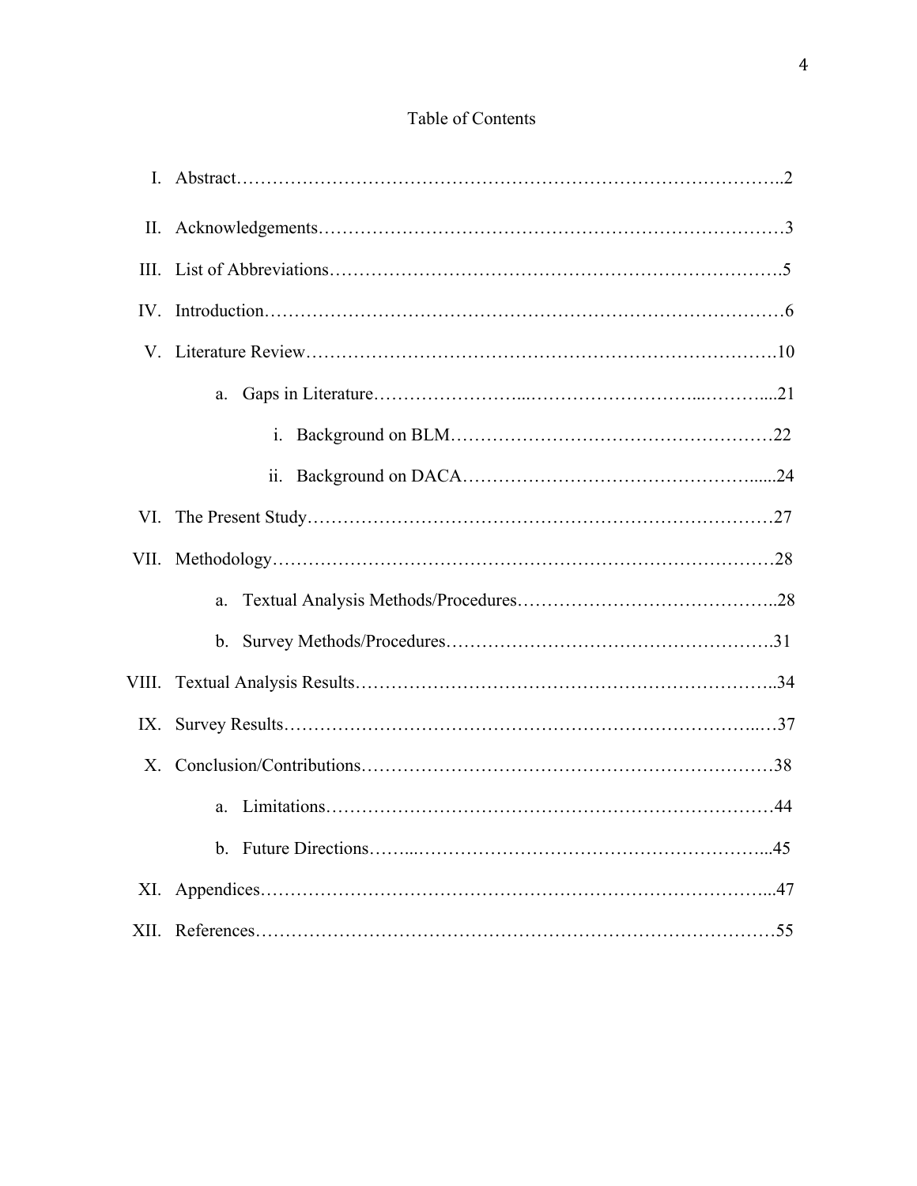# Table of Contents

- I. Abstract…………………………………………………………………………..2
- II. Acknowledgements………………………………………………………………3
- III. List of Abbreviations……………………………………………………………5
- IV. Introduction………………………………………………………………………6
- V. Literature Review…………………………………………………………………10
    - a. Gaps in Literature……………………...………………………...………....21
        - i. Background on BLM……………………………………………22
        - ii. Background on DACA…………………………………….......24
- VI. The Present Study…………………………………………………………………27
- VII. Methodology………………………………………………………………………28
    - a. Textual Analysis Methods/Procedures……………………………………..28
    - b. Survey Methods/Procedures…………………………………………….31
- VIII. Textual Analysis Results…………………………………………………………..34
- IX. Survey Results……………………………………………………………...…37
- X. Conclusion/Contributions…………………………………………………………38
    - a. Limitations………………………………………………………………44
    - b. Future Directions……...…………………………………………………...45
- XI. Appendices……………………………………………………………………...47
- XII. References………………………………………………………………………55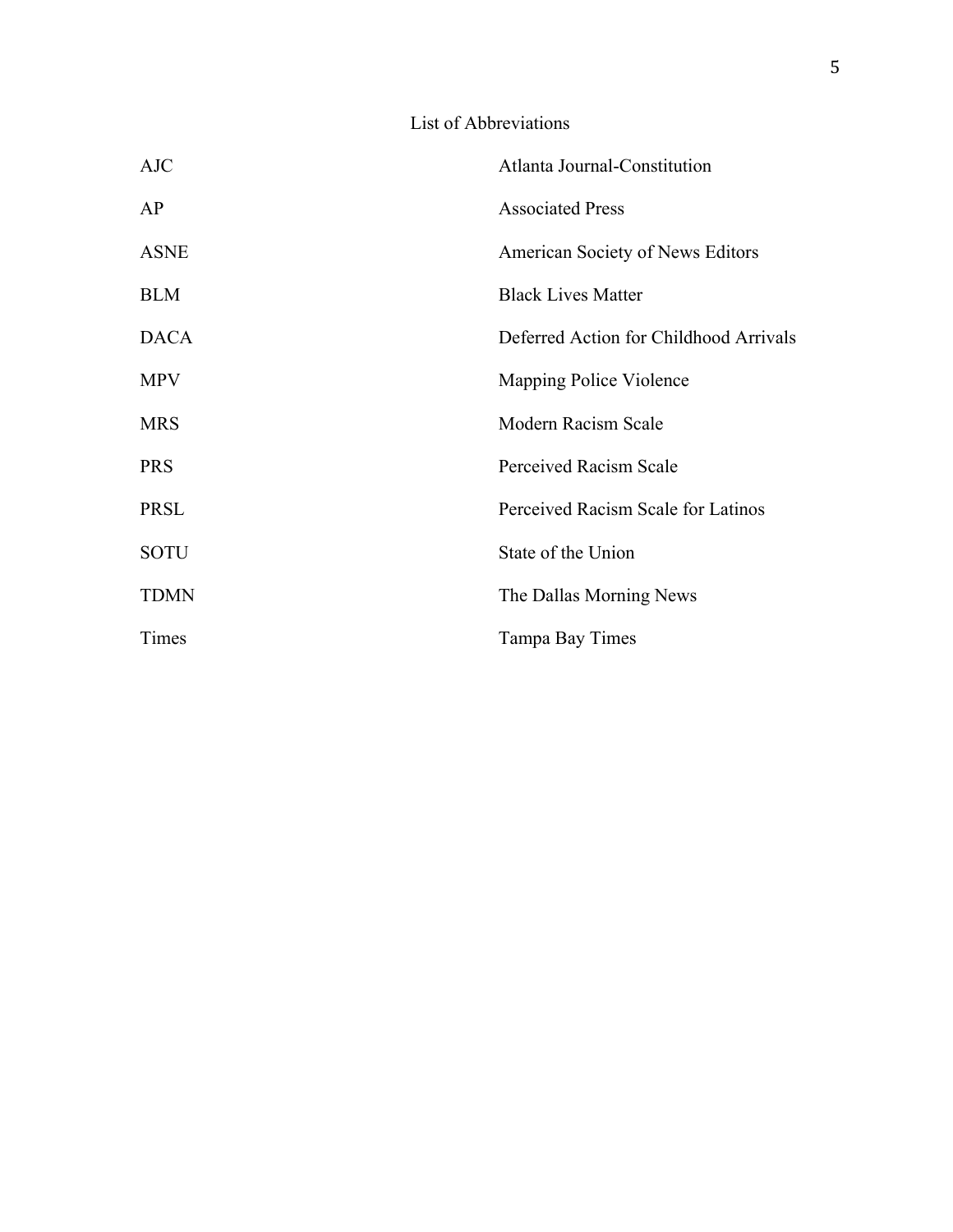# List of Abbreviations

| | |
|---|---|
| AJC | Atlanta Journal-Constitution |
| AP | Associated Press |
| ASNE | American Society of News Editors |
| BLM | Black Lives Matter |
| DACA | Deferred Action for Childhood Arrivals |
| MPV | Mapping Police Violence |
| MRS | Modern Racism Scale |
| PRS | Perceived Racism Scale |
| PRSL | Perceived Racism Scale for Latinos |
| SOTU | State of the Union |
| TDMN | The Dallas Morning News |
| Times | Tampa Bay Times |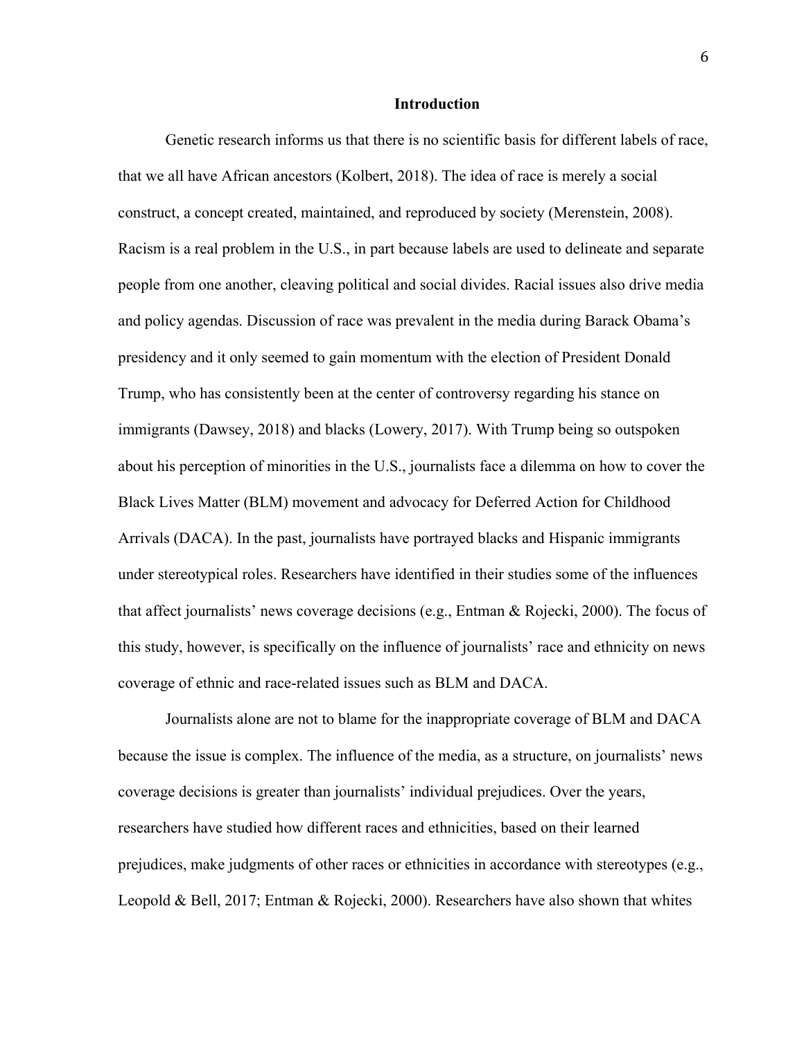## Introduction

Genetic research informs us that there is no scientific basis for different labels of race, that we all have African ancestors (Kolbert, 2018). The idea of race is merely a social construct, a concept created, maintained, and reproduced by society (Merenstein, 2008). Racism is a real problem in the U.S., in part because labels are used to delineate and separate people from one another, cleaving political and social divides. Racial issues also drive media and policy agendas. Discussion of race was prevalent in the media during Barack Obama's presidency and it only seemed to gain momentum with the election of President Donald Trump, who has consistently been at the center of controversy regarding his stance on immigrants (Dawsey, 2018) and blacks (Lowery, 2017). With Trump being so outspoken about his perception of minorities in the U.S., journalists face a dilemma on how to cover the Black Lives Matter (BLM) movement and advocacy for Deferred Action for Childhood Arrivals (DACA). In the past, journalists have portrayed blacks and Hispanic immigrants under stereotypical roles. Researchers have identified in their studies some of the influences that affect journalists' news coverage decisions (e.g., Entman & Rojecki, 2000). The focus of this study, however, is specifically on the influence of journalists' race and ethnicity on news coverage of ethnic and race-related issues such as BLM and DACA.

Journalists alone are not to blame for the inappropriate coverage of BLM and DACA because the issue is complex. The influence of the media, as a structure, on journalists' news coverage decisions is greater than journalists' individual prejudices. Over the years, researchers have studied how different races and ethnicities, based on their learned prejudices, make judgments of other races or ethnicities in accordance with stereotypes (e.g., Leopold & Bell, 2017; Entman & Rojecki, 2000). Researchers have also shown that whites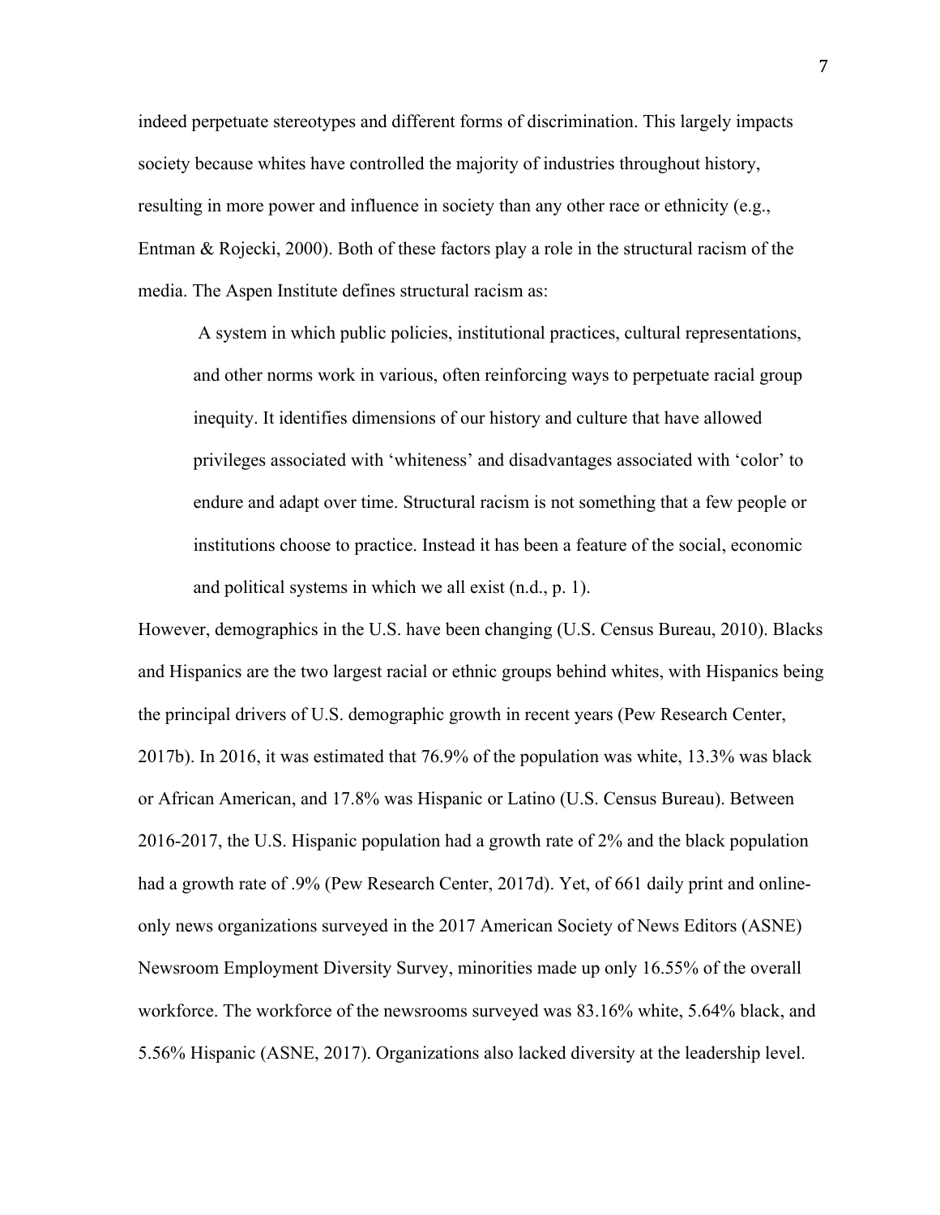indeed perpetuate stereotypes and different forms of discrimination. This largely impacts society because whites have controlled the majority of industries throughout history, resulting in more power and influence in society than any other race or ethnicity (e.g., Entman & Rojecki, 2000). Both of these factors play a role in the structural racism of the media. The Aspen Institute defines structural racism as:

> A system in which public policies, institutional practices, cultural representations, and other norms work in various, often reinforcing ways to perpetuate racial group inequity. It identifies dimensions of our history and culture that have allowed privileges associated with 'whiteness' and disadvantages associated with 'color' to endure and adapt over time. Structural racism is not something that a few people or institutions choose to practice. Instead it has been a feature of the social, economic and political systems in which we all exist (n.d., p. 1).

However, demographics in the U.S. have been changing (U.S. Census Bureau, 2010). Blacks and Hispanics are the two largest racial or ethnic groups behind whites, with Hispanics being the principal drivers of U.S. demographic growth in recent years (Pew Research Center, 2017b). In 2016, it was estimated that 76.9% of the population was white, 13.3% was black or African American, and 17.8% was Hispanic or Latino (U.S. Census Bureau). Between 2016-2017, the U.S. Hispanic population had a growth rate of 2% and the black population had a growth rate of .9% (Pew Research Center, 2017d). Yet, of 661 daily print and online-only news organizations surveyed in the 2017 American Society of News Editors (ASNE) Newsroom Employment Diversity Survey, minorities made up only 16.55% of the overall workforce. The workforce of the newsrooms surveyed was 83.16% white, 5.64% black, and 5.56% Hispanic (ASNE, 2017). Organizations also lacked diversity at the leadership level.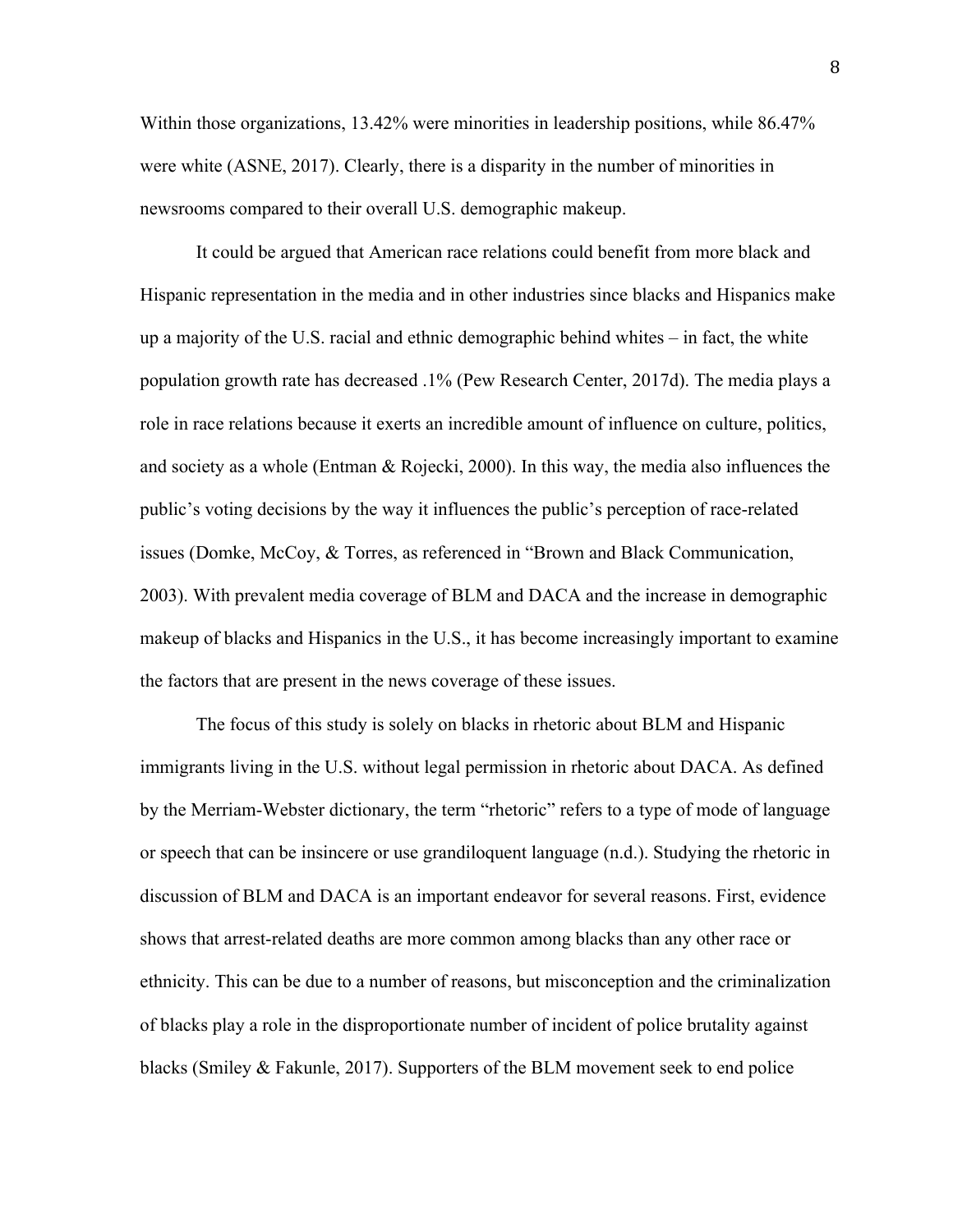Within those organizations, 13.42% were minorities in leadership positions, while 86.47% were white (ASNE, 2017). Clearly, there is a disparity in the number of minorities in newsrooms compared to their overall U.S. demographic makeup.

It could be argued that American race relations could benefit from more black and Hispanic representation in the media and in other industries since blacks and Hispanics make up a majority of the U.S. racial and ethnic demographic behind whites – in fact, the white population growth rate has decreased .1% (Pew Research Center, 2017d). The media plays a role in race relations because it exerts an incredible amount of influence on culture, politics, and society as a whole (Entman & Rojecki, 2000). In this way, the media also influences the public's voting decisions by the way it influences the public's perception of race-related issues (Domke, McCoy, & Torres, as referenced in "Brown and Black Communication, 2003). With prevalent media coverage of BLM and DACA and the increase in demographic makeup of blacks and Hispanics in the U.S., it has become increasingly important to examine the factors that are present in the news coverage of these issues.

The focus of this study is solely on blacks in rhetoric about BLM and Hispanic immigrants living in the U.S. without legal permission in rhetoric about DACA. As defined by the Merriam-Webster dictionary, the term "rhetoric" refers to a type of mode of language or speech that can be insincere or use grandiloquent language (n.d.). Studying the rhetoric in discussion of BLM and DACA is an important endeavor for several reasons. First, evidence shows that arrest-related deaths are more common among blacks than any other race or ethnicity. This can be due to a number of reasons, but misconception and the criminalization of blacks play a role in the disproportionate number of incident of police brutality against blacks (Smiley & Fakunle, 2017). Supporters of the BLM movement seek to end police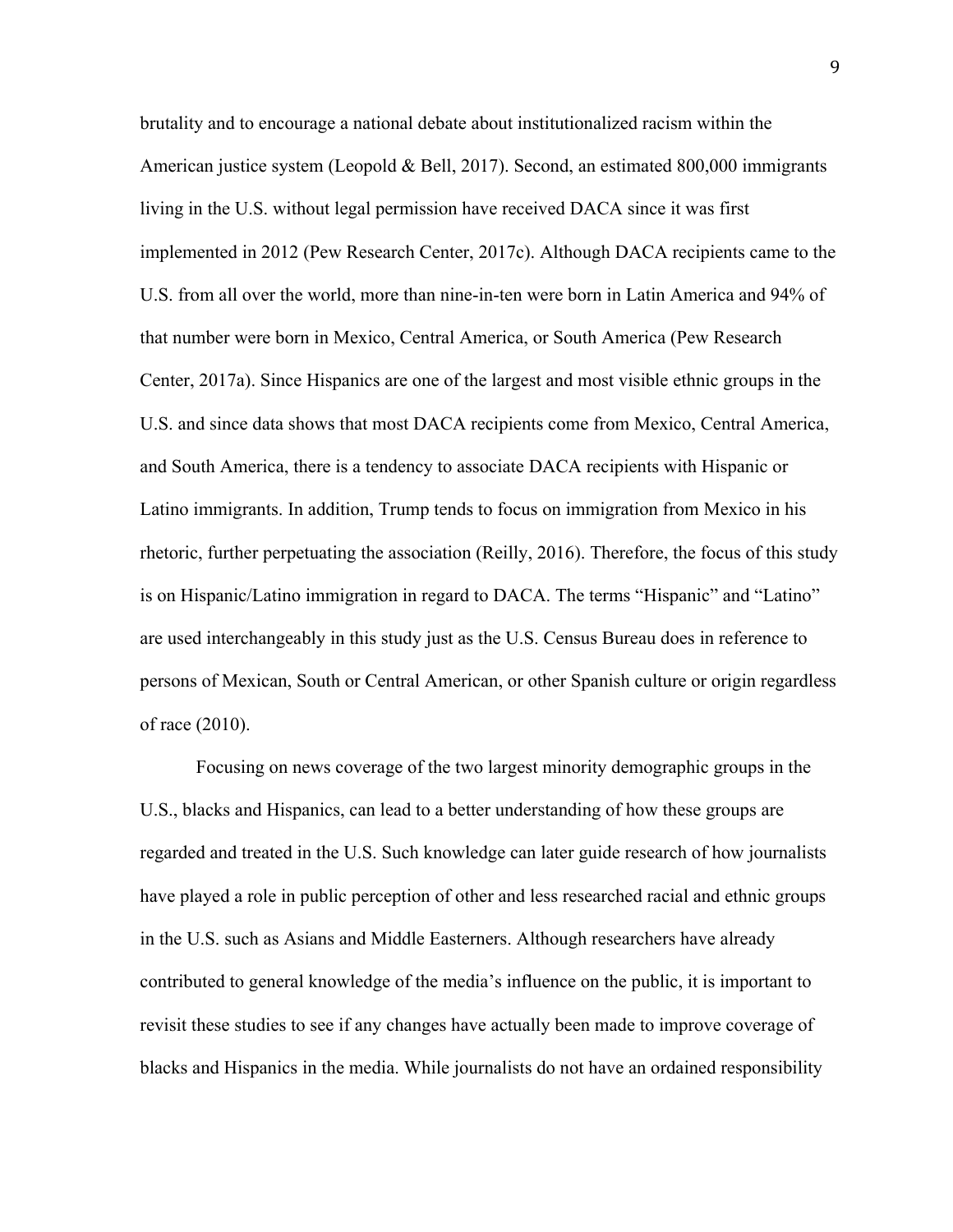brutality and to encourage a national debate about institutionalized racism within the American justice system (Leopold & Bell, 2017). Second, an estimated 800,000 immigrants living in the U.S. without legal permission have received DACA since it was first implemented in 2012 (Pew Research Center, 2017c). Although DACA recipients came to the U.S. from all over the world, more than nine-in-ten were born in Latin America and 94% of that number were born in Mexico, Central America, or South America (Pew Research Center, 2017a). Since Hispanics are one of the largest and most visible ethnic groups in the U.S. and since data shows that most DACA recipients come from Mexico, Central America, and South America, there is a tendency to associate DACA recipients with Hispanic or Latino immigrants. In addition, Trump tends to focus on immigration from Mexico in his rhetoric, further perpetuating the association (Reilly, 2016). Therefore, the focus of this study is on Hispanic/Latino immigration in regard to DACA. The terms "Hispanic" and "Latino" are used interchangeably in this study just as the U.S. Census Bureau does in reference to persons of Mexican, South or Central American, or other Spanish culture or origin regardless of race (2010).

Focusing on news coverage of the two largest minority demographic groups in the U.S., blacks and Hispanics, can lead to a better understanding of how these groups are regarded and treated in the U.S. Such knowledge can later guide research of how journalists have played a role in public perception of other and less researched racial and ethnic groups in the U.S. such as Asians and Middle Easterners. Although researchers have already contributed to general knowledge of the media's influence on the public, it is important to revisit these studies to see if any changes have actually been made to improve coverage of blacks and Hispanics in the media. While journalists do not have an ordained responsibility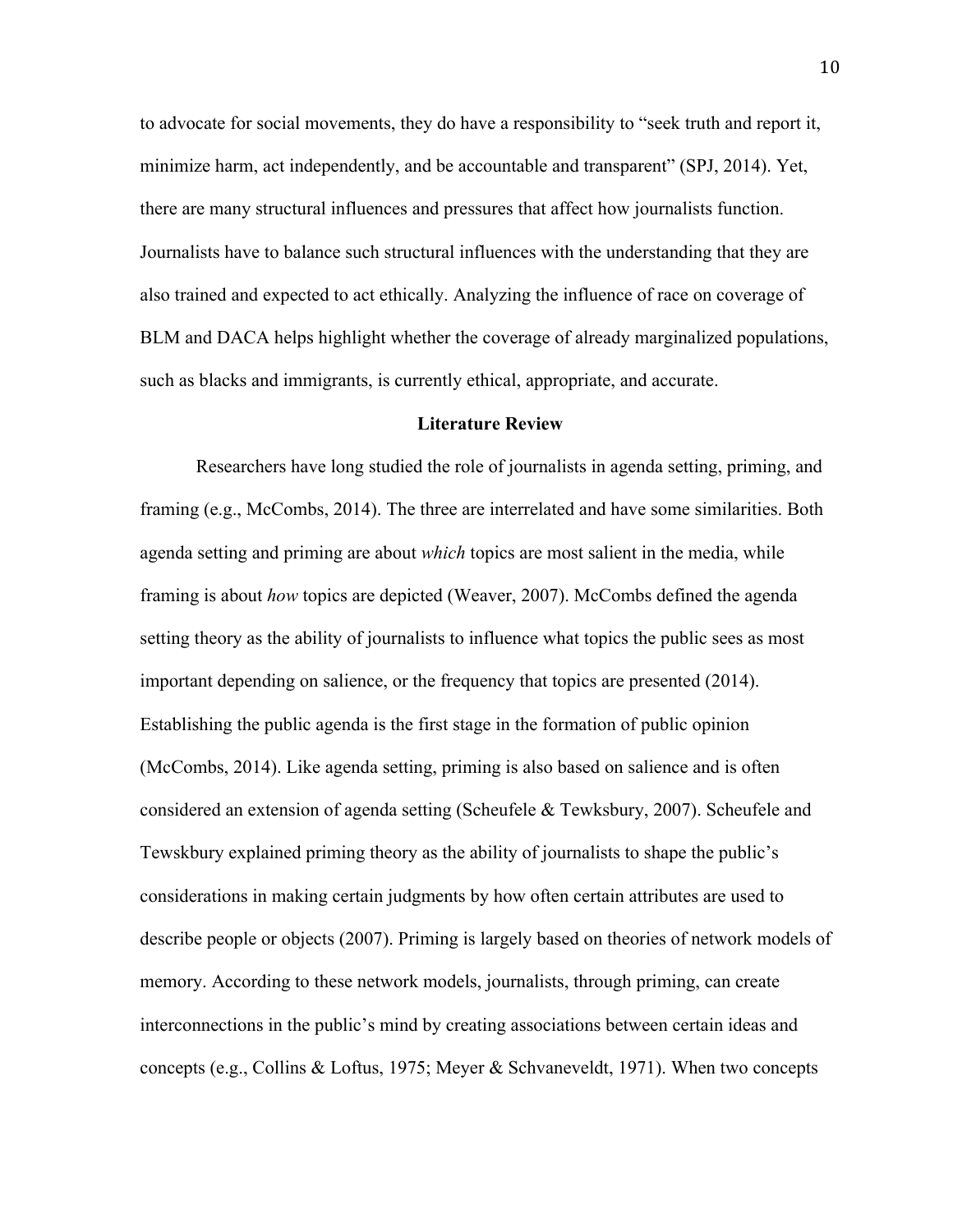to advocate for social movements, they do have a responsibility to "seek truth and report it, minimize harm, act independently, and be accountable and transparent" (SPJ, 2014). Yet, there are many structural influences and pressures that affect how journalists function. Journalists have to balance such structural influences with the understanding that they are also trained and expected to act ethically. Analyzing the influence of race on coverage of BLM and DACA helps highlight whether the coverage of already marginalized populations, such as blacks and immigrants, is currently ethical, appropriate, and accurate.

## Literature Review

Researchers have long studied the role of journalists in agenda setting, priming, and framing (e.g., McCombs, 2014). The three are interrelated and have some similarities. Both agenda setting and priming are about *which* topics are most salient in the media, while framing is about *how* topics are depicted (Weaver, 2007). McCombs defined the agenda setting theory as the ability of journalists to influence what topics the public sees as most important depending on salience, or the frequency that topics are presented (2014). Establishing the public agenda is the first stage in the formation of public opinion (McCombs, 2014). Like agenda setting, priming is also based on salience and is often considered an extension of agenda setting (Scheufele & Tewksbury, 2007). Scheufele and Tewskbury explained priming theory as the ability of journalists to shape the public's considerations in making certain judgments by how often certain attributes are used to describe people or objects (2007). Priming is largely based on theories of network models of memory. According to these network models, journalists, through priming, can create interconnections in the public's mind by creating associations between certain ideas and concepts (e.g., Collins & Loftus, 1975; Meyer & Schvaneveldt, 1971). When two concepts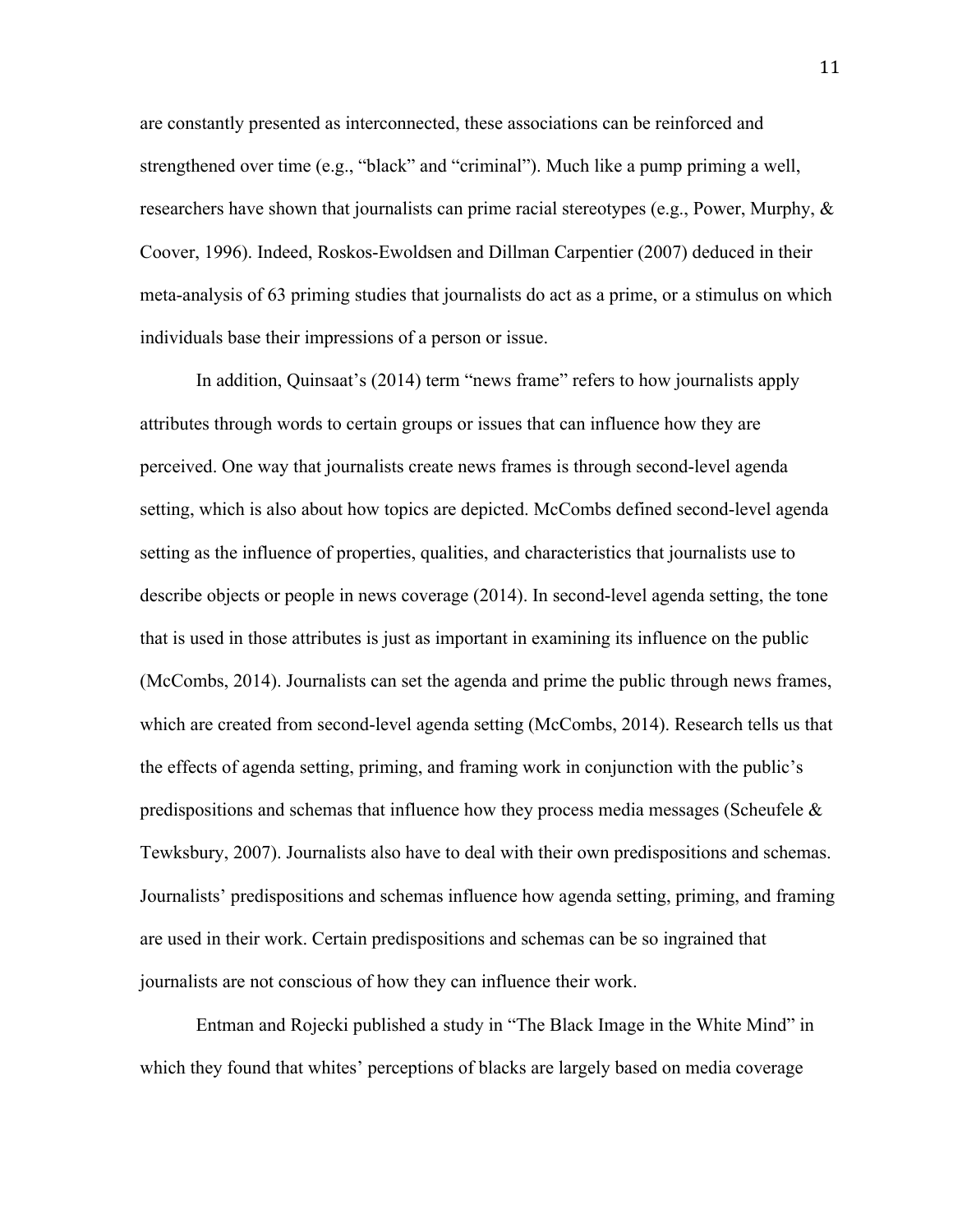are constantly presented as interconnected, these associations can be reinforced and strengthened over time (e.g., "black" and "criminal"). Much like a pump priming a well, researchers have shown that journalists can prime racial stereotypes (e.g., Power, Murphy, & Coover, 1996). Indeed, Roskos-Ewoldsen and Dillman Carpentier (2007) deduced in their meta-analysis of 63 priming studies that journalists do act as a prime, or a stimulus on which individuals base their impressions of a person or issue.

In addition, Quinsaat's (2014) term "news frame" refers to how journalists apply attributes through words to certain groups or issues that can influence how they are perceived. One way that journalists create news frames is through second-level agenda setting, which is also about how topics are depicted. McCombs defined second-level agenda setting as the influence of properties, qualities, and characteristics that journalists use to describe objects or people in news coverage (2014). In second-level agenda setting, the tone that is used in those attributes is just as important in examining its influence on the public (McCombs, 2014). Journalists can set the agenda and prime the public through news frames, which are created from second-level agenda setting (McCombs, 2014). Research tells us that the effects of agenda setting, priming, and framing work in conjunction with the public's predispositions and schemas that influence how they process media messages (Scheufele & Tewksbury, 2007). Journalists also have to deal with their own predispositions and schemas. Journalists' predispositions and schemas influence how agenda setting, priming, and framing are used in their work. Certain predispositions and schemas can be so ingrained that journalists are not conscious of how they can influence their work.

Entman and Rojecki published a study in "The Black Image in the White Mind" in which they found that whites' perceptions of blacks are largely based on media coverage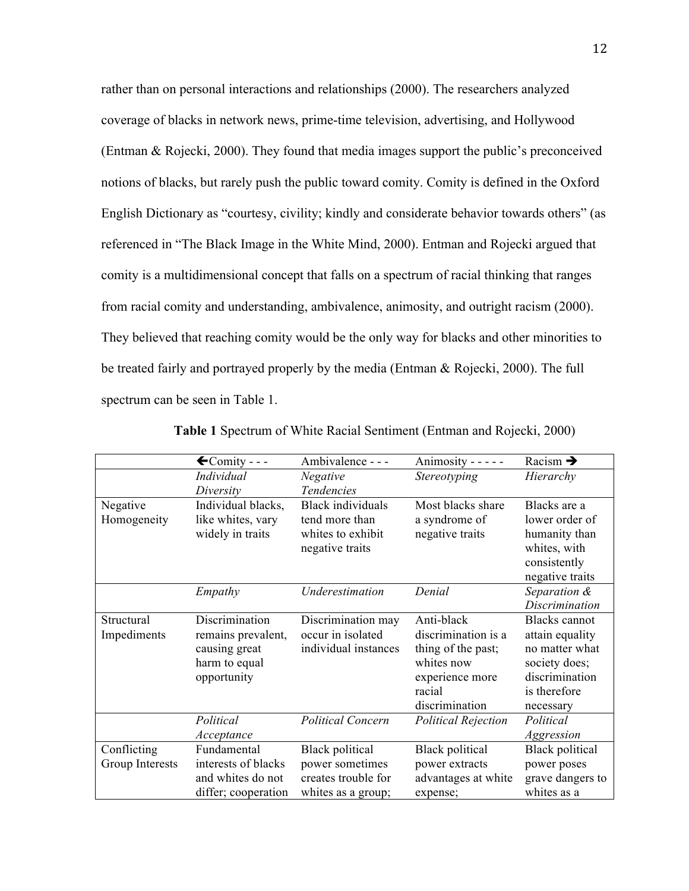rather than on personal interactions and relationships (2000). The researchers analyzed coverage of blacks in network news, prime-time television, advertising, and Hollywood (Entman & Rojecki, 2000). They found that media images support the public's preconceived notions of blacks, but rarely push the public toward comity. Comity is defined in the Oxford English Dictionary as "courtesy, civility; kindly and considerate behavior towards others" (as referenced in "The Black Image in the White Mind, 2000). Entman and Rojecki argued that comity is a multidimensional concept that falls on a spectrum of racial thinking that ranges from racial comity and understanding, ambivalence, animosity, and outright racism (2000). They believed that reaching comity would be the only way for blacks and other minorities to be treated fairly and portrayed properly by the media (Entman & Rojecki, 2000). The full spectrum can be seen in Table 1.

**Table 1** Spectrum of White Racial Sentiment (Entman and Rojecki, 2000)

| | ←Comity - - - | Ambivalence - - - | Animosity - - - - - | Racism → |
|---|---|---|---|---|
| | *Individual Diversity* | *Negative Tendencies* | *Stereotyping* | *Hierarchy* |
| Negative Homogeneity | Individual blacks, like whites, vary widely in traits | Black individuals tend more than whites to exhibit negative traits | Most blacks share a syndrome of negative traits | Blacks are a lower order of humanity than whites, with consistently negative traits |
| | *Empathy* | *Underestimation* | *Denial* | *Separation & Discrimination* |
| Structural Impediments | Discrimination remains prevalent, causing great harm to equal opportunity | Discrimination may occur in isolated individual instances | Anti-black discrimination is a thing of the past; whites now experience more racial discrimination | Blacks cannot attain equality no matter what society does; discrimination is therefore necessary |
| | *Political Acceptance* | *Political Concern* | *Political Rejection* | *Political Aggression* |
| Conflicting Group Interests | Fundamental interests of blacks and whites do not differ; cooperation | Black political power sometimes creates trouble for whites as a group; | Black political power extracts advantages at white expense; | Black political power poses grave dangers to whites as a |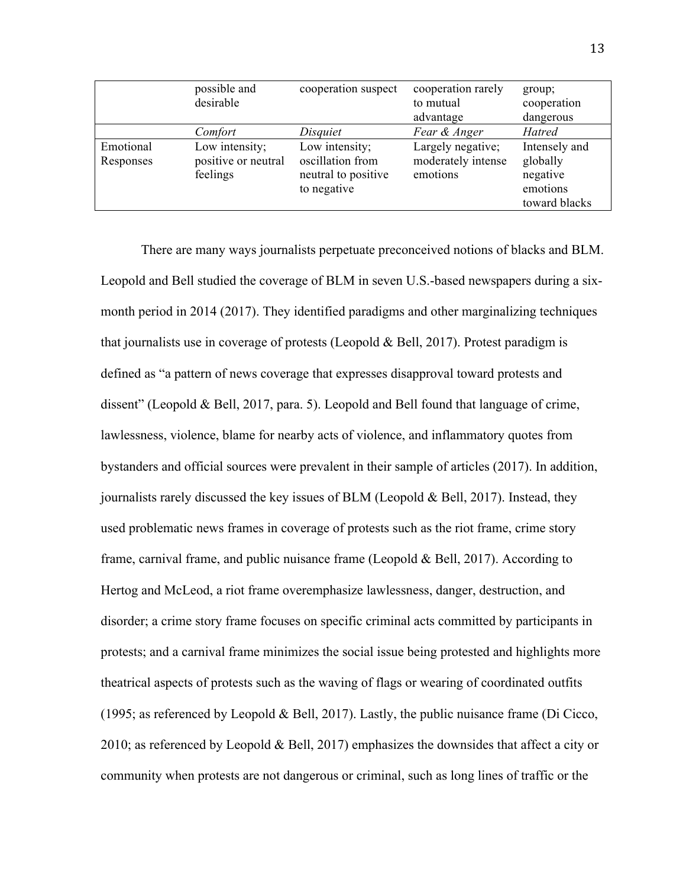| | possible and desirable | cooperation suspect | cooperation rarely to mutual advantage | group; cooperation dangerous |
|---|---|---|---|---|
| | *Comfort* | *Disquiet* | *Fear & Anger* | *Hatred* |
| Emotional Responses | Low intensity; positive or neutral feelings | Low intensity; oscillation from neutral to positive to negative | Largely negative; moderately intense emotions | Intensely and globally negative emotions toward blacks |

There are many ways journalists perpetuate preconceived notions of blacks and BLM. Leopold and Bell studied the coverage of BLM in seven U.S.-based newspapers during a six-month period in 2014 (2017). They identified paradigms and other marginalizing techniques that journalists use in coverage of protests (Leopold & Bell, 2017). Protest paradigm is defined as "a pattern of news coverage that expresses disapproval toward protests and dissent" (Leopold & Bell, 2017, para. 5). Leopold and Bell found that language of crime, lawlessness, violence, blame for nearby acts of violence, and inflammatory quotes from bystanders and official sources were prevalent in their sample of articles (2017). In addition, journalists rarely discussed the key issues of BLM (Leopold & Bell, 2017). Instead, they used problematic news frames in coverage of protests such as the riot frame, crime story frame, carnival frame, and public nuisance frame (Leopold & Bell, 2017). According to Hertog and McLeod, a riot frame overemphasize lawlessness, danger, destruction, and disorder; a crime story frame focuses on specific criminal acts committed by participants in protests; and a carnival frame minimizes the social issue being protested and highlights more theatrical aspects of protests such as the waving of flags or wearing of coordinated outfits (1995; as referenced by Leopold & Bell, 2017). Lastly, the public nuisance frame (Di Cicco, 2010; as referenced by Leopold & Bell, 2017) emphasizes the downsides that affect a city or community when protests are not dangerous or criminal, such as long lines of traffic or the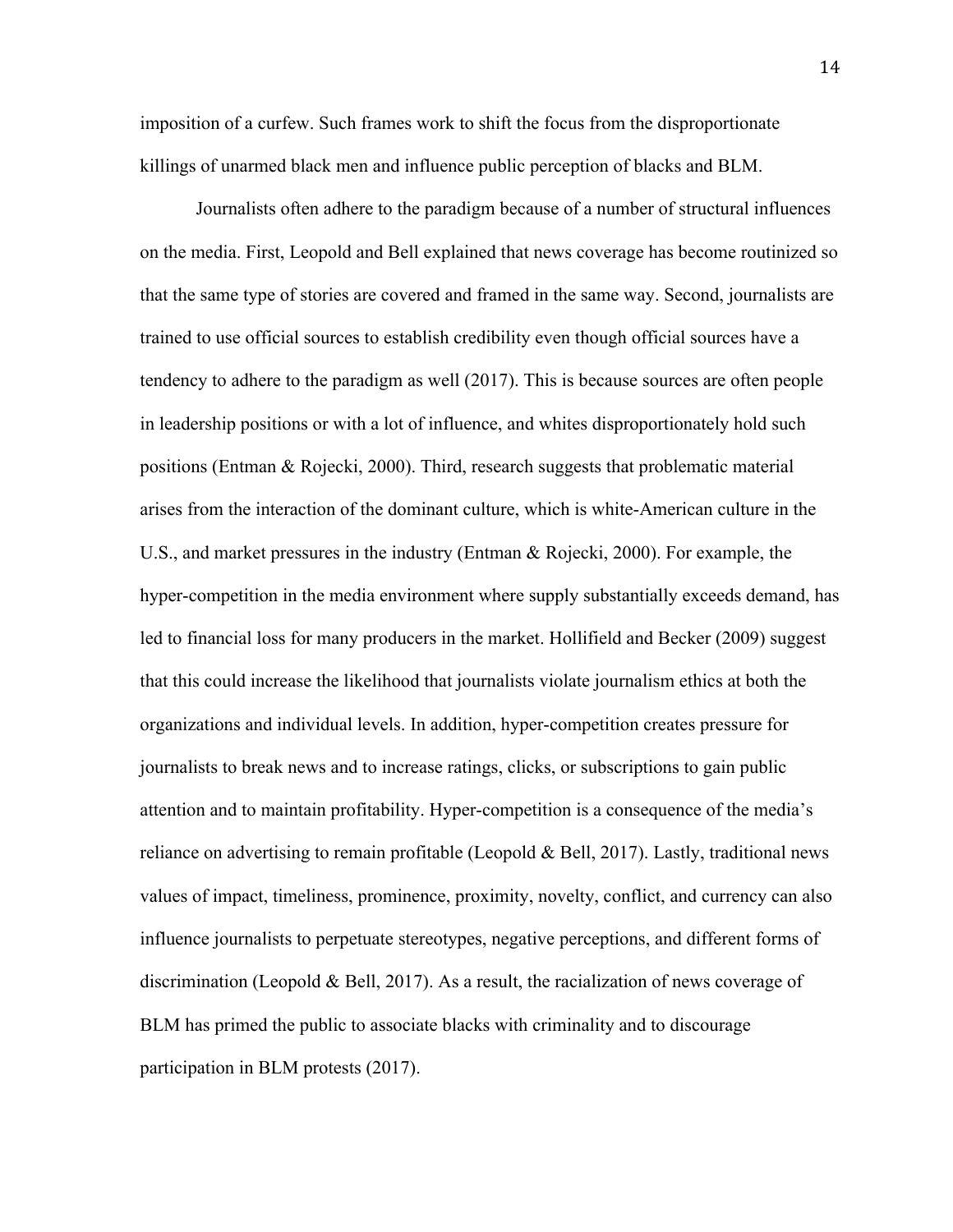imposition of a curfew. Such frames work to shift the focus from the disproportionate killings of unarmed black men and influence public perception of blacks and BLM.

Journalists often adhere to the paradigm because of a number of structural influences on the media. First, Leopold and Bell explained that news coverage has become routinized so that the same type of stories are covered and framed in the same way. Second, journalists are trained to use official sources to establish credibility even though official sources have a tendency to adhere to the paradigm as well (2017). This is because sources are often people in leadership positions or with a lot of influence, and whites disproportionately hold such positions (Entman & Rojecki, 2000). Third, research suggests that problematic material arises from the interaction of the dominant culture, which is white-American culture in the U.S., and market pressures in the industry (Entman & Rojecki, 2000). For example, the hyper-competition in the media environment where supply substantially exceeds demand, has led to financial loss for many producers in the market. Hollifield and Becker (2009) suggest that this could increase the likelihood that journalists violate journalism ethics at both the organizations and individual levels. In addition, hyper-competition creates pressure for journalists to break news and to increase ratings, clicks, or subscriptions to gain public attention and to maintain profitability. Hyper-competition is a consequence of the media's reliance on advertising to remain profitable (Leopold & Bell, 2017). Lastly, traditional news values of impact, timeliness, prominence, proximity, novelty, conflict, and currency can also influence journalists to perpetuate stereotypes, negative perceptions, and different forms of discrimination (Leopold & Bell, 2017). As a result, the racialization of news coverage of BLM has primed the public to associate blacks with criminality and to discourage participation in BLM protests (2017).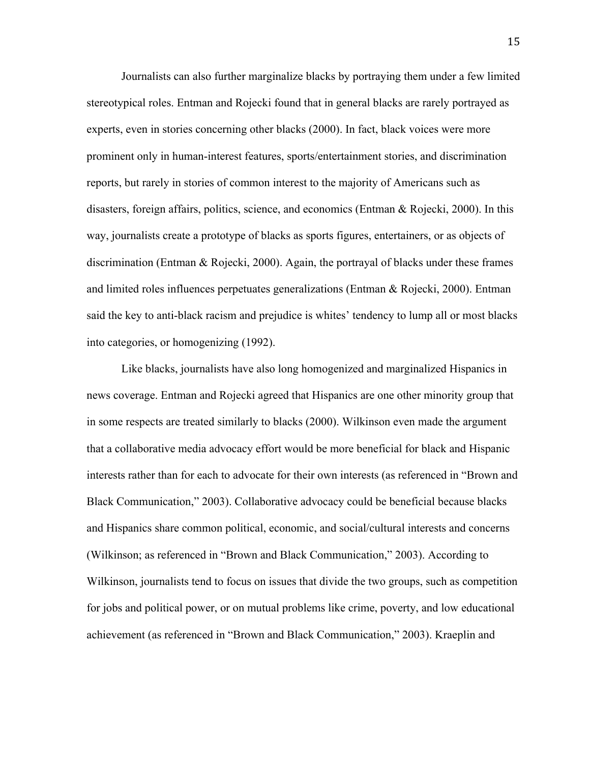Journalists can also further marginalize blacks by portraying them under a few limited stereotypical roles. Entman and Rojecki found that in general blacks are rarely portrayed as experts, even in stories concerning other blacks (2000). In fact, black voices were more prominent only in human-interest features, sports/entertainment stories, and discrimination reports, but rarely in stories of common interest to the majority of Americans such as disasters, foreign affairs, politics, science, and economics (Entman & Rojecki, 2000). In this way, journalists create a prototype of blacks as sports figures, entertainers, or as objects of discrimination (Entman & Rojecki, 2000). Again, the portrayal of blacks under these frames and limited roles influences perpetuates generalizations (Entman & Rojecki, 2000). Entman said the key to anti-black racism and prejudice is whites' tendency to lump all or most blacks into categories, or homogenizing (1992).

Like blacks, journalists have also long homogenized and marginalized Hispanics in news coverage. Entman and Rojecki agreed that Hispanics are one other minority group that in some respects are treated similarly to blacks (2000). Wilkinson even made the argument that a collaborative media advocacy effort would be more beneficial for black and Hispanic interests rather than for each to advocate for their own interests (as referenced in "Brown and Black Communication," 2003). Collaborative advocacy could be beneficial because blacks and Hispanics share common political, economic, and social/cultural interests and concerns (Wilkinson; as referenced in "Brown and Black Communication," 2003). According to Wilkinson, journalists tend to focus on issues that divide the two groups, such as competition for jobs and political power, or on mutual problems like crime, poverty, and low educational achievement (as referenced in "Brown and Black Communication," 2003). Kraeplin and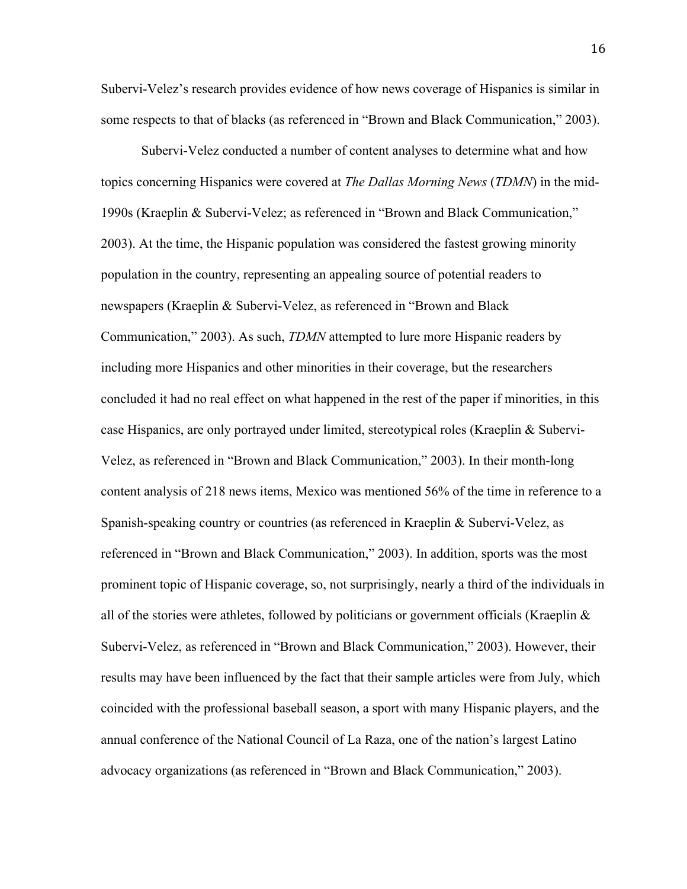Subervi-Velez's research provides evidence of how news coverage of Hispanics is similar in some respects to that of blacks (as referenced in "Brown and Black Communication," 2003).

Subervi-Velez conducted a number of content analyses to determine what and how topics concerning Hispanics were covered at *The Dallas Morning News* (*TDMN*) in the mid-1990s (Kraeplin & Subervi-Velez; as referenced in "Brown and Black Communication," 2003). At the time, the Hispanic population was considered the fastest growing minority population in the country, representing an appealing source of potential readers to newspapers (Kraeplin & Subervi-Velez, as referenced in "Brown and Black Communication," 2003). As such, *TDMN* attempted to lure more Hispanic readers by including more Hispanics and other minorities in their coverage, but the researchers concluded it had no real effect on what happened in the rest of the paper if minorities, in this case Hispanics, are only portrayed under limited, stereotypical roles (Kraeplin & Subervi-Velez, as referenced in "Brown and Black Communication," 2003). In their month-long content analysis of 218 news items, Mexico was mentioned 56% of the time in reference to a Spanish-speaking country or countries (as referenced in Kraeplin & Subervi-Velez, as referenced in "Brown and Black Communication," 2003). In addition, sports was the most prominent topic of Hispanic coverage, so, not surprisingly, nearly a third of the individuals in all of the stories were athletes, followed by politicians or government officials (Kraeplin & Subervi-Velez, as referenced in "Brown and Black Communication," 2003). However, their results may have been influenced by the fact that their sample articles were from July, which coincided with the professional baseball season, a sport with many Hispanic players, and the annual conference of the National Council of La Raza, one of the nation's largest Latino advocacy organizations (as referenced in "Brown and Black Communication," 2003).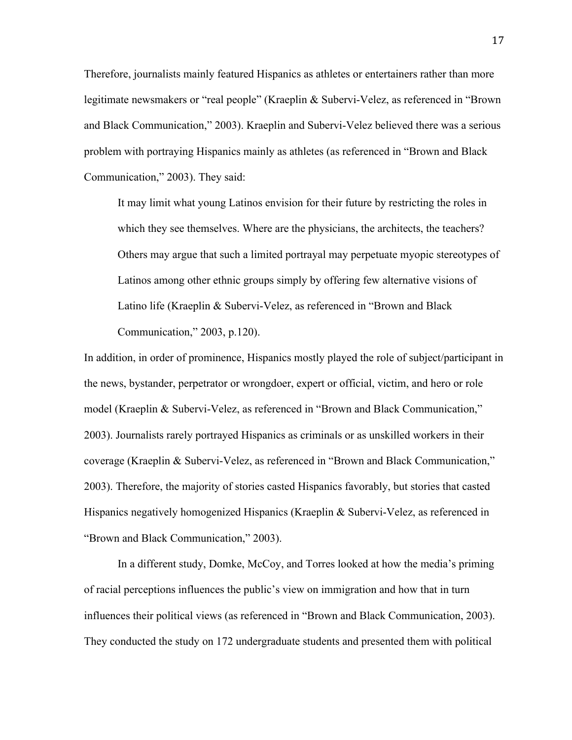Therefore, journalists mainly featured Hispanics as athletes or entertainers rather than more legitimate newsmakers or "real people" (Kraeplin & Subervi-Velez, as referenced in "Brown and Black Communication," 2003). Kraeplin and Subervi-Velez believed there was a serious problem with portraying Hispanics mainly as athletes (as referenced in "Brown and Black Communication," 2003). They said:

> It may limit what young Latinos envision for their future by restricting the roles in which they see themselves. Where are the physicians, the architects, the teachers? Others may argue that such a limited portrayal may perpetuate myopic stereotypes of Latinos among other ethnic groups simply by offering few alternative visions of Latino life (Kraeplin & Subervi-Velez, as referenced in "Brown and Black Communication," 2003, p.120).

In addition, in order of prominence, Hispanics mostly played the role of subject/participant in the news, bystander, perpetrator or wrongdoer, expert or official, victim, and hero or role model (Kraeplin & Subervi-Velez, as referenced in "Brown and Black Communication," 2003). Journalists rarely portrayed Hispanics as criminals or as unskilled workers in their coverage (Kraeplin & Subervi-Velez, as referenced in "Brown and Black Communication," 2003). Therefore, the majority of stories casted Hispanics favorably, but stories that casted Hispanics negatively homogenized Hispanics (Kraeplin & Subervi-Velez, as referenced in "Brown and Black Communication," 2003).

In a different study, Domke, McCoy, and Torres looked at how the media's priming of racial perceptions influences the public's view on immigration and how that in turn influences their political views (as referenced in "Brown and Black Communication, 2003). They conducted the study on 172 undergraduate students and presented them with political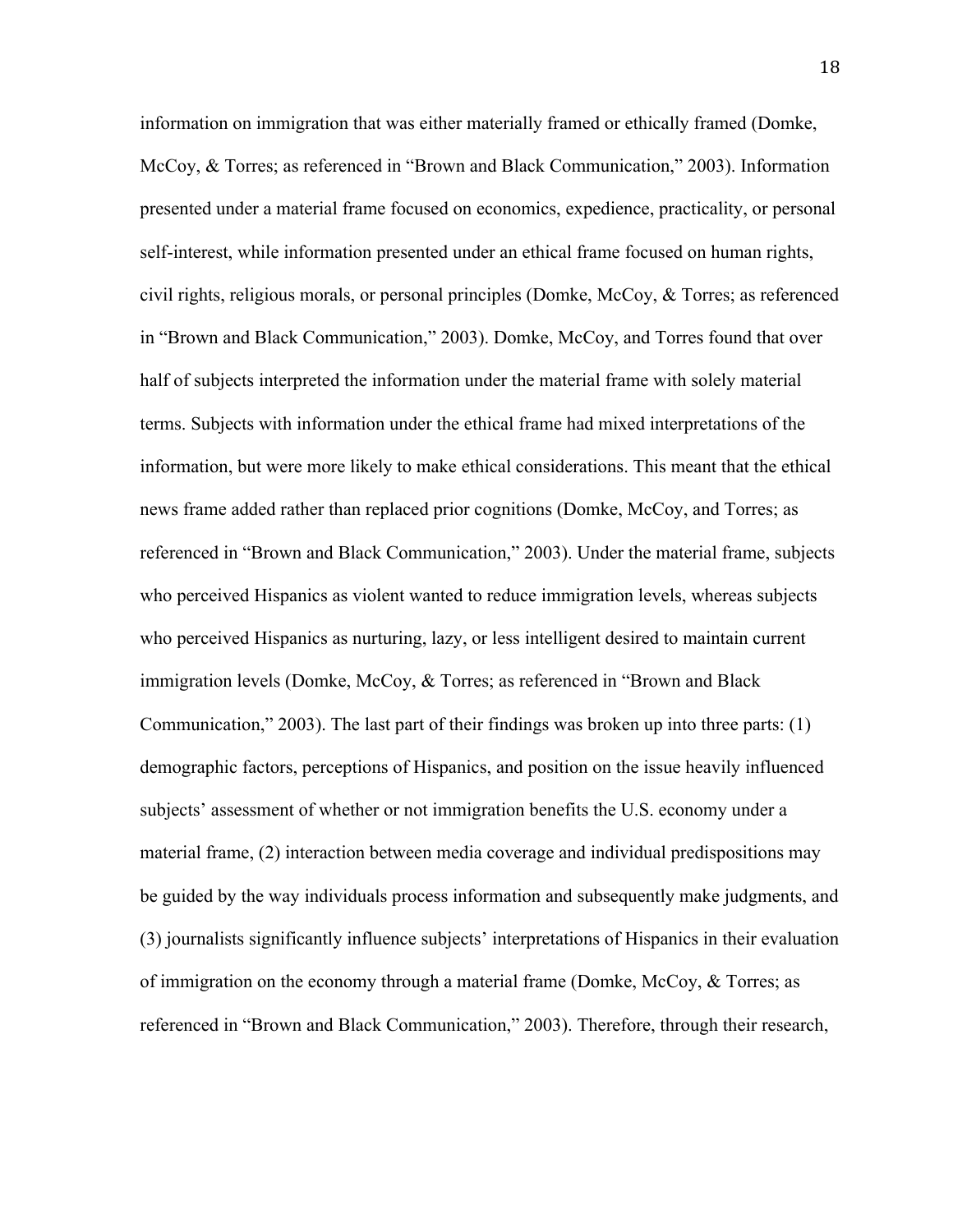information on immigration that was either materially framed or ethically framed (Domke, McCoy, & Torres; as referenced in "Brown and Black Communication," 2003). Information presented under a material frame focused on economics, expedience, practicality, or personal self-interest, while information presented under an ethical frame focused on human rights, civil rights, religious morals, or personal principles (Domke, McCoy, & Torres; as referenced in "Brown and Black Communication," 2003). Domke, McCoy, and Torres found that over half of subjects interpreted the information under the material frame with solely material terms. Subjects with information under the ethical frame had mixed interpretations of the information, but were more likely to make ethical considerations. This meant that the ethical news frame added rather than replaced prior cognitions (Domke, McCoy, and Torres; as referenced in "Brown and Black Communication," 2003). Under the material frame, subjects who perceived Hispanics as violent wanted to reduce immigration levels, whereas subjects who perceived Hispanics as nurturing, lazy, or less intelligent desired to maintain current immigration levels (Domke, McCoy, & Torres; as referenced in "Brown and Black Communication," 2003). The last part of their findings was broken up into three parts: (1) demographic factors, perceptions of Hispanics, and position on the issue heavily influenced subjects' assessment of whether or not immigration benefits the U.S. economy under a material frame, (2) interaction between media coverage and individual predispositions may be guided by the way individuals process information and subsequently make judgments, and (3) journalists significantly influence subjects' interpretations of Hispanics in their evaluation of immigration on the economy through a material frame (Domke, McCoy, & Torres; as referenced in "Brown and Black Communication," 2003). Therefore, through their research,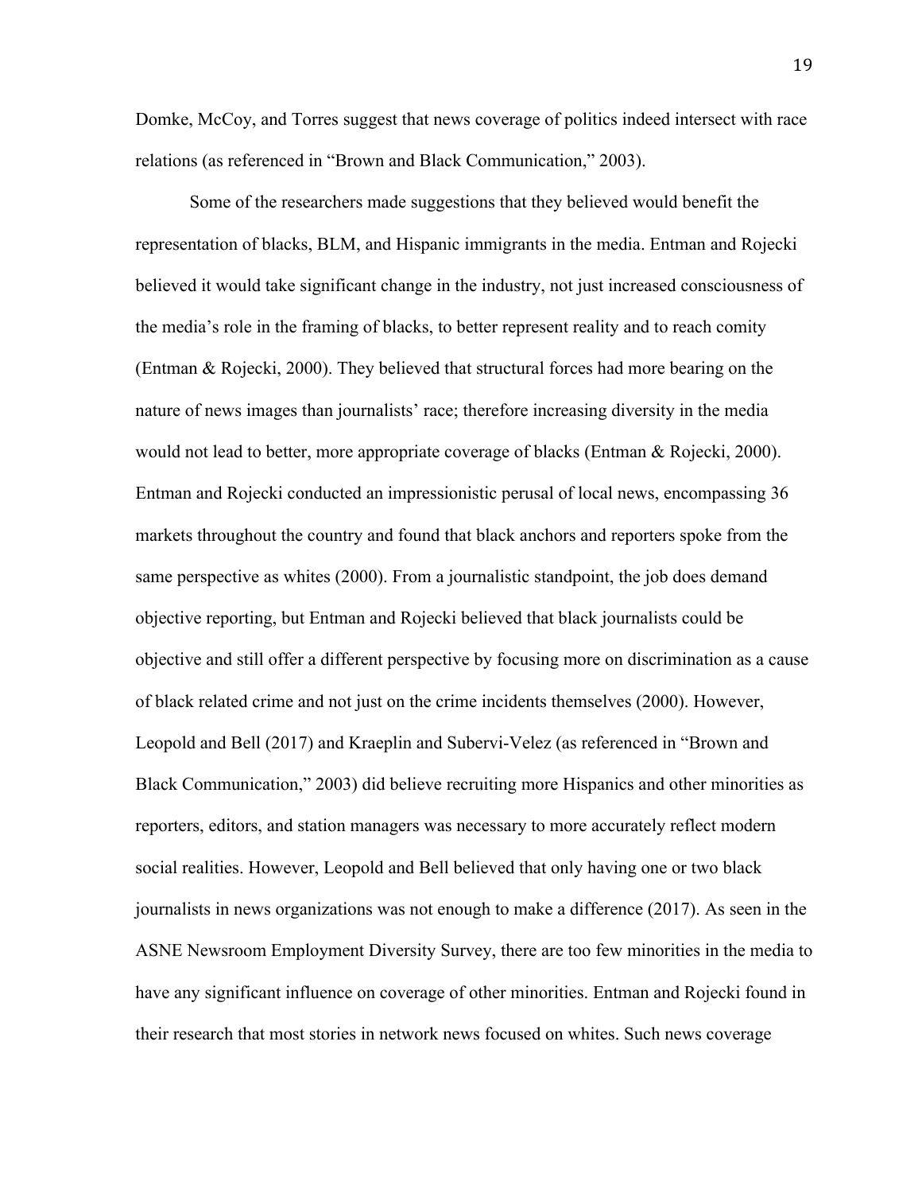Domke, McCoy, and Torres suggest that news coverage of politics indeed intersect with race relations (as referenced in "Brown and Black Communication," 2003).

Some of the researchers made suggestions that they believed would benefit the representation of blacks, BLM, and Hispanic immigrants in the media. Entman and Rojecki believed it would take significant change in the industry, not just increased consciousness of the media's role in the framing of blacks, to better represent reality and to reach comity (Entman & Rojecki, 2000). They believed that structural forces had more bearing on the nature of news images than journalists' race; therefore increasing diversity in the media would not lead to better, more appropriate coverage of blacks (Entman & Rojecki, 2000). Entman and Rojecki conducted an impressionistic perusal of local news, encompassing 36 markets throughout the country and found that black anchors and reporters spoke from the same perspective as whites (2000). From a journalistic standpoint, the job does demand objective reporting, but Entman and Rojecki believed that black journalists could be objective and still offer a different perspective by focusing more on discrimination as a cause of black related crime and not just on the crime incidents themselves (2000). However, Leopold and Bell (2017) and Kraeplin and Subervi-Velez (as referenced in "Brown and Black Communication," 2003) did believe recruiting more Hispanics and other minorities as reporters, editors, and station managers was necessary to more accurately reflect modern social realities. However, Leopold and Bell believed that only having one or two black journalists in news organizations was not enough to make a difference (2017). As seen in the ASNE Newsroom Employment Diversity Survey, there are too few minorities in the media to have any significant influence on coverage of other minorities. Entman and Rojecki found in their research that most stories in network news focused on whites. Such news coverage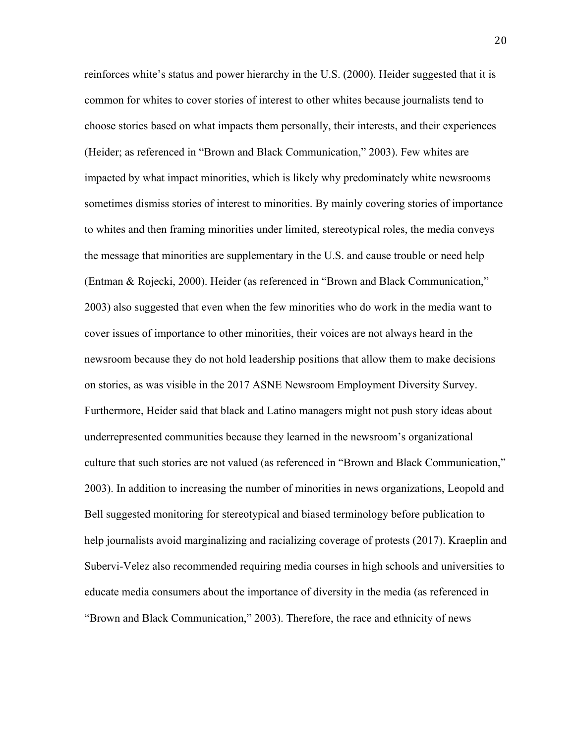reinforces white's status and power hierarchy in the U.S. (2000). Heider suggested that it is common for whites to cover stories of interest to other whites because journalists tend to choose stories based on what impacts them personally, their interests, and their experiences (Heider; as referenced in "Brown and Black Communication," 2003). Few whites are impacted by what impact minorities, which is likely why predominately white newsrooms sometimes dismiss stories of interest to minorities. By mainly covering stories of importance to whites and then framing minorities under limited, stereotypical roles, the media conveys the message that minorities are supplementary in the U.S. and cause trouble or need help (Entman & Rojecki, 2000). Heider (as referenced in "Brown and Black Communication," 2003) also suggested that even when the few minorities who do work in the media want to cover issues of importance to other minorities, their voices are not always heard in the newsroom because they do not hold leadership positions that allow them to make decisions on stories, as was visible in the 2017 ASNE Newsroom Employment Diversity Survey. Furthermore, Heider said that black and Latino managers might not push story ideas about underrepresented communities because they learned in the newsroom's organizational culture that such stories are not valued (as referenced in "Brown and Black Communication," 2003). In addition to increasing the number of minorities in news organizations, Leopold and Bell suggested monitoring for stereotypical and biased terminology before publication to help journalists avoid marginalizing and racializing coverage of protests (2017). Kraeplin and Subervi-Velez also recommended requiring media courses in high schools and universities to educate media consumers about the importance of diversity in the media (as referenced in "Brown and Black Communication," 2003). Therefore, the race and ethnicity of news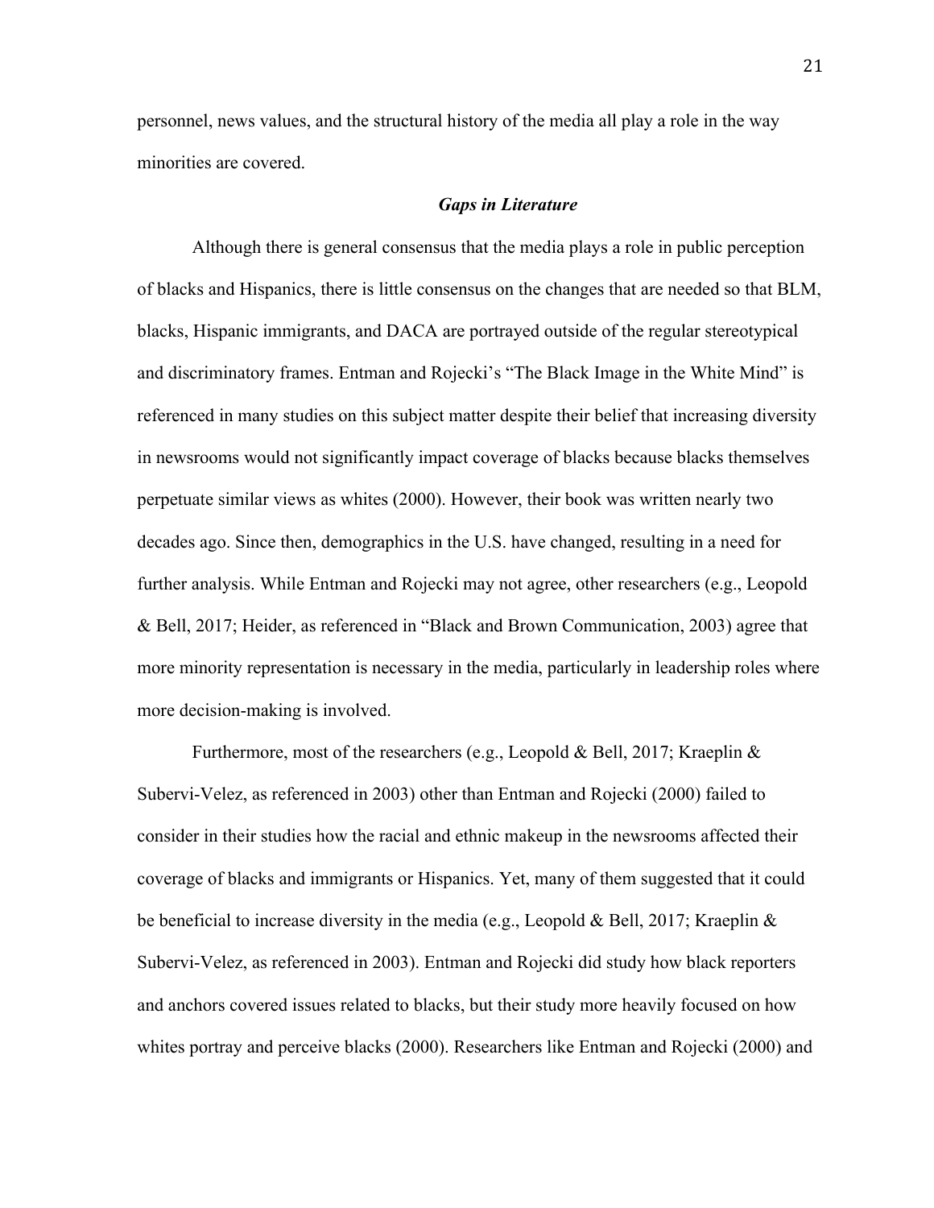personnel, news values, and the structural history of the media all play a role in the way minorities are covered.

### ***Gaps in Literature***

Although there is general consensus that the media plays a role in public perception of blacks and Hispanics, there is little consensus on the changes that are needed so that BLM, blacks, Hispanic immigrants, and DACA are portrayed outside of the regular stereotypical and discriminatory frames. Entman and Rojecki's "The Black Image in the White Mind" is referenced in many studies on this subject matter despite their belief that increasing diversity in newsrooms would not significantly impact coverage of blacks because blacks themselves perpetuate similar views as whites (2000). However, their book was written nearly two decades ago. Since then, demographics in the U.S. have changed, resulting in a need for further analysis. While Entman and Rojecki may not agree, other researchers (e.g., Leopold & Bell, 2017; Heider, as referenced in "Black and Brown Communication, 2003) agree that more minority representation is necessary in the media, particularly in leadership roles where more decision-making is involved.

Furthermore, most of the researchers (e.g., Leopold & Bell, 2017; Kraeplin & Subervi-Velez, as referenced in 2003) other than Entman and Rojecki (2000) failed to consider in their studies how the racial and ethnic makeup in the newsrooms affected their coverage of blacks and immigrants or Hispanics. Yet, many of them suggested that it could be beneficial to increase diversity in the media (e.g., Leopold & Bell, 2017; Kraeplin & Subervi-Velez, as referenced in 2003). Entman and Rojecki did study how black reporters and anchors covered issues related to blacks, but their study more heavily focused on how whites portray and perceive blacks (2000). Researchers like Entman and Rojecki (2000) and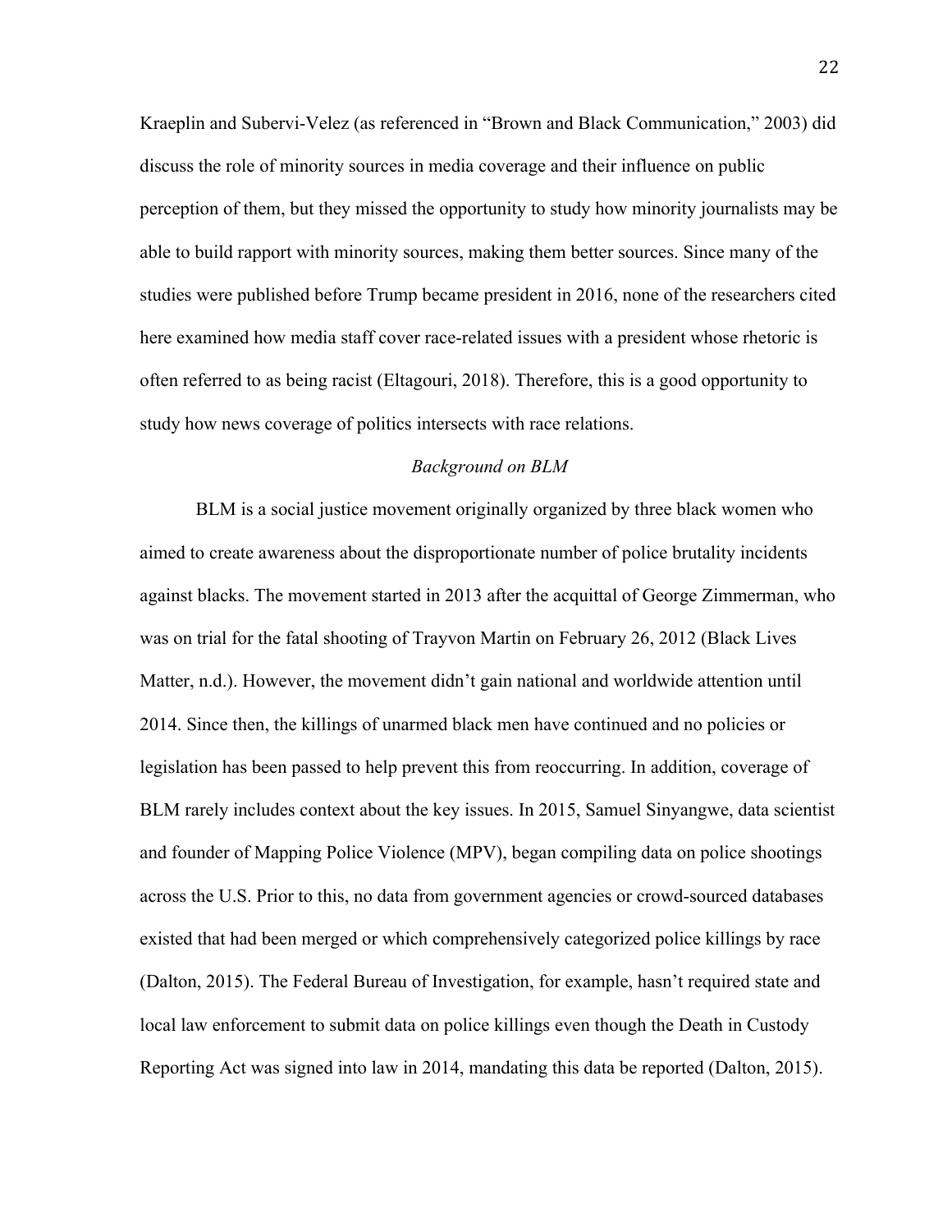Kraeplin and Subervi-Velez (as referenced in "Brown and Black Communication," 2003) did discuss the role of minority sources in media coverage and their influence on public perception of them, but they missed the opportunity to study how minority journalists may be able to build rapport with minority sources, making them better sources. Since many of the studies were published before Trump became president in 2016, none of the researchers cited here examined how media staff cover race-related issues with a president whose rhetoric is often referred to as being racist (Eltagouri, 2018). Therefore, this is a good opportunity to study how news coverage of politics intersects with race relations.

*Background on BLM*

BLM is a social justice movement originally organized by three black women who aimed to create awareness about the disproportionate number of police brutality incidents against blacks. The movement started in 2013 after the acquittal of George Zimmerman, who was on trial for the fatal shooting of Trayvon Martin on February 26, 2012 (Black Lives Matter, n.d.). However, the movement didn't gain national and worldwide attention until 2014. Since then, the killings of unarmed black men have continued and no policies or legislation has been passed to help prevent this from reoccurring. In addition, coverage of BLM rarely includes context about the key issues. In 2015, Samuel Sinyangwe, data scientist and founder of Mapping Police Violence (MPV), began compiling data on police shootings across the U.S. Prior to this, no data from government agencies or crowd-sourced databases existed that had been merged or which comprehensively categorized police killings by race (Dalton, 2015). The Federal Bureau of Investigation, for example, hasn't required state and local law enforcement to submit data on police killings even though the Death in Custody Reporting Act was signed into law in 2014, mandating this data be reported (Dalton, 2015).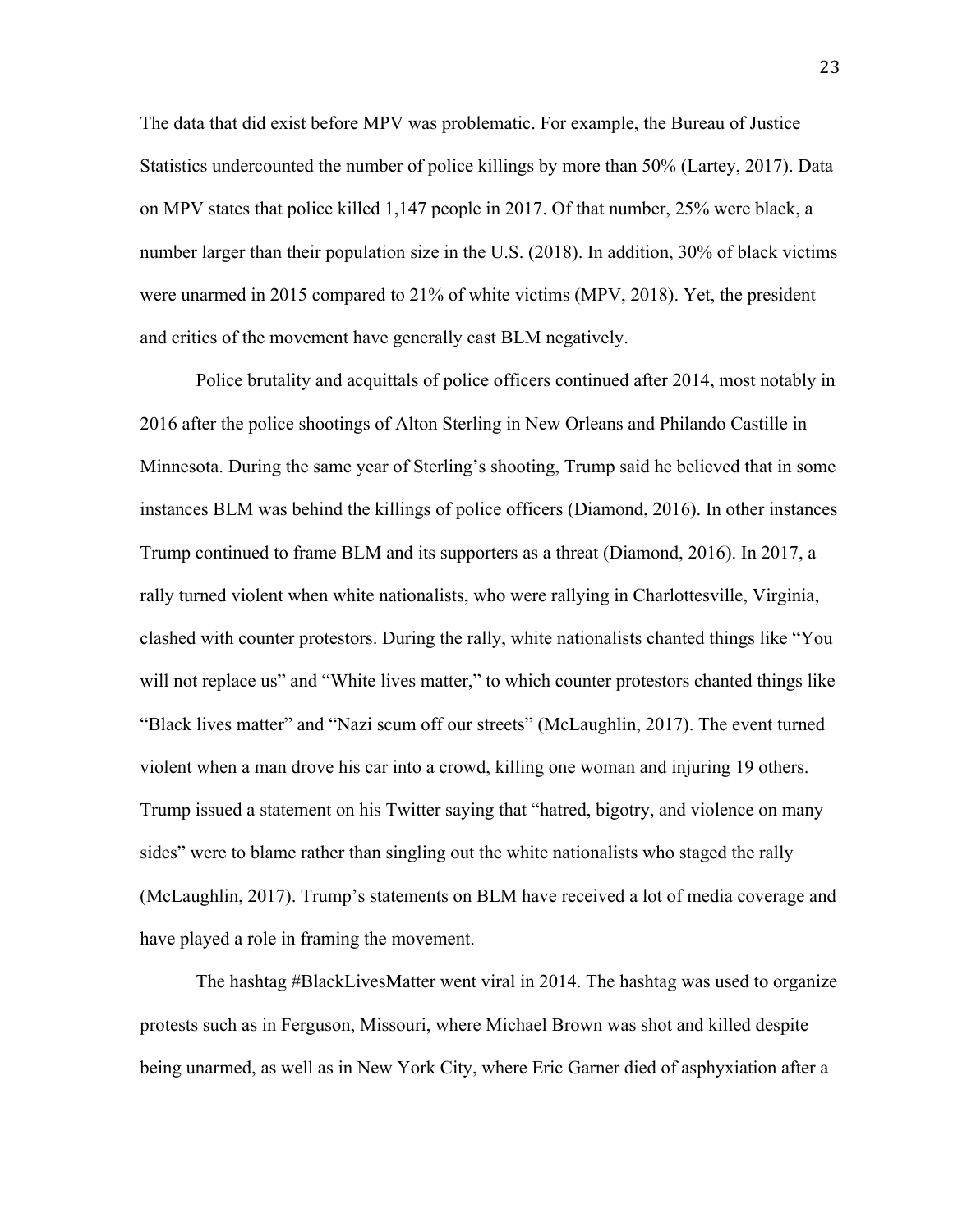The data that did exist before MPV was problematic. For example, the Bureau of Justice Statistics undercounted the number of police killings by more than 50% (Lartey, 2017). Data on MPV states that police killed 1,147 people in 2017. Of that number, 25% were black, a number larger than their population size in the U.S. (2018). In addition, 30% of black victims were unarmed in 2015 compared to 21% of white victims (MPV, 2018). Yet, the president and critics of the movement have generally cast BLM negatively.

Police brutality and acquittals of police officers continued after 2014, most notably in 2016 after the police shootings of Alton Sterling in New Orleans and Philando Castille in Minnesota. During the same year of Sterling's shooting, Trump said he believed that in some instances BLM was behind the killings of police officers (Diamond, 2016). In other instances Trump continued to frame BLM and its supporters as a threat (Diamond, 2016). In 2017, a rally turned violent when white nationalists, who were rallying in Charlottesville, Virginia, clashed with counter protestors. During the rally, white nationalists chanted things like "You will not replace us" and "White lives matter," to which counter protestors chanted things like "Black lives matter" and "Nazi scum off our streets" (McLaughlin, 2017). The event turned violent when a man drove his car into a crowd, killing one woman and injuring 19 others. Trump issued a statement on his Twitter saying that "hatred, bigotry, and violence on many sides" were to blame rather than singling out the white nationalists who staged the rally (McLaughlin, 2017). Trump's statements on BLM have received a lot of media coverage and have played a role in framing the movement.

The hashtag #BlackLivesMatter went viral in 2014. The hashtag was used to organize protests such as in Ferguson, Missouri, where Michael Brown was shot and killed despite being unarmed, as well as in New York City, where Eric Garner died of asphyxiation after a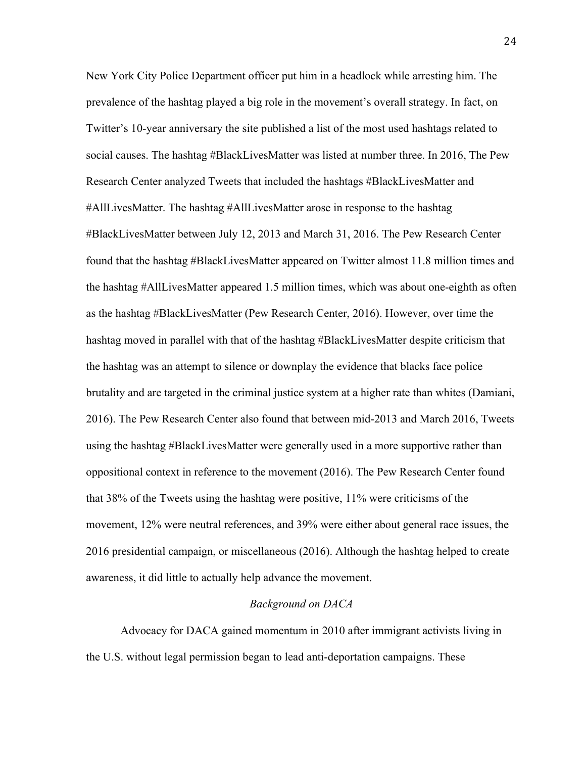New York City Police Department officer put him in a headlock while arresting him. The prevalence of the hashtag played a big role in the movement's overall strategy. In fact, on Twitter's 10-year anniversary the site published a list of the most used hashtags related to social causes. The hashtag #BlackLivesMatter was listed at number three. In 2016, The Pew Research Center analyzed Tweets that included the hashtags #BlackLivesMatter and #AllLivesMatter. The hashtag #AllLivesMatter arose in response to the hashtag #BlackLivesMatter between July 12, 2013 and March 31, 2016. The Pew Research Center found that the hashtag #BlackLivesMatter appeared on Twitter almost 11.8 million times and the hashtag #AllLivesMatter appeared 1.5 million times, which was about one-eighth as often as the hashtag #BlackLivesMatter (Pew Research Center, 2016). However, over time the hashtag moved in parallel with that of the hashtag #BlackLivesMatter despite criticism that the hashtag was an attempt to silence or downplay the evidence that blacks face police brutality and are targeted in the criminal justice system at a higher rate than whites (Damiani, 2016). The Pew Research Center also found that between mid-2013 and March 2016, Tweets using the hashtag #BlackLivesMatter were generally used in a more supportive rather than oppositional context in reference to the movement (2016). The Pew Research Center found that 38% of the Tweets using the hashtag were positive, 11% were criticisms of the movement, 12% were neutral references, and 39% were either about general race issues, the 2016 presidential campaign, or miscellaneous (2016). Although the hashtag helped to create awareness, it did little to actually help advance the movement.

### *Background on DACA*

Advocacy for DACA gained momentum in 2010 after immigrant activists living in the U.S. without legal permission began to lead anti-deportation campaigns. These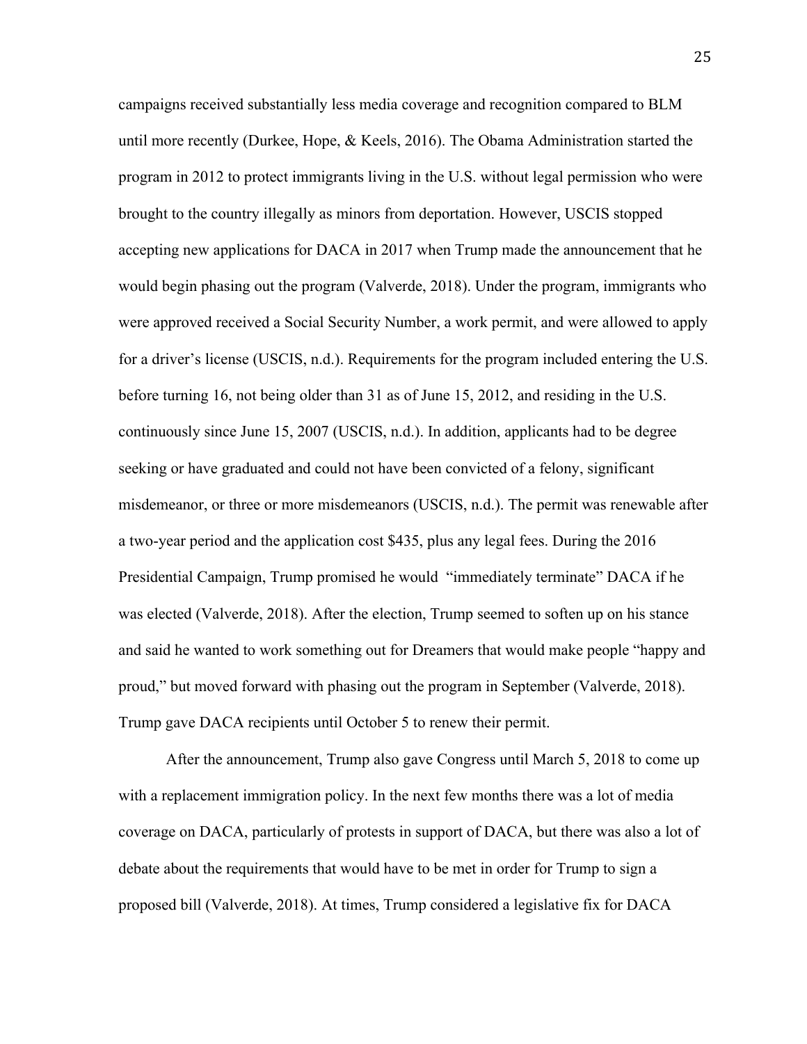campaigns received substantially less media coverage and recognition compared to BLM until more recently (Durkee, Hope, & Keels, 2016). The Obama Administration started the program in 2012 to protect immigrants living in the U.S. without legal permission who were brought to the country illegally as minors from deportation. However, USCIS stopped accepting new applications for DACA in 2017 when Trump made the announcement that he would begin phasing out the program (Valverde, 2018). Under the program, immigrants who were approved received a Social Security Number, a work permit, and were allowed to apply for a driver's license (USCIS, n.d.). Requirements for the program included entering the U.S. before turning 16, not being older than 31 as of June 15, 2012, and residing in the U.S. continuously since June 15, 2007 (USCIS, n.d.). In addition, applicants had to be degree seeking or have graduated and could not have been convicted of a felony, significant misdemeanor, or three or more misdemeanors (USCIS, n.d.). The permit was renewable after a two-year period and the application cost $435, plus any legal fees. During the 2016 Presidential Campaign, Trump promised he would "immediately terminate" DACA if he was elected (Valverde, 2018). After the election, Trump seemed to soften up on his stance and said he wanted to work something out for Dreamers that would make people "happy and proud," but moved forward with phasing out the program in September (Valverde, 2018). Trump gave DACA recipients until October 5 to renew their permit.

After the announcement, Trump also gave Congress until March 5, 2018 to come up with a replacement immigration policy. In the next few months there was a lot of media coverage on DACA, particularly of protests in support of DACA, but there was also a lot of debate about the requirements that would have to be met in order for Trump to sign a proposed bill (Valverde, 2018). At times, Trump considered a legislative fix for DACA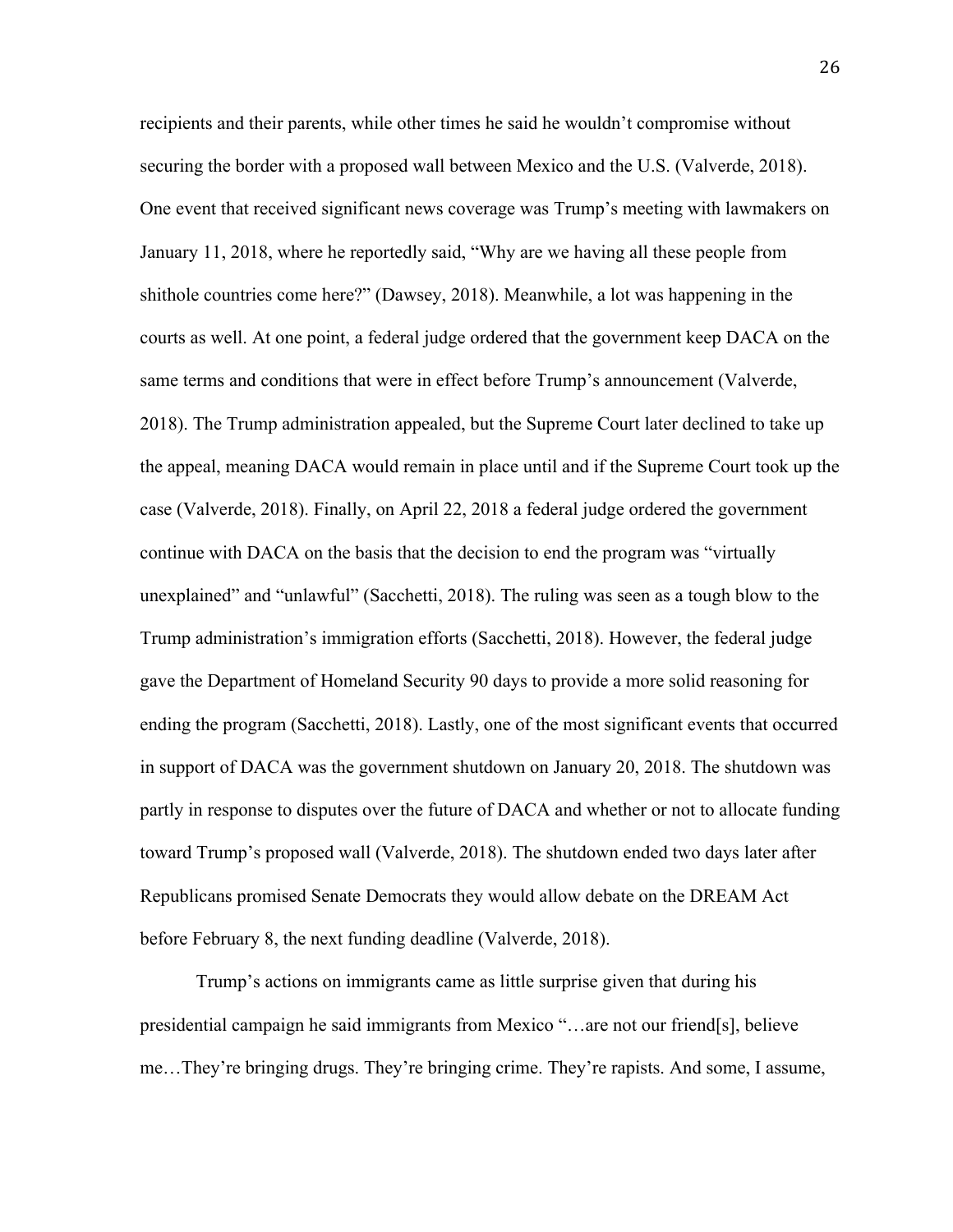recipients and their parents, while other times he said he wouldn't compromise without securing the border with a proposed wall between Mexico and the U.S. (Valverde, 2018). One event that received significant news coverage was Trump's meeting with lawmakers on January 11, 2018, where he reportedly said, "Why are we having all these people from shithole countries come here?" (Dawsey, 2018). Meanwhile, a lot was happening in the courts as well. At one point, a federal judge ordered that the government keep DACA on the same terms and conditions that were in effect before Trump's announcement (Valverde, 2018). The Trump administration appealed, but the Supreme Court later declined to take up the appeal, meaning DACA would remain in place until and if the Supreme Court took up the case (Valverde, 2018). Finally, on April 22, 2018 a federal judge ordered the government continue with DACA on the basis that the decision to end the program was "virtually unexplained" and "unlawful" (Sacchetti, 2018). The ruling was seen as a tough blow to the Trump administration's immigration efforts (Sacchetti, 2018). However, the federal judge gave the Department of Homeland Security 90 days to provide a more solid reasoning for ending the program (Sacchetti, 2018). Lastly, one of the most significant events that occurred in support of DACA was the government shutdown on January 20, 2018. The shutdown was partly in response to disputes over the future of DACA and whether or not to allocate funding toward Trump's proposed wall (Valverde, 2018). The shutdown ended two days later after Republicans promised Senate Democrats they would allow debate on the DREAM Act before February 8, the next funding deadline (Valverde, 2018).

Trump's actions on immigrants came as little surprise given that during his presidential campaign he said immigrants from Mexico "…are not our friend[s], believe me…They're bringing drugs. They're bringing crime. They're rapists. And some, I assume,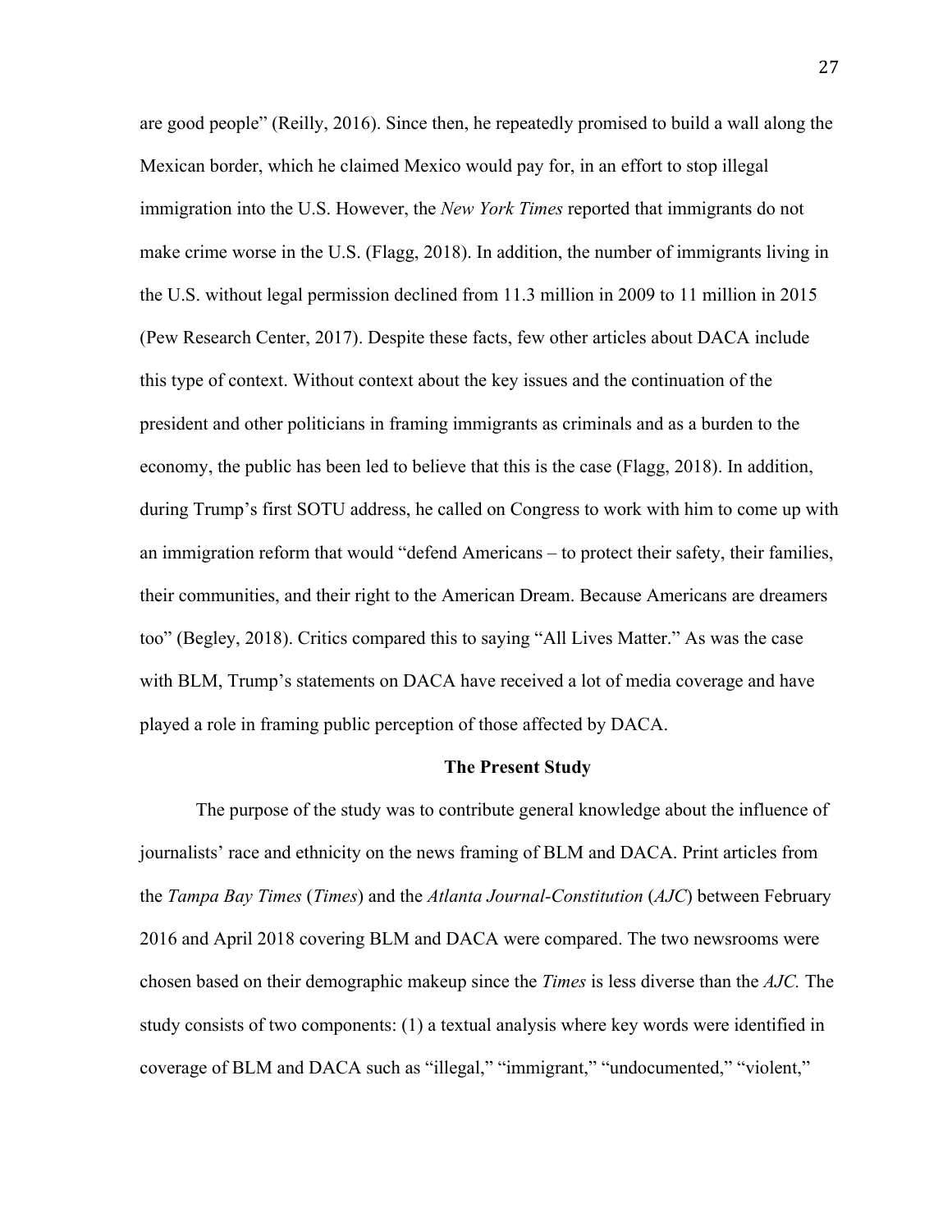are good people" (Reilly, 2016). Since then, he repeatedly promised to build a wall along the Mexican border, which he claimed Mexico would pay for, in an effort to stop illegal immigration into the U.S. However, the *New York Times* reported that immigrants do not make crime worse in the U.S. (Flagg, 2018). In addition, the number of immigrants living in the U.S. without legal permission declined from 11.3 million in 2009 to 11 million in 2015 (Pew Research Center, 2017). Despite these facts, few other articles about DACA include this type of context. Without context about the key issues and the continuation of the president and other politicians in framing immigrants as criminals and as a burden to the economy, the public has been led to believe that this is the case (Flagg, 2018). In addition, during Trump's first SOTU address, he called on Congress to work with him to come up with an immigration reform that would "defend Americans – to protect their safety, their families, their communities, and their right to the American Dream. Because Americans are dreamers too" (Begley, 2018). Critics compared this to saying "All Lives Matter." As was the case with BLM, Trump's statements on DACA have received a lot of media coverage and have played a role in framing public perception of those affected by DACA.

## The Present Study

The purpose of the study was to contribute general knowledge about the influence of journalists' race and ethnicity on the news framing of BLM and DACA. Print articles from the *Tampa Bay Times* (*Times*) and the *Atlanta Journal-Constitution* (*AJC*) between February 2016 and April 2018 covering BLM and DACA were compared. The two newsrooms were chosen based on their demographic makeup since the *Times* is less diverse than the *AJC.* The study consists of two components: (1) a textual analysis where key words were identified in coverage of BLM and DACA such as "illegal," "immigrant," "undocumented," "violent,"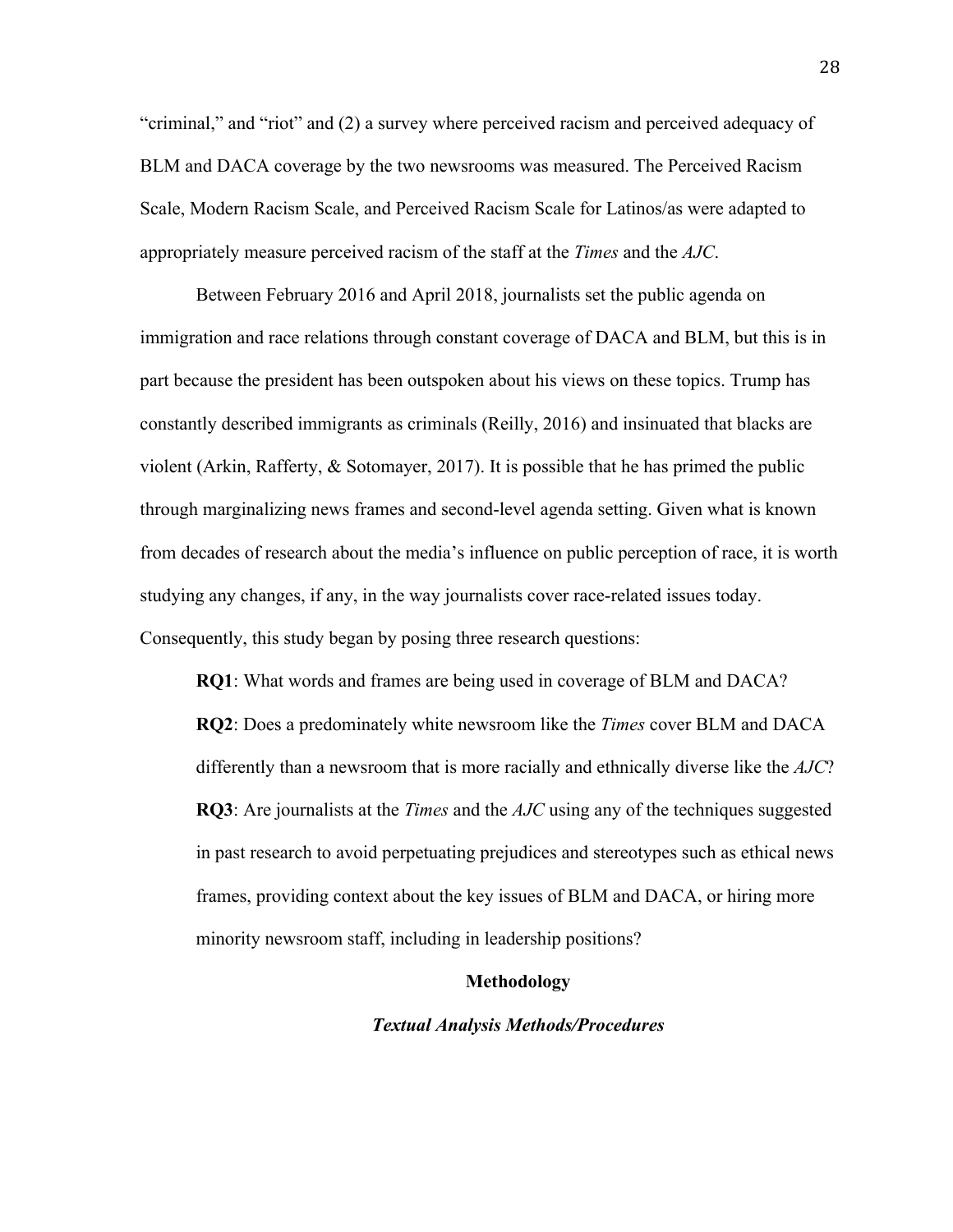"criminal," and "riot" and (2) a survey where perceived racism and perceived adequacy of BLM and DACA coverage by the two newsrooms was measured. The Perceived Racism Scale, Modern Racism Scale, and Perceived Racism Scale for Latinos/as were adapted to appropriately measure perceived racism of the staff at the *Times* and the *AJC*.

Between February 2016 and April 2018, journalists set the public agenda on immigration and race relations through constant coverage of DACA and BLM, but this is in part because the president has been outspoken about his views on these topics. Trump has constantly described immigrants as criminals (Reilly, 2016) and insinuated that blacks are violent (Arkin, Rafferty, & Sotomayer, 2017). It is possible that he has primed the public through marginalizing news frames and second-level agenda setting. Given what is known from decades of research about the media's influence on public perception of race, it is worth studying any changes, if any, in the way journalists cover race-related issues today. Consequently, this study began by posing three research questions:

> **RQ1**: What words and frames are being used in coverage of BLM and DACA?
>
> **RQ2**: Does a predominately white newsroom like the *Times* cover BLM and DACA differently than a newsroom that is more racially and ethnically diverse like the *AJC*?
>
> **RQ3**: Are journalists at the *Times* and the *AJC* using any of the techniques suggested in past research to avoid perpetuating prejudices and stereotypes such as ethical news frames, providing context about the key issues of BLM and DACA, or hiring more minority newsroom staff, including in leadership positions?

## Methodology

### *Textual Analysis Methods/Procedures*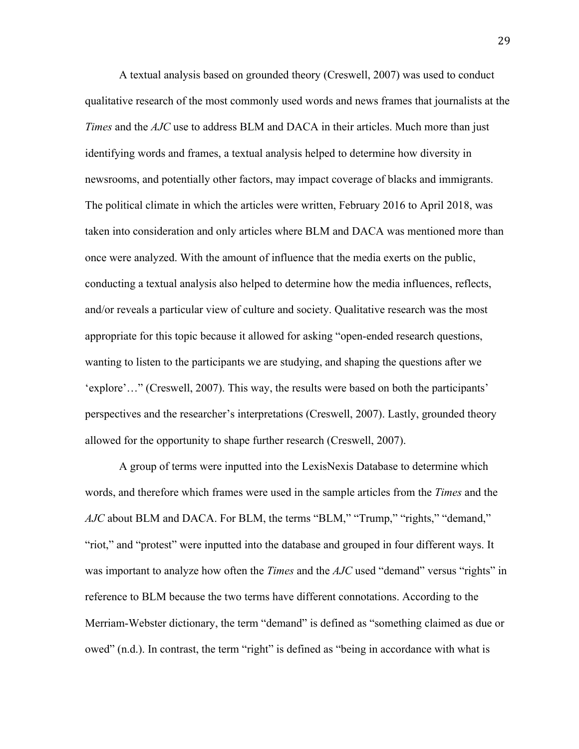A textual analysis based on grounded theory (Creswell, 2007) was used to conduct qualitative research of the most commonly used words and news frames that journalists at the *Times* and the *AJC* use to address BLM and DACA in their articles. Much more than just identifying words and frames, a textual analysis helped to determine how diversity in newsrooms, and potentially other factors, may impact coverage of blacks and immigrants. The political climate in which the articles were written, February 2016 to April 2018, was taken into consideration and only articles where BLM and DACA was mentioned more than once were analyzed. With the amount of influence that the media exerts on the public, conducting a textual analysis also helped to determine how the media influences, reflects, and/or reveals a particular view of culture and society. Qualitative research was the most appropriate for this topic because it allowed for asking "open-ended research questions, wanting to listen to the participants we are studying, and shaping the questions after we 'explore'…" (Creswell, 2007). This way, the results were based on both the participants' perspectives and the researcher's interpretations (Creswell, 2007). Lastly, grounded theory allowed for the opportunity to shape further research (Creswell, 2007).

A group of terms were inputted into the LexisNexis Database to determine which words, and therefore which frames were used in the sample articles from the *Times* and the *AJC* about BLM and DACA. For BLM, the terms "BLM," "Trump," "rights," "demand," "riot," and "protest" were inputted into the database and grouped in four different ways. It was important to analyze how often the *Times* and the *AJC* used "demand" versus "rights" in reference to BLM because the two terms have different connotations. According to the Merriam-Webster dictionary, the term "demand" is defined as "something claimed as due or owed" (n.d.). In contrast, the term "right" is defined as "being in accordance with what is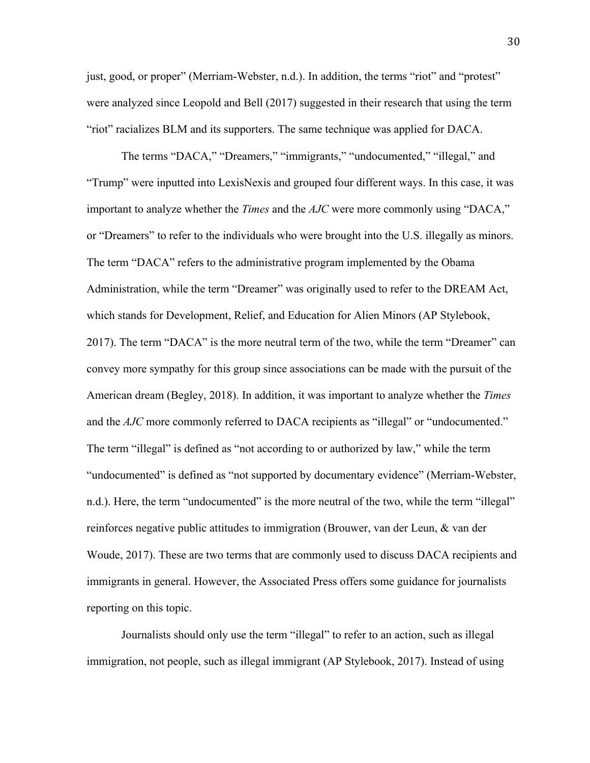just, good, or proper" (Merriam-Webster, n.d.). In addition, the terms "riot" and "protest" were analyzed since Leopold and Bell (2017) suggested in their research that using the term "riot" racializes BLM and its supporters. The same technique was applied for DACA.

The terms "DACA," "Dreamers," "immigrants," "undocumented," "illegal," and "Trump" were inputted into LexisNexis and grouped four different ways. In this case, it was important to analyze whether the *Times* and the *AJC* were more commonly using "DACA," or "Dreamers" to refer to the individuals who were brought into the U.S. illegally as minors. The term "DACA" refers to the administrative program implemented by the Obama Administration, while the term "Dreamer" was originally used to refer to the DREAM Act, which stands for Development, Relief, and Education for Alien Minors (AP Stylebook, 2017). The term "DACA" is the more neutral term of the two, while the term "Dreamer" can convey more sympathy for this group since associations can be made with the pursuit of the American dream (Begley, 2018). In addition, it was important to analyze whether the *Times* and the *AJC* more commonly referred to DACA recipients as "illegal" or "undocumented." The term "illegal" is defined as "not according to or authorized by law," while the term "undocumented" is defined as "not supported by documentary evidence" (Merriam-Webster, n.d.). Here, the term "undocumented" is the more neutral of the two, while the term "illegal" reinforces negative public attitudes to immigration (Brouwer, van der Leun, & van der Woude, 2017). These are two terms that are commonly used to discuss DACA recipients and immigrants in general. However, the Associated Press offers some guidance for journalists reporting on this topic.

Journalists should only use the term "illegal" to refer to an action, such as illegal immigration, not people, such as illegal immigrant (AP Stylebook, 2017). Instead of using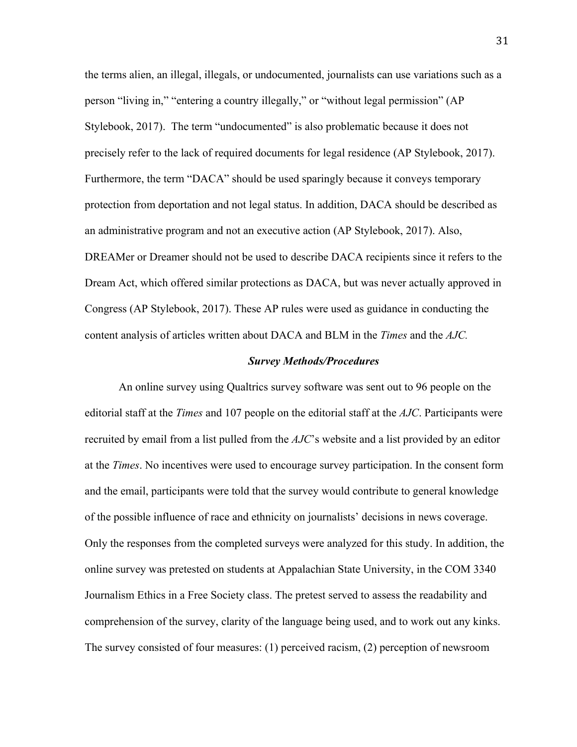the terms alien, an illegal, illegals, or undocumented, journalists can use variations such as a person "living in," "entering a country illegally," or "without legal permission" (AP Stylebook, 2017). The term "undocumented" is also problematic because it does not precisely refer to the lack of required documents for legal residence (AP Stylebook, 2017). Furthermore, the term "DACA" should be used sparingly because it conveys temporary protection from deportation and not legal status. In addition, DACA should be described as an administrative program and not an executive action (AP Stylebook, 2017). Also, DREAMer or Dreamer should not be used to describe DACA recipients since it refers to the Dream Act, which offered similar protections as DACA, but was never actually approved in Congress (AP Stylebook, 2017). These AP rules were used as guidance in conducting the content analysis of articles written about DACA and BLM in the *Times* and the *AJC.*

### ***Survey Methods/Procedures***

An online survey using Qualtrics survey software was sent out to 96 people on the editorial staff at the *Times* and 107 people on the editorial staff at the *AJC*. Participants were recruited by email from a list pulled from the *AJC*'s website and a list provided by an editor at the *Times*. No incentives were used to encourage survey participation. In the consent form and the email, participants were told that the survey would contribute to general knowledge of the possible influence of race and ethnicity on journalists' decisions in news coverage. Only the responses from the completed surveys were analyzed for this study. In addition, the online survey was pretested on students at Appalachian State University, in the COM 3340 Journalism Ethics in a Free Society class. The pretest served to assess the readability and comprehension of the survey, clarity of the language being used, and to work out any kinks. The survey consisted of four measures: (1) perceived racism, (2) perception of newsroom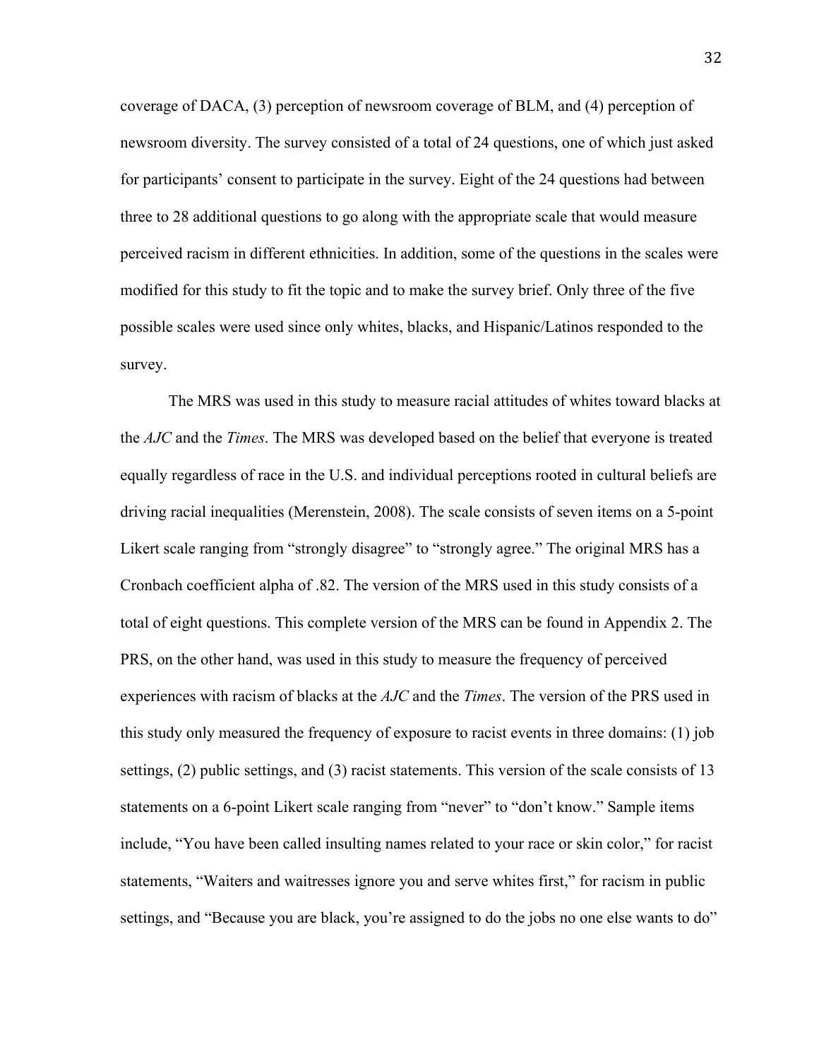coverage of DACA, (3) perception of newsroom coverage of BLM, and (4) perception of newsroom diversity. The survey consisted of a total of 24 questions, one of which just asked for participants' consent to participate in the survey. Eight of the 24 questions had between three to 28 additional questions to go along with the appropriate scale that would measure perceived racism in different ethnicities. In addition, some of the questions in the scales were modified for this study to fit the topic and to make the survey brief. Only three of the five possible scales were used since only whites, blacks, and Hispanic/Latinos responded to the survey.

The MRS was used in this study to measure racial attitudes of whites toward blacks at the *AJC* and the *Times*. The MRS was developed based on the belief that everyone is treated equally regardless of race in the U.S. and individual perceptions rooted in cultural beliefs are driving racial inequalities (Merenstein, 2008). The scale consists of seven items on a 5-point Likert scale ranging from "strongly disagree" to "strongly agree." The original MRS has a Cronbach coefficient alpha of .82. The version of the MRS used in this study consists of a total of eight questions. This complete version of the MRS can be found in Appendix 2. The PRS, on the other hand, was used in this study to measure the frequency of perceived experiences with racism of blacks at the *AJC* and the *Times*. The version of the PRS used in this study only measured the frequency of exposure to racist events in three domains: (1) job settings, (2) public settings, and (3) racist statements. This version of the scale consists of 13 statements on a 6-point Likert scale ranging from "never" to "don't know." Sample items include, "You have been called insulting names related to your race or skin color," for racist statements, "Waiters and waitresses ignore you and serve whites first," for racism in public settings, and "Because you are black, you're assigned to do the jobs no one else wants to do"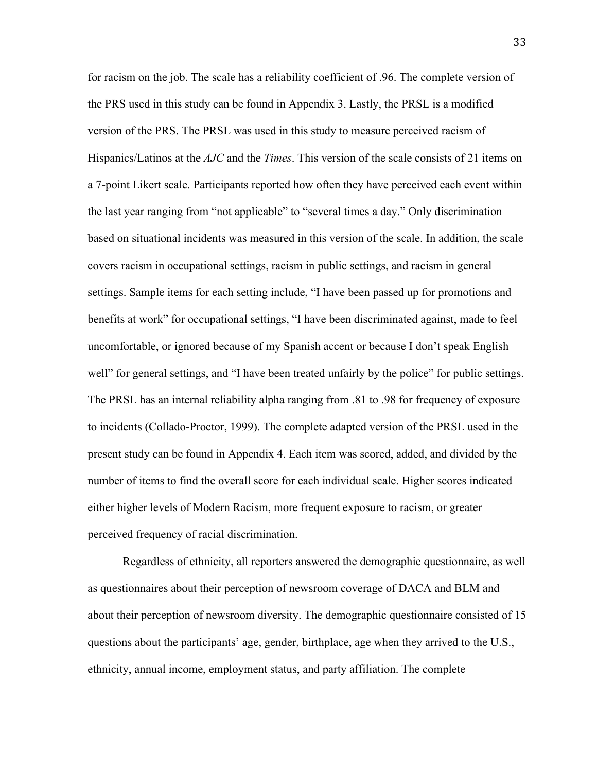for racism on the job. The scale has a reliability coefficient of .96. The complete version of the PRS used in this study can be found in Appendix 3. Lastly, the PRSL is a modified version of the PRS. The PRSL was used in this study to measure perceived racism of Hispanics/Latinos at the *AJC* and the *Times*. This version of the scale consists of 21 items on a 7-point Likert scale. Participants reported how often they have perceived each event within the last year ranging from "not applicable" to "several times a day." Only discrimination based on situational incidents was measured in this version of the scale. In addition, the scale covers racism in occupational settings, racism in public settings, and racism in general settings. Sample items for each setting include, "I have been passed up for promotions and benefits at work" for occupational settings, "I have been discriminated against, made to feel uncomfortable, or ignored because of my Spanish accent or because I don't speak English well" for general settings, and "I have been treated unfairly by the police" for public settings. The PRSL has an internal reliability alpha ranging from .81 to .98 for frequency of exposure to incidents (Collado-Proctor, 1999). The complete adapted version of the PRSL used in the present study can be found in Appendix 4. Each item was scored, added, and divided by the number of items to find the overall score for each individual scale. Higher scores indicated either higher levels of Modern Racism, more frequent exposure to racism, or greater perceived frequency of racial discrimination.

Regardless of ethnicity, all reporters answered the demographic questionnaire, as well as questionnaires about their perception of newsroom coverage of DACA and BLM and about their perception of newsroom diversity. The demographic questionnaire consisted of 15 questions about the participants' age, gender, birthplace, age when they arrived to the U.S., ethnicity, annual income, employment status, and party affiliation. The complete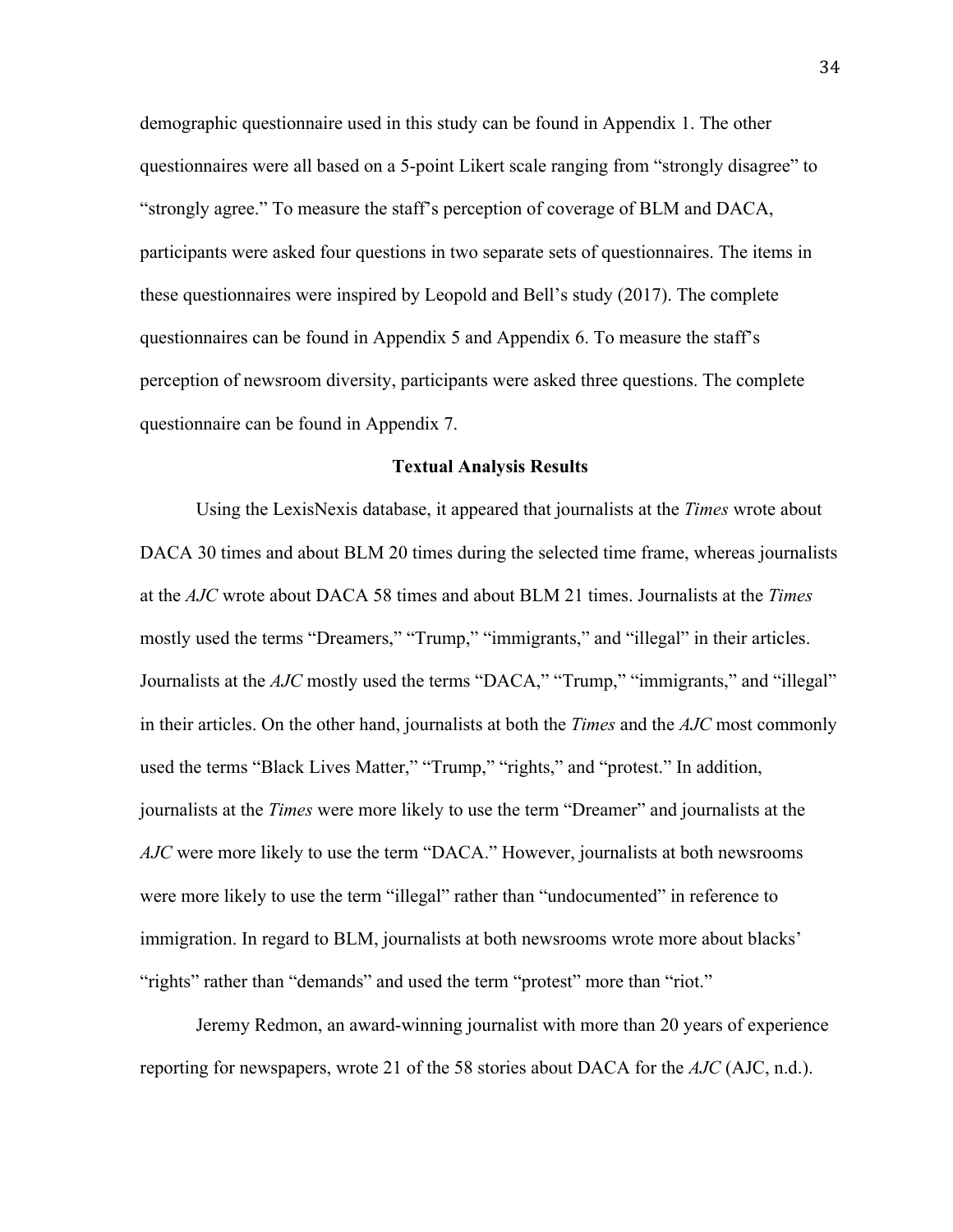demographic questionnaire used in this study can be found in Appendix 1. The other questionnaires were all based on a 5-point Likert scale ranging from "strongly disagree" to "strongly agree." To measure the staff's perception of coverage of BLM and DACA, participants were asked four questions in two separate sets of questionnaires. The items in these questionnaires were inspired by Leopold and Bell's study (2017). The complete questionnaires can be found in Appendix 5 and Appendix 6. To measure the staff's perception of newsroom diversity, participants were asked three questions. The complete questionnaire can be found in Appendix 7.

## Textual Analysis Results

Using the LexisNexis database, it appeared that journalists at the *Times* wrote about DACA 30 times and about BLM 20 times during the selected time frame, whereas journalists at the *AJC* wrote about DACA 58 times and about BLM 21 times. Journalists at the *Times* mostly used the terms "Dreamers," "Trump," "immigrants," and "illegal" in their articles. Journalists at the *AJC* mostly used the terms "DACA," "Trump," "immigrants," and "illegal" in their articles. On the other hand, journalists at both the *Times* and the *AJC* most commonly used the terms "Black Lives Matter," "Trump," "rights," and "protest." In addition, journalists at the *Times* were more likely to use the term "Dreamer" and journalists at the *AJC* were more likely to use the term "DACA." However, journalists at both newsrooms were more likely to use the term "illegal" rather than "undocumented" in reference to immigration. In regard to BLM, journalists at both newsrooms wrote more about blacks' "rights" rather than "demands" and used the term "protest" more than "riot."

Jeremy Redmon, an award-winning journalist with more than 20 years of experience reporting for newspapers, wrote 21 of the 58 stories about DACA for the *AJC* (AJC, n.d.).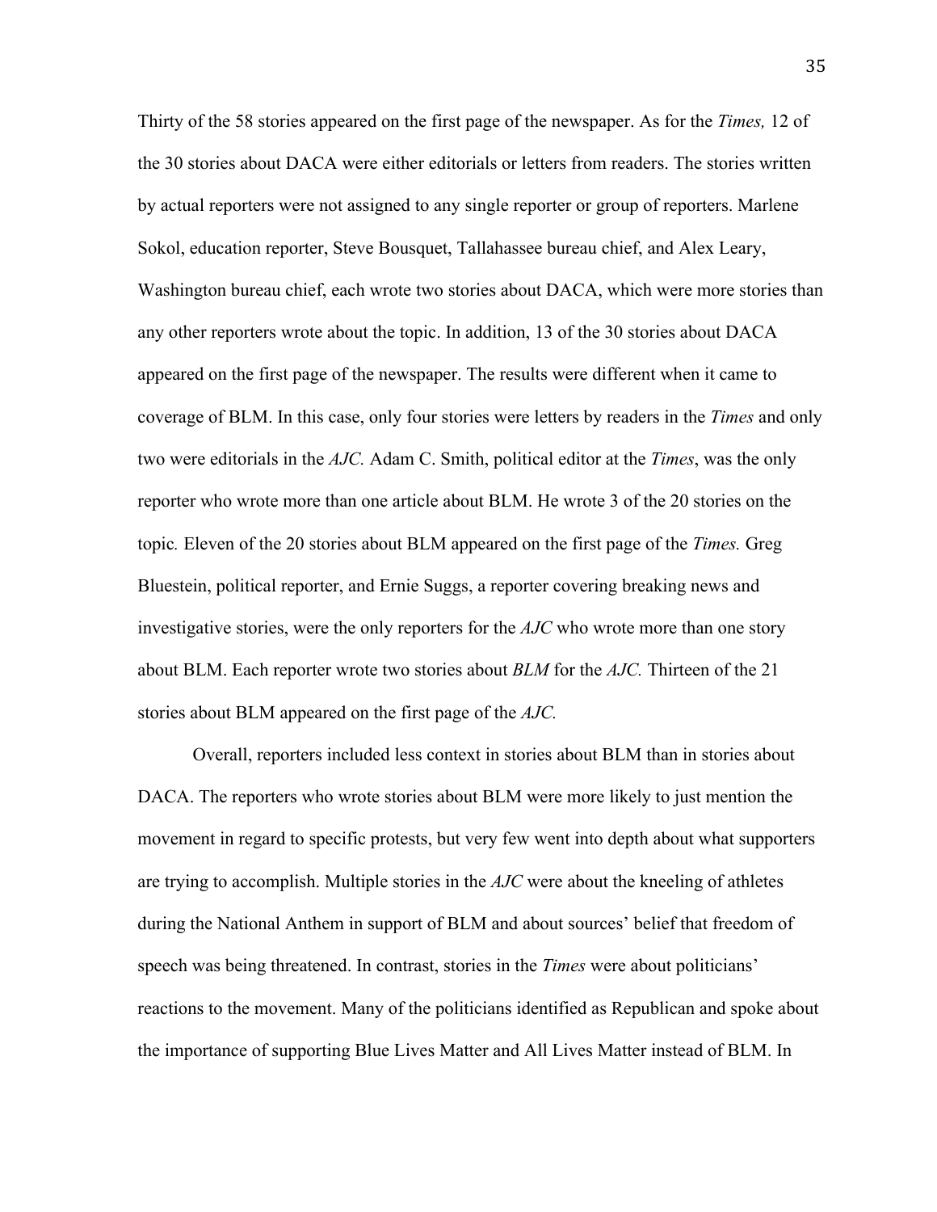Thirty of the 58 stories appeared on the first page of the newspaper. As for the *Times,* 12 of the 30 stories about DACA were either editorials or letters from readers. The stories written by actual reporters were not assigned to any single reporter or group of reporters. Marlene Sokol, education reporter, Steve Bousquet, Tallahassee bureau chief, and Alex Leary, Washington bureau chief, each wrote two stories about DACA, which were more stories than any other reporters wrote about the topic. In addition, 13 of the 30 stories about DACA appeared on the first page of the newspaper. The results were different when it came to coverage of BLM. In this case, only four stories were letters by readers in the *Times* and only two were editorials in the *AJC.* Adam C. Smith, political editor at the *Times*, was the only reporter who wrote more than one article about BLM. He wrote 3 of the 20 stories on the topic. Eleven of the 20 stories about BLM appeared on the first page of the *Times.* Greg Bluestein, political reporter, and Ernie Suggs, a reporter covering breaking news and investigative stories, were the only reporters for the *AJC* who wrote more than one story about BLM. Each reporter wrote two stories about *BLM* for the *AJC.* Thirteen of the 21 stories about BLM appeared on the first page of the *AJC.*

Overall, reporters included less context in stories about BLM than in stories about DACA. The reporters who wrote stories about BLM were more likely to just mention the movement in regard to specific protests, but very few went into depth about what supporters are trying to accomplish. Multiple stories in the *AJC* were about the kneeling of athletes during the National Anthem in support of BLM and about sources' belief that freedom of speech was being threatened. In contrast, stories in the *Times* were about politicians' reactions to the movement. Many of the politicians identified as Republican and spoke about the importance of supporting Blue Lives Matter and All Lives Matter instead of BLM. In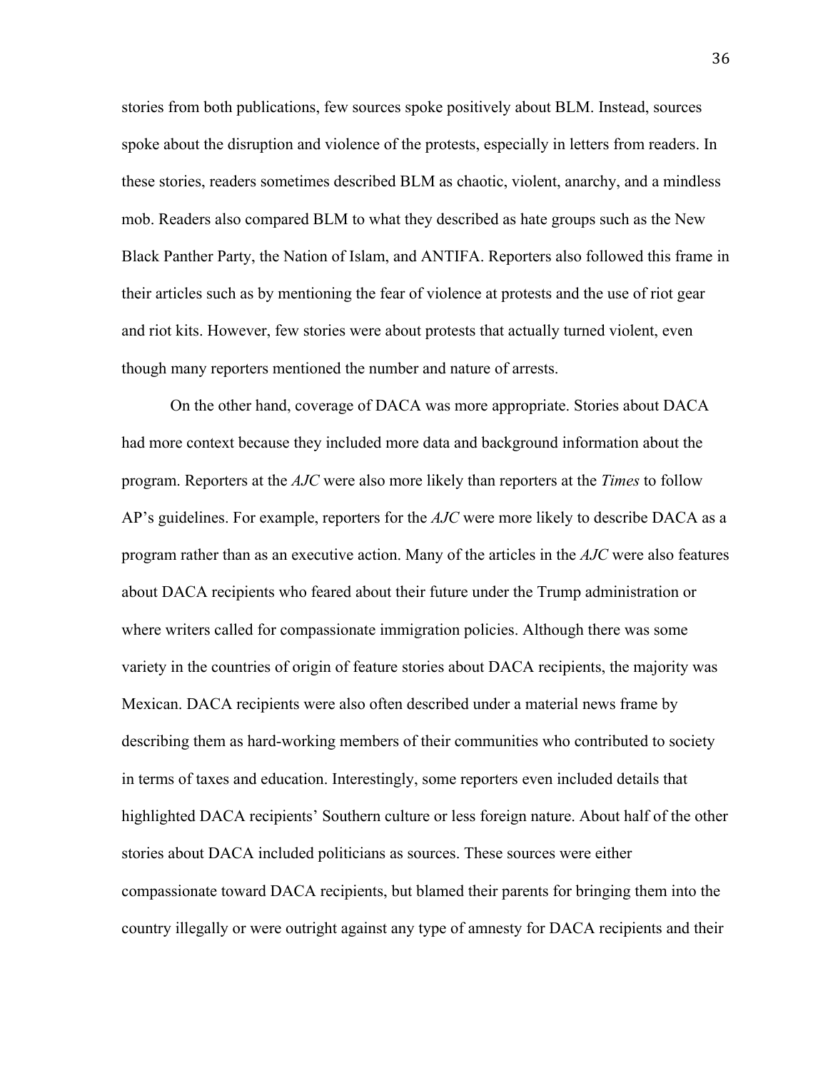stories from both publications, few sources spoke positively about BLM. Instead, sources spoke about the disruption and violence of the protests, especially in letters from readers. In these stories, readers sometimes described BLM as chaotic, violent, anarchy, and a mindless mob. Readers also compared BLM to what they described as hate groups such as the New Black Panther Party, the Nation of Islam, and ANTIFA. Reporters also followed this frame in their articles such as by mentioning the fear of violence at protests and the use of riot gear and riot kits. However, few stories were about protests that actually turned violent, even though many reporters mentioned the number and nature of arrests.

On the other hand, coverage of DACA was more appropriate. Stories about DACA had more context because they included more data and background information about the program. Reporters at the *AJC* were also more likely than reporters at the *Times* to follow AP's guidelines. For example, reporters for the *AJC* were more likely to describe DACA as a program rather than as an executive action. Many of the articles in the *AJC* were also features about DACA recipients who feared about their future under the Trump administration or where writers called for compassionate immigration policies. Although there was some variety in the countries of origin of feature stories about DACA recipients, the majority was Mexican. DACA recipients were also often described under a material news frame by describing them as hard-working members of their communities who contributed to society in terms of taxes and education. Interestingly, some reporters even included details that highlighted DACA recipients' Southern culture or less foreign nature. About half of the other stories about DACA included politicians as sources. These sources were either compassionate toward DACA recipients, but blamed their parents for bringing them into the country illegally or were outright against any type of amnesty for DACA recipients and their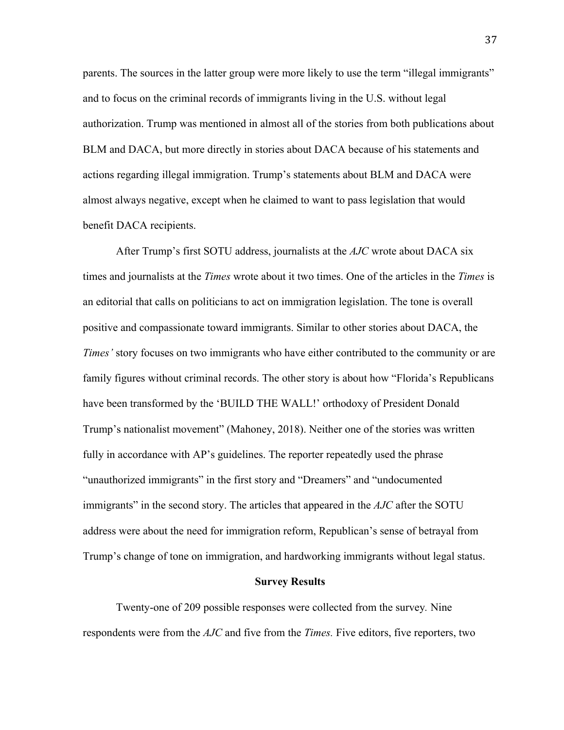parents. The sources in the latter group were more likely to use the term "illegal immigrants" and to focus on the criminal records of immigrants living in the U.S. without legal authorization. Trump was mentioned in almost all of the stories from both publications about BLM and DACA, but more directly in stories about DACA because of his statements and actions regarding illegal immigration. Trump's statements about BLM and DACA were almost always negative, except when he claimed to want to pass legislation that would benefit DACA recipients.

After Trump's first SOTU address, journalists at the *AJC* wrote about DACA six times and journalists at the *Times* wrote about it two times. One of the articles in the *Times* is an editorial that calls on politicians to act on immigration legislation. The tone is overall positive and compassionate toward immigrants. Similar to other stories about DACA, the *Times'* story focuses on two immigrants who have either contributed to the community or are family figures without criminal records. The other story is about how "Florida's Republicans have been transformed by the 'BUILD THE WALL!' orthodoxy of President Donald Trump's nationalist movement" (Mahoney, 2018). Neither one of the stories was written fully in accordance with AP's guidelines. The reporter repeatedly used the phrase "unauthorized immigrants" in the first story and "Dreamers" and "undocumented immigrants" in the second story. The articles that appeared in the *AJC* after the SOTU address were about the need for immigration reform, Republican's sense of betrayal from Trump's change of tone on immigration, and hardworking immigrants without legal status.

## Survey Results

Twenty-one of 209 possible responses were collected from the survey. Nine respondents were from the *AJC* and five from the *Times.* Five editors, five reporters, two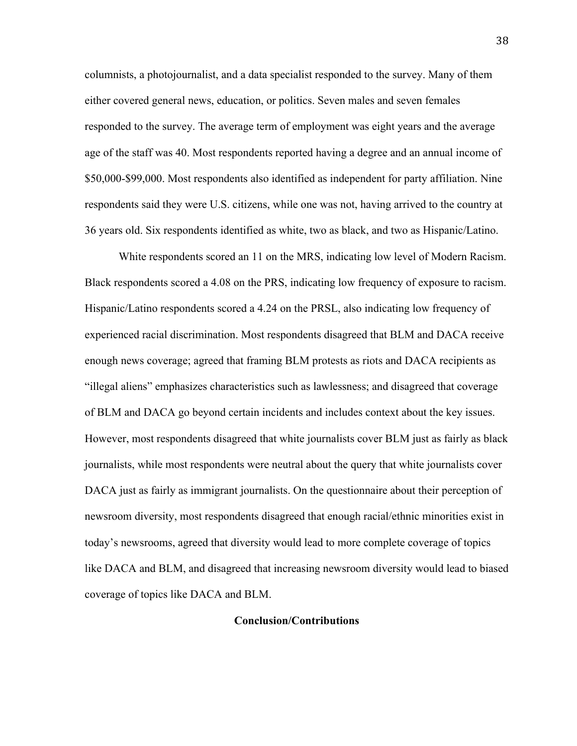columnists, a photojournalist, and a data specialist responded to the survey. Many of them either covered general news, education, or politics. Seven males and seven females responded to the survey. The average term of employment was eight years and the average age of the staff was 40. Most respondents reported having a degree and an annual income of $50,000-$99,000. Most respondents also identified as independent for party affiliation. Nine respondents said they were U.S. citizens, while one was not, having arrived to the country at 36 years old. Six respondents identified as white, two as black, and two as Hispanic/Latino.

White respondents scored an 11 on the MRS, indicating low level of Modern Racism. Black respondents scored a 4.08 on the PRS, indicating low frequency of exposure to racism. Hispanic/Latino respondents scored a 4.24 on the PRSL, also indicating low frequency of experienced racial discrimination. Most respondents disagreed that BLM and DACA receive enough news coverage; agreed that framing BLM protests as riots and DACA recipients as "illegal aliens" emphasizes characteristics such as lawlessness; and disagreed that coverage of BLM and DACA go beyond certain incidents and includes context about the key issues. However, most respondents disagreed that white journalists cover BLM just as fairly as black journalists, while most respondents were neutral about the query that white journalists cover DACA just as fairly as immigrant journalists. On the questionnaire about their perception of newsroom diversity, most respondents disagreed that enough racial/ethnic minorities exist in today's newsrooms, agreed that diversity would lead to more complete coverage of topics like DACA and BLM, and disagreed that increasing newsroom diversity would lead to biased coverage of topics like DACA and BLM.

## Conclusion/Contributions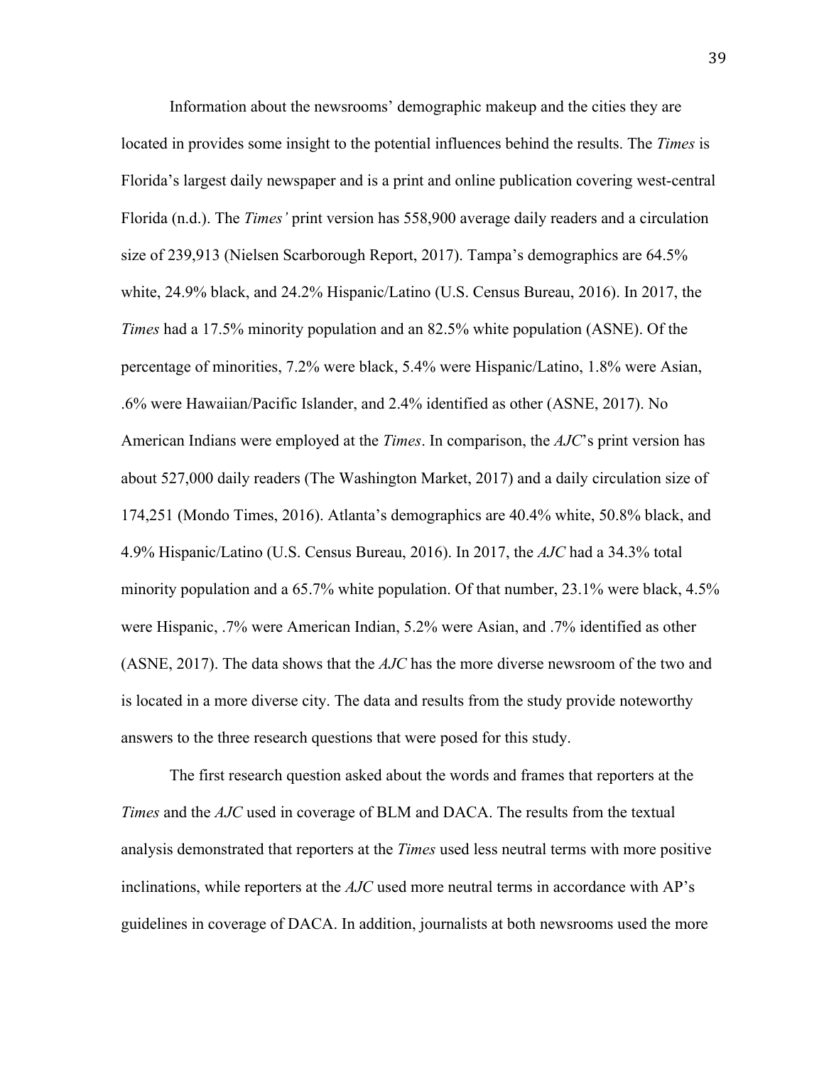Information about the newsrooms' demographic makeup and the cities they are located in provides some insight to the potential influences behind the results. The *Times* is Florida's largest daily newspaper and is a print and online publication covering west-central Florida (n.d.). The *Times'* print version has 558,900 average daily readers and a circulation size of 239,913 (Nielsen Scarborough Report, 2017). Tampa's demographics are 64.5% white, 24.9% black, and 24.2% Hispanic/Latino (U.S. Census Bureau, 2016). In 2017, the *Times* had a 17.5% minority population and an 82.5% white population (ASNE). Of the percentage of minorities, 7.2% were black, 5.4% were Hispanic/Latino, 1.8% were Asian, .6% were Hawaiian/Pacific Islander, and 2.4% identified as other (ASNE, 2017). No American Indians were employed at the *Times*. In comparison, the *AJC*'s print version has about 527,000 daily readers (The Washington Market, 2017) and a daily circulation size of 174,251 (Mondo Times, 2016). Atlanta's demographics are 40.4% white, 50.8% black, and 4.9% Hispanic/Latino (U.S. Census Bureau, 2016). In 2017, the *AJC* had a 34.3% total minority population and a 65.7% white population. Of that number, 23.1% were black, 4.5% were Hispanic, .7% were American Indian, 5.2% were Asian, and .7% identified as other (ASNE, 2017). The data shows that the *AJC* has the more diverse newsroom of the two and is located in a more diverse city. The data and results from the study provide noteworthy answers to the three research questions that were posed for this study.

The first research question asked about the words and frames that reporters at the *Times* and the *AJC* used in coverage of BLM and DACA. The results from the textual analysis demonstrated that reporters at the *Times* used less neutral terms with more positive inclinations, while reporters at the *AJC* used more neutral terms in accordance with AP's guidelines in coverage of DACA. In addition, journalists at both newsrooms used the more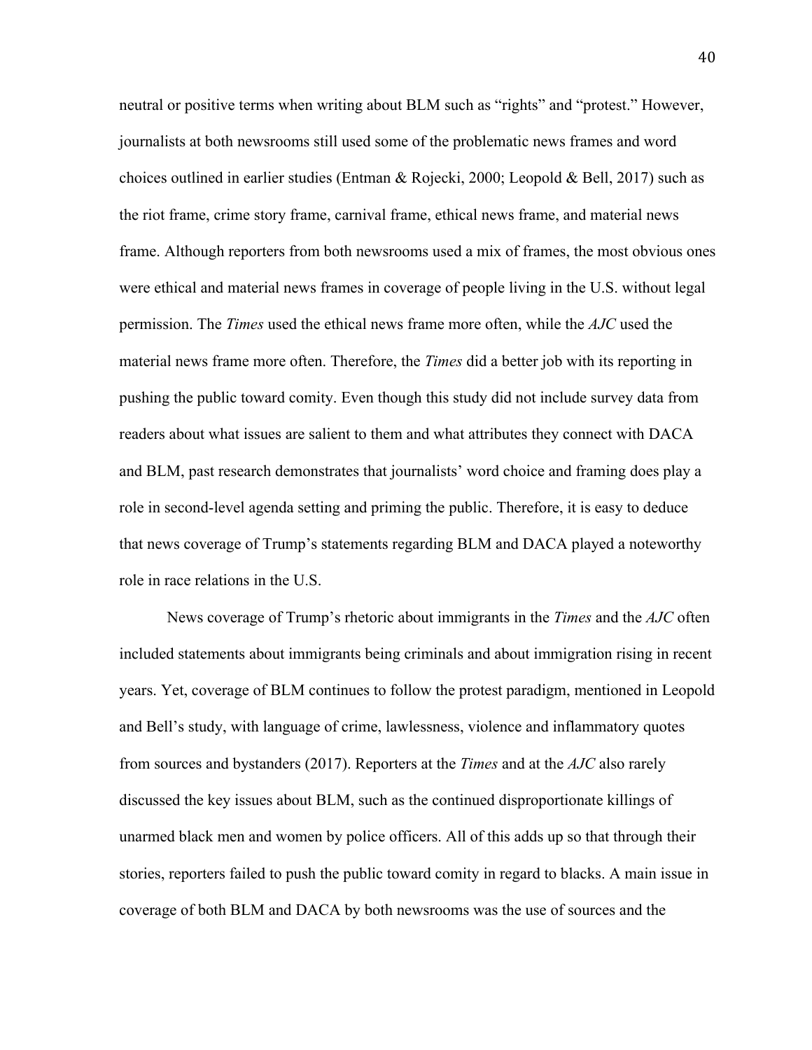neutral or positive terms when writing about BLM such as "rights" and "protest." However, journalists at both newsrooms still used some of the problematic news frames and word choices outlined in earlier studies (Entman & Rojecki, 2000; Leopold & Bell, 2017) such as the riot frame, crime story frame, carnival frame, ethical news frame, and material news frame. Although reporters from both newsrooms used a mix of frames, the most obvious ones were ethical and material news frames in coverage of people living in the U.S. without legal permission. The *Times* used the ethical news frame more often, while the *AJC* used the material news frame more often. Therefore, the *Times* did a better job with its reporting in pushing the public toward comity. Even though this study did not include survey data from readers about what issues are salient to them and what attributes they connect with DACA and BLM, past research demonstrates that journalists' word choice and framing does play a role in second-level agenda setting and priming the public. Therefore, it is easy to deduce that news coverage of Trump's statements regarding BLM and DACA played a noteworthy role in race relations in the U.S.

News coverage of Trump's rhetoric about immigrants in the *Times* and the *AJC* often included statements about immigrants being criminals and about immigration rising in recent years. Yet, coverage of BLM continues to follow the protest paradigm, mentioned in Leopold and Bell's study, with language of crime, lawlessness, violence and inflammatory quotes from sources and bystanders (2017). Reporters at the *Times* and at the *AJC* also rarely discussed the key issues about BLM, such as the continued disproportionate killings of unarmed black men and women by police officers. All of this adds up so that through their stories, reporters failed to push the public toward comity in regard to blacks. A main issue in coverage of both BLM and DACA by both newsrooms was the use of sources and the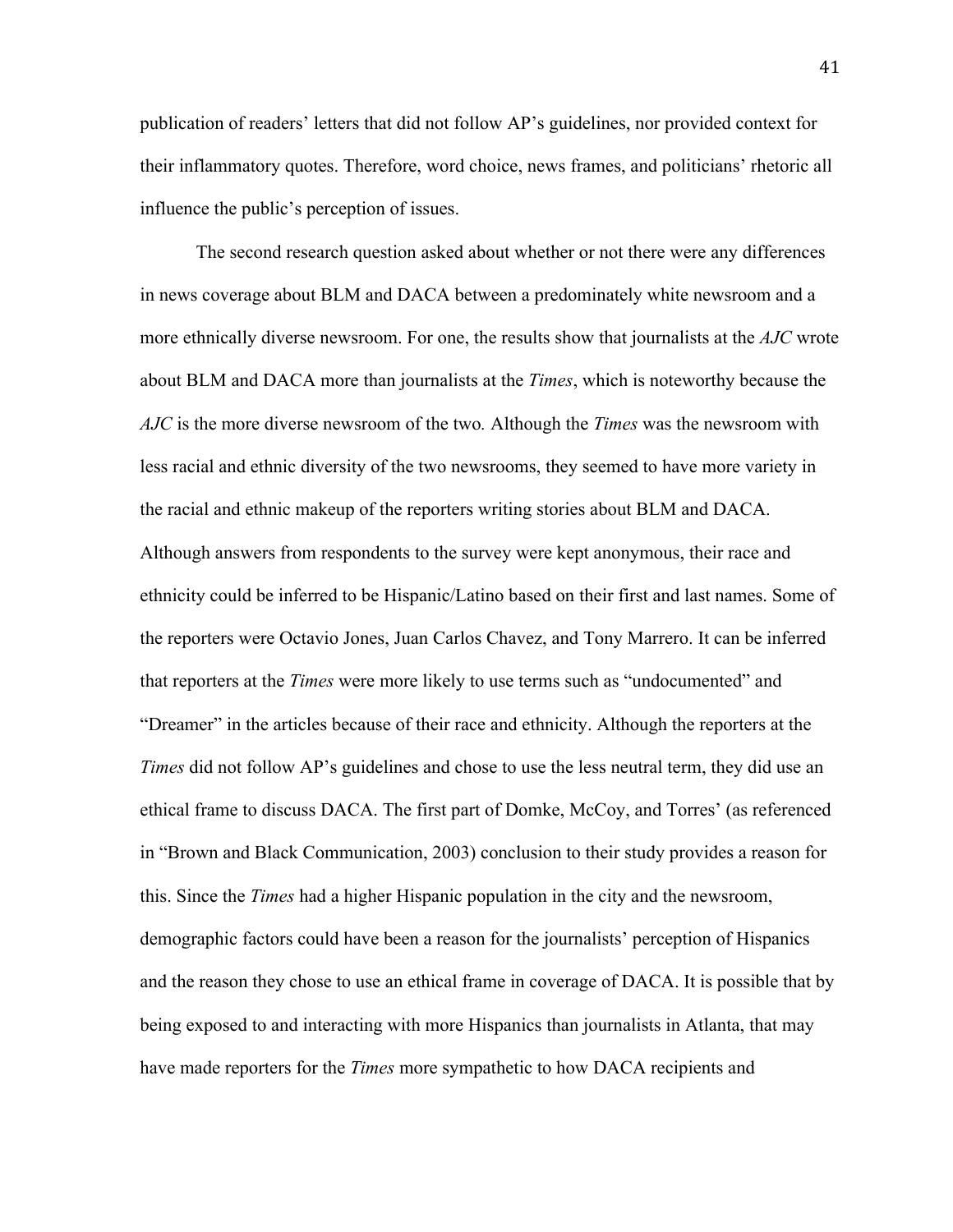publication of readers' letters that did not follow AP's guidelines, nor provided context for their inflammatory quotes. Therefore, word choice, news frames, and politicians' rhetoric all influence the public's perception of issues.

The second research question asked about whether or not there were any differences in news coverage about BLM and DACA between a predominately white newsroom and a more ethnically diverse newsroom. For one, the results show that journalists at the *AJC* wrote about BLM and DACA more than journalists at the *Times*, which is noteworthy because the *AJC* is the more diverse newsroom of the two*.* Although the *Times* was the newsroom with less racial and ethnic diversity of the two newsrooms, they seemed to have more variety in the racial and ethnic makeup of the reporters writing stories about BLM and DACA. Although answers from respondents to the survey were kept anonymous, their race and ethnicity could be inferred to be Hispanic/Latino based on their first and last names. Some of the reporters were Octavio Jones, Juan Carlos Chavez, and Tony Marrero. It can be inferred that reporters at the *Times* were more likely to use terms such as "undocumented" and "Dreamer" in the articles because of their race and ethnicity. Although the reporters at the *Times* did not follow AP's guidelines and chose to use the less neutral term, they did use an ethical frame to discuss DACA. The first part of Domke, McCoy, and Torres' (as referenced in "Brown and Black Communication, 2003) conclusion to their study provides a reason for this. Since the *Times* had a higher Hispanic population in the city and the newsroom, demographic factors could have been a reason for the journalists' perception of Hispanics and the reason they chose to use an ethical frame in coverage of DACA. It is possible that by being exposed to and interacting with more Hispanics than journalists in Atlanta, that may have made reporters for the *Times* more sympathetic to how DACA recipients and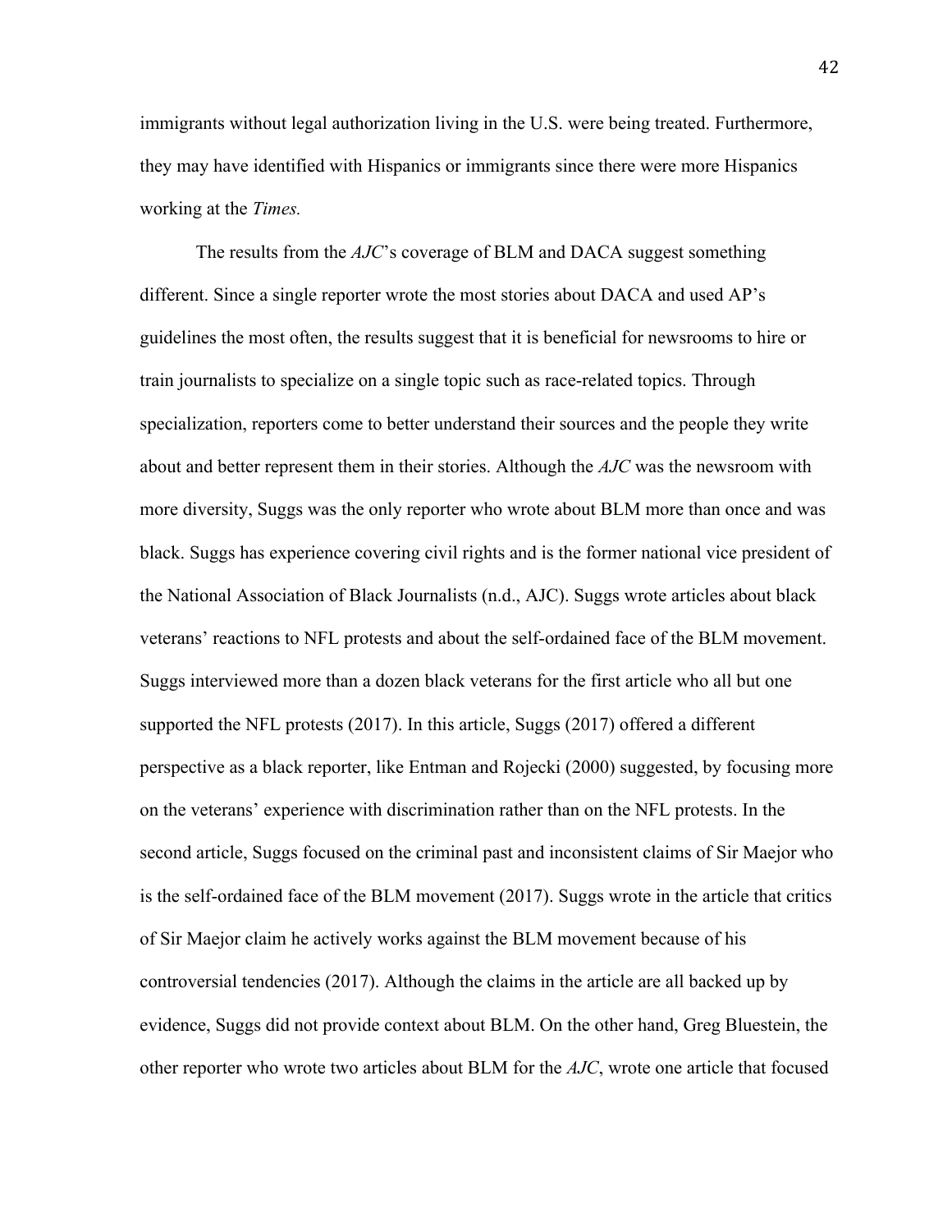immigrants without legal authorization living in the U.S. were being treated. Furthermore, they may have identified with Hispanics or immigrants since there were more Hispanics working at the *Times.*

The results from the *AJC*'s coverage of BLM and DACA suggest something different. Since a single reporter wrote the most stories about DACA and used AP's guidelines the most often, the results suggest that it is beneficial for newsrooms to hire or train journalists to specialize on a single topic such as race-related topics. Through specialization, reporters come to better understand their sources and the people they write about and better represent them in their stories. Although the *AJC* was the newsroom with more diversity, Suggs was the only reporter who wrote about BLM more than once and was black. Suggs has experience covering civil rights and is the former national vice president of the National Association of Black Journalists (n.d., AJC). Suggs wrote articles about black veterans' reactions to NFL protests and about the self-ordained face of the BLM movement. Suggs interviewed more than a dozen black veterans for the first article who all but one supported the NFL protests (2017). In this article, Suggs (2017) offered a different perspective as a black reporter, like Entman and Rojecki (2000) suggested, by focusing more on the veterans' experience with discrimination rather than on the NFL protests. In the second article, Suggs focused on the criminal past and inconsistent claims of Sir Maejor who is the self-ordained face of the BLM movement (2017). Suggs wrote in the article that critics of Sir Maejor claim he actively works against the BLM movement because of his controversial tendencies (2017). Although the claims in the article are all backed up by evidence, Suggs did not provide context about BLM. On the other hand, Greg Bluestein, the other reporter who wrote two articles about BLM for the *AJC*, wrote one article that focused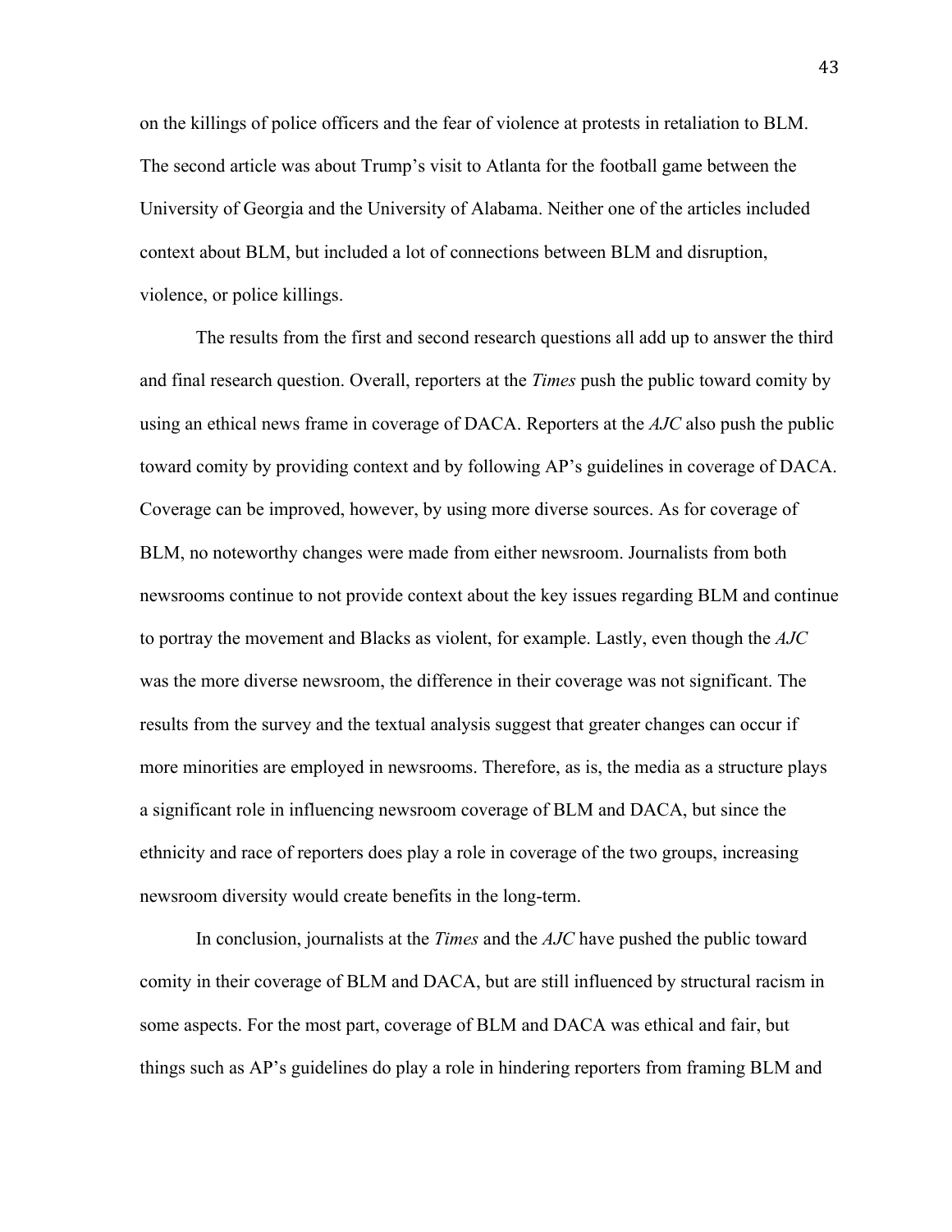on the killings of police officers and the fear of violence at protests in retaliation to BLM. The second article was about Trump's visit to Atlanta for the football game between the University of Georgia and the University of Alabama. Neither one of the articles included context about BLM, but included a lot of connections between BLM and disruption, violence, or police killings.

The results from the first and second research questions all add up to answer the third and final research question. Overall, reporters at the *Times* push the public toward comity by using an ethical news frame in coverage of DACA. Reporters at the *AJC* also push the public toward comity by providing context and by following AP's guidelines in coverage of DACA. Coverage can be improved, however, by using more diverse sources. As for coverage of BLM, no noteworthy changes were made from either newsroom. Journalists from both newsrooms continue to not provide context about the key issues regarding BLM and continue to portray the movement and Blacks as violent, for example. Lastly, even though the *AJC* was the more diverse newsroom, the difference in their coverage was not significant. The results from the survey and the textual analysis suggest that greater changes can occur if more minorities are employed in newsrooms. Therefore, as is, the media as a structure plays a significant role in influencing newsroom coverage of BLM and DACA, but since the ethnicity and race of reporters does play a role in coverage of the two groups, increasing newsroom diversity would create benefits in the long-term.

In conclusion, journalists at the *Times* and the *AJC* have pushed the public toward comity in their coverage of BLM and DACA, but are still influenced by structural racism in some aspects. For the most part, coverage of BLM and DACA was ethical and fair, but things such as AP's guidelines do play a role in hindering reporters from framing BLM and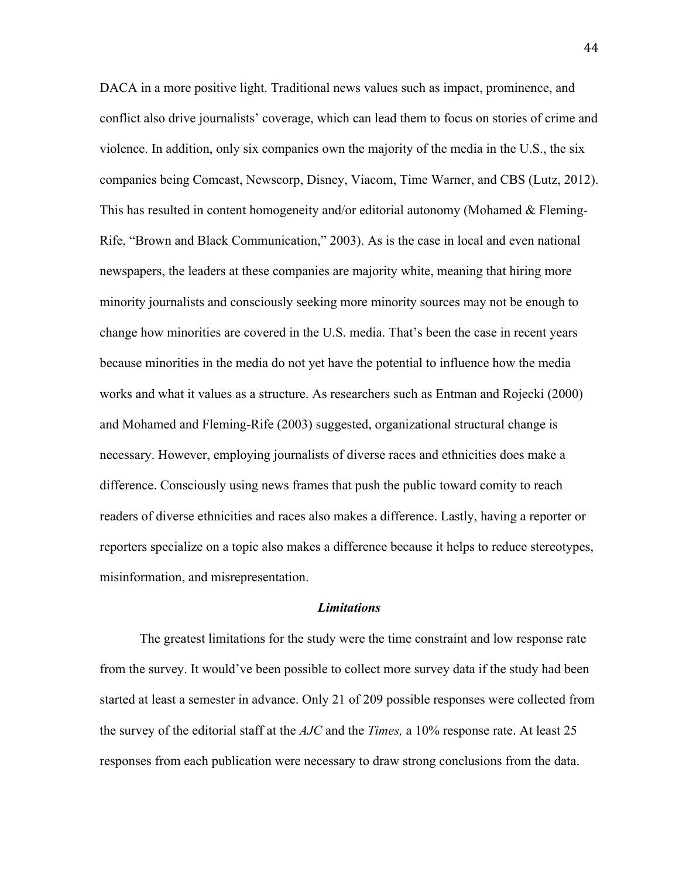DACA in a more positive light. Traditional news values such as impact, prominence, and conflict also drive journalists' coverage, which can lead them to focus on stories of crime and violence. In addition, only six companies own the majority of the media in the U.S., the six companies being Comcast, Newscorp, Disney, Viacom, Time Warner, and CBS (Lutz, 2012). This has resulted in content homogeneity and/or editorial autonomy (Mohamed & Fleming-Rife, "Brown and Black Communication," 2003). As is the case in local and even national newspapers, the leaders at these companies are majority white, meaning that hiring more minority journalists and consciously seeking more minority sources may not be enough to change how minorities are covered in the U.S. media. That's been the case in recent years because minorities in the media do not yet have the potential to influence how the media works and what it values as a structure. As researchers such as Entman and Rojecki (2000) and Mohamed and Fleming-Rife (2003) suggested, organizational structural change is necessary. However, employing journalists of diverse races and ethnicities does make a difference. Consciously using news frames that push the public toward comity to reach readers of diverse ethnicities and races also makes a difference. Lastly, having a reporter or reporters specialize on a topic also makes a difference because it helps to reduce stereotypes, misinformation, and misrepresentation.

### *Limitations*

The greatest limitations for the study were the time constraint and low response rate from the survey. It would've been possible to collect more survey data if the study had been started at least a semester in advance. Only 21 of 209 possible responses were collected from the survey of the editorial staff at the *AJC* and the *Times,* a 10% response rate. At least 25 responses from each publication were necessary to draw strong conclusions from the data.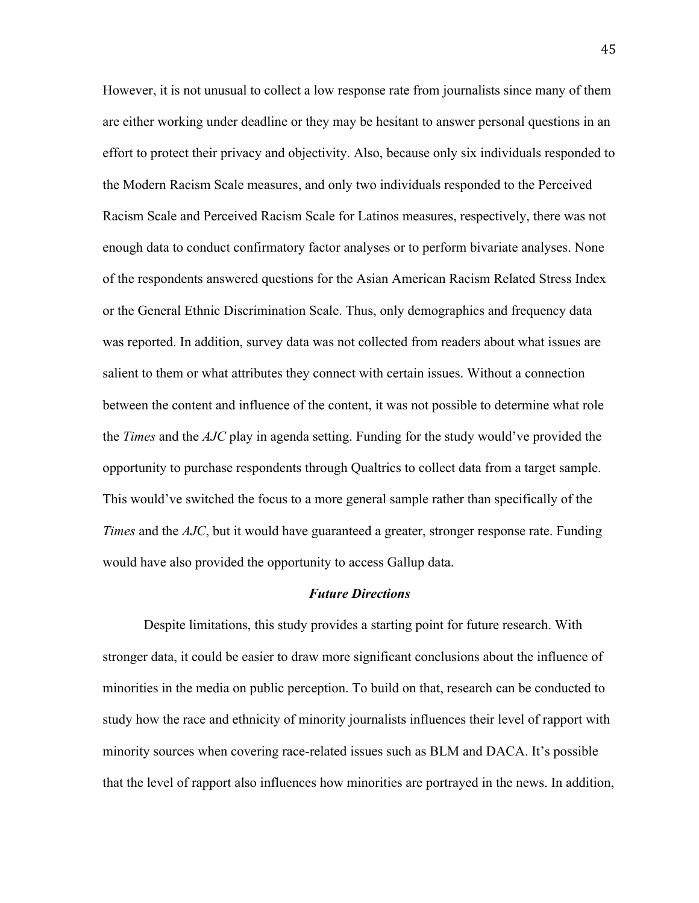However, it is not unusual to collect a low response rate from journalists since many of them are either working under deadline or they may be hesitant to answer personal questions in an effort to protect their privacy and objectivity. Also, because only six individuals responded to the Modern Racism Scale measures, and only two individuals responded to the Perceived Racism Scale and Perceived Racism Scale for Latinos measures, respectively, there was not enough data to conduct confirmatory factor analyses or to perform bivariate analyses. None of the respondents answered questions for the Asian American Racism Related Stress Index or the General Ethnic Discrimination Scale. Thus, only demographics and frequency data was reported. In addition, survey data was not collected from readers about what issues are salient to them or what attributes they connect with certain issues. Without a connection between the content and influence of the content, it was not possible to determine what role the *Times* and the *AJC* play in agenda setting. Funding for the study would've provided the opportunity to purchase respondents through Qualtrics to collect data from a target sample. This would've switched the focus to a more general sample rather than specifically of the *Times* and the *AJC*, but it would have guaranteed a greater, stronger response rate. Funding would have also provided the opportunity to access Gallup data.

### ***Future Directions***

Despite limitations, this study provides a starting point for future research. With stronger data, it could be easier to draw more significant conclusions about the influence of minorities in the media on public perception. To build on that, research can be conducted to study how the race and ethnicity of minority journalists influences their level of rapport with minority sources when covering race-related issues such as BLM and DACA. It's possible that the level of rapport also influences how minorities are portrayed in the news. In addition,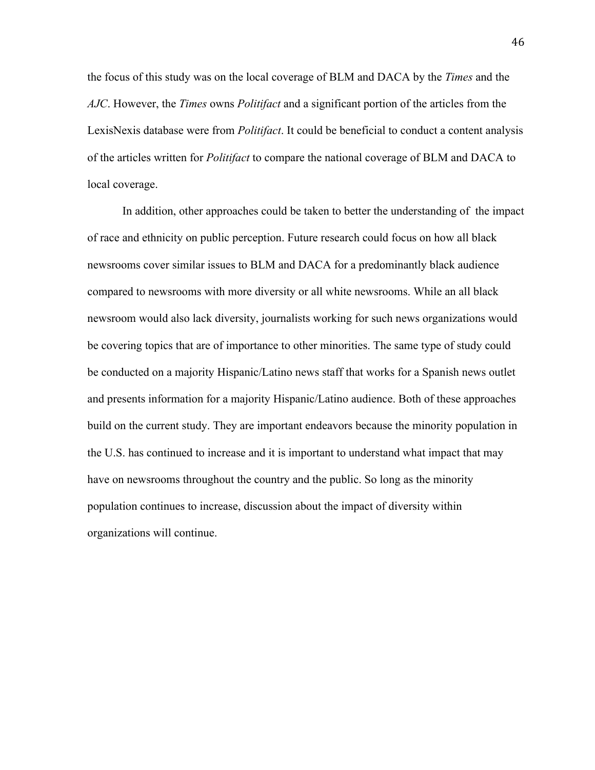the focus of this study was on the local coverage of BLM and DACA by the *Times* and the *AJC*. However, the *Times* owns *Politifact* and a significant portion of the articles from the LexisNexis database were from *Politifact*. It could be beneficial to conduct a content analysis of the articles written for *Politifact* to compare the national coverage of BLM and DACA to local coverage.

In addition, other approaches could be taken to better the understanding of  the impact of race and ethnicity on public perception. Future research could focus on how all black newsrooms cover similar issues to BLM and DACA for a predominantly black audience compared to newsrooms with more diversity or all white newsrooms. While an all black newsroom would also lack diversity, journalists working for such news organizations would be covering topics that are of importance to other minorities. The same type of study could be conducted on a majority Hispanic/Latino news staff that works for a Spanish news outlet and presents information for a majority Hispanic/Latino audience. Both of these approaches build on the current study. They are important endeavors because the minority population in the U.S. has continued to increase and it is important to understand what impact that may have on newsrooms throughout the country and the public. So long as the minority population continues to increase, discussion about the impact of diversity within organizations will continue.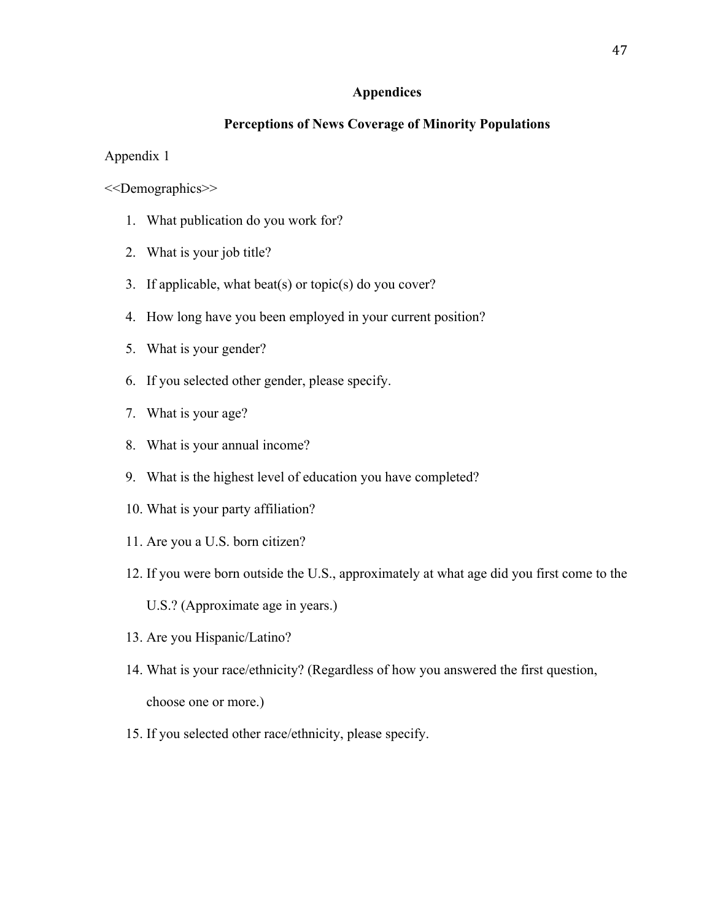# Appendices

## Perceptions of News Coverage of Minority Populations

Appendix 1

<<Demographics>>

1. What publication do you work for?
2. What is your job title?
3. If applicable, what beat(s) or topic(s) do you cover?
4. How long have you been employed in your current position?
5. What is your gender?
6. If you selected other gender, please specify.
7. What is your age?
8. What is your annual income?
9. What is the highest level of education you have completed?
10. What is your party affiliation?
11. Are you a U.S. born citizen?
12. If you were born outside the U.S., approximately at what age did you first come to the U.S.? (Approximate age in years.)
13. Are you Hispanic/Latino?
14. What is your race/ethnicity? (Regardless of how you answered the first question, choose one or more.)
15. If you selected other race/ethnicity, please specify.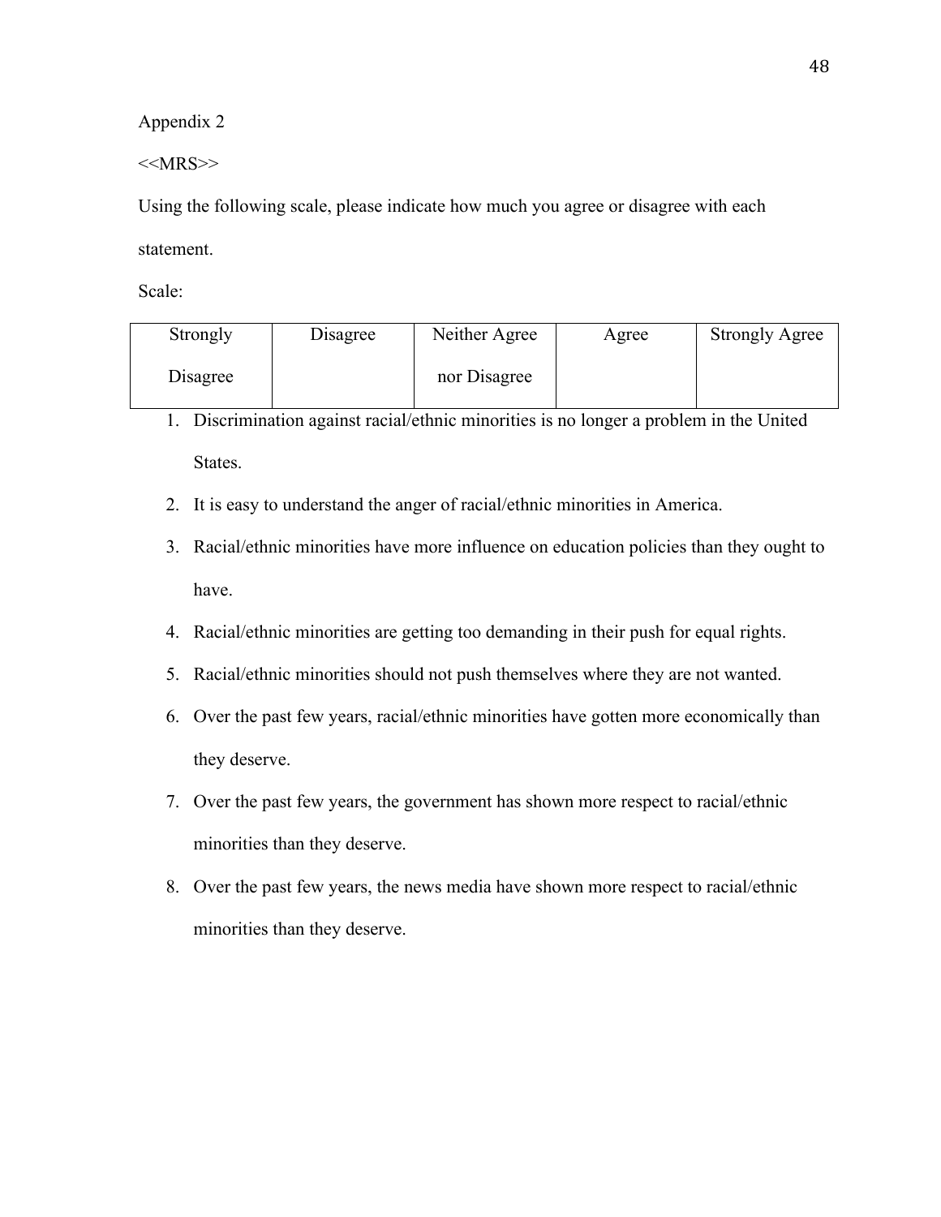Appendix 2

<<MRS>>

Using the following scale, please indicate how much you agree or disagree with each statement.

Scale:

| Strongly Disagree | Disagree | Neither Agree nor Disagree | Agree | Strongly Agree |
|---|---|---|---|---|

1. Discrimination against racial/ethnic minorities is no longer a problem in the United States.
2. It is easy to understand the anger of racial/ethnic minorities in America.
3. Racial/ethnic minorities have more influence on education policies than they ought to have.
4. Racial/ethnic minorities are getting too demanding in their push for equal rights.
5. Racial/ethnic minorities should not push themselves where they are not wanted.
6. Over the past few years, racial/ethnic minorities have gotten more economically than they deserve.
7. Over the past few years, the government has shown more respect to racial/ethnic minorities than they deserve.
8. Over the past few years, the news media have shown more respect to racial/ethnic minorities than they deserve.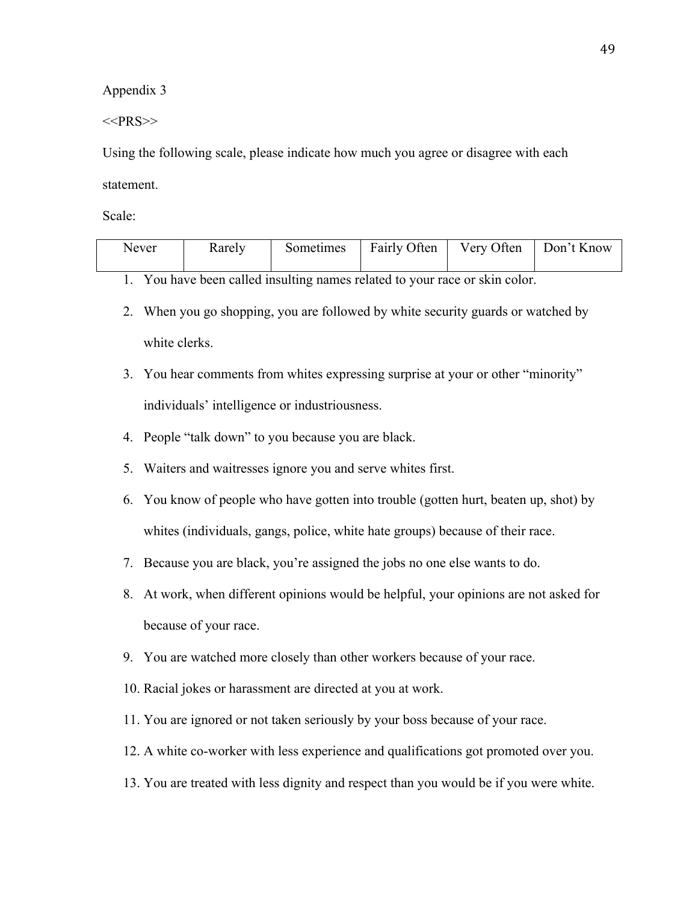Appendix 3

<<PRS>>

Using the following scale, please indicate how much you agree or disagree with each statement.

Scale:

| Never | Rarely | Sometimes | Fairly Often | Very Often | Don't Know |
|---|---|---|---|---|---|

1. You have been called insulting names related to your race or skin color.
2. When you go shopping, you are followed by white security guards or watched by white clerks.
3. You hear comments from whites expressing surprise at your or other "minority" individuals' intelligence or industriousness.
4. People "talk down" to you because you are black.
5. Waiters and waitresses ignore you and serve whites first.
6. You know of people who have gotten into trouble (gotten hurt, beaten up, shot) by whites (individuals, gangs, police, white hate groups) because of their race.
7. Because you are black, you're assigned the jobs no one else wants to do.
8. At work, when different opinions would be helpful, your opinions are not asked for because of your race.
9. You are watched more closely than other workers because of your race.
10. Racial jokes or harassment are directed at you at work.
11. You are ignored or not taken seriously by your boss because of your race.
12. A white co-worker with less experience and qualifications got promoted over you.
13. You are treated with less dignity and respect than you would be if you were white.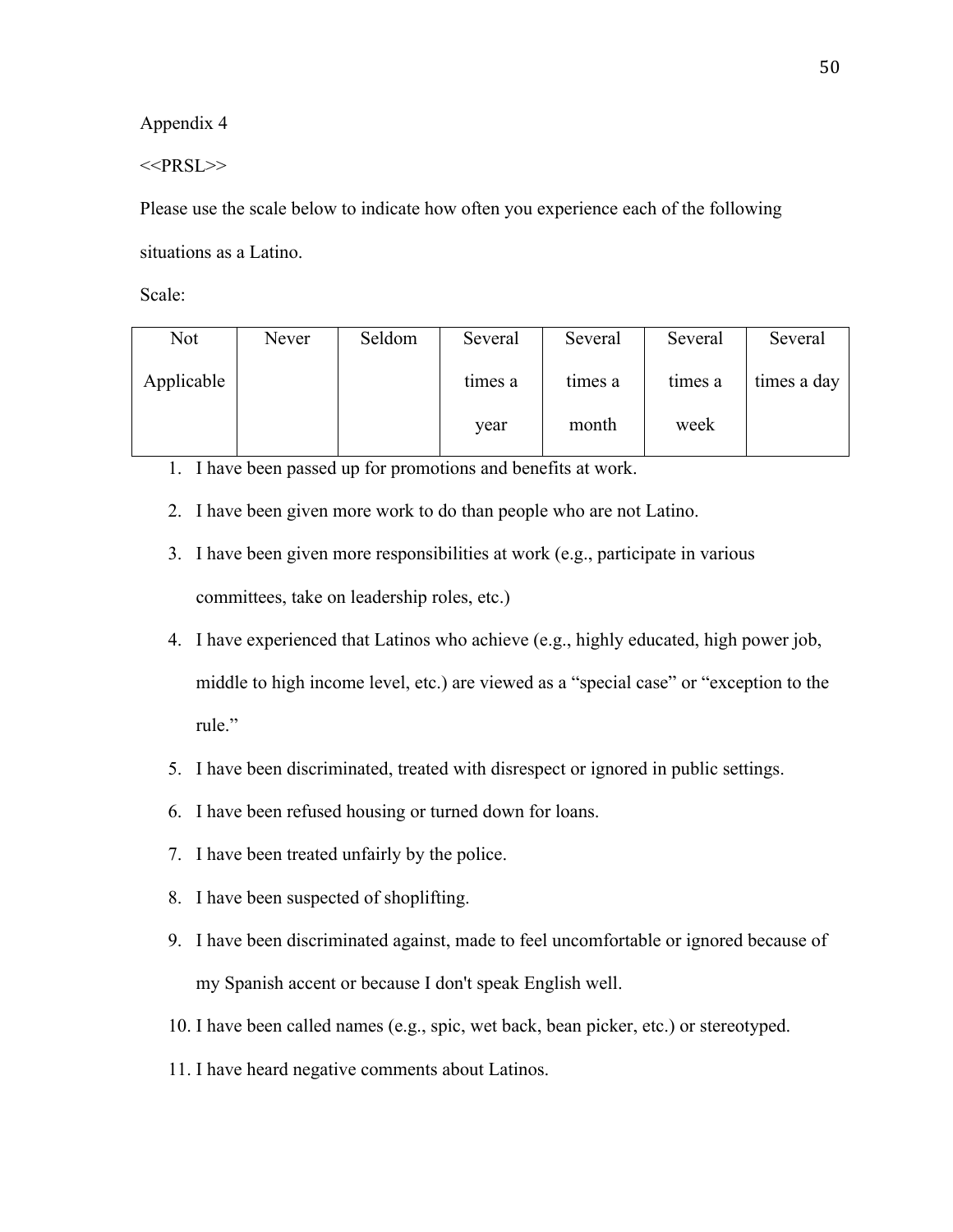Appendix 4

<<PRSL>>

Please use the scale below to indicate how often you experience each of the following situations as a Latino.

Scale:

| Not Applicable | Never | Seldom | Several times a year | Several times a month | Several times a week | Several times a day |
|---|---|---|---|---|---|---|

1. I have been passed up for promotions and benefits at work.
2. I have been given more work to do than people who are not Latino.
3. I have been given more responsibilities at work (e.g., participate in various committees, take on leadership roles, etc.)
4. I have experienced that Latinos who achieve (e.g., highly educated, high power job, middle to high income level, etc.) are viewed as a "special case" or "exception to the rule."
5. I have been discriminated, treated with disrespect or ignored in public settings.
6. I have been refused housing or turned down for loans.
7. I have been treated unfairly by the police.
8. I have been suspected of shoplifting.
9. I have been discriminated against, made to feel uncomfortable or ignored because of my Spanish accent or because I don't speak English well.
10. I have been called names (e.g., spic, wet back, bean picker, etc.) or stereotyped.
11. I have heard negative comments about Latinos.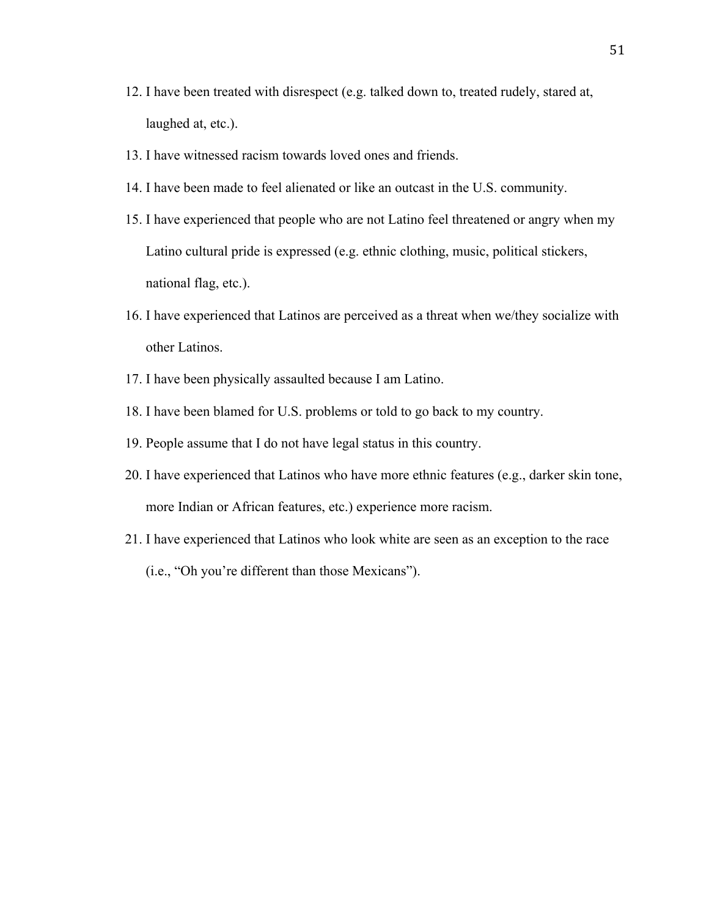12. I have been treated with disrespect (e.g. talked down to, treated rudely, stared at, laughed at, etc.).
13. I have witnessed racism towards loved ones and friends.
14. I have been made to feel alienated or like an outcast in the U.S. community.
15. I have experienced that people who are not Latino feel threatened or angry when my Latino cultural pride is expressed (e.g. ethnic clothing, music, political stickers, national flag, etc.).
16. I have experienced that Latinos are perceived as a threat when we/they socialize with other Latinos.
17. I have been physically assaulted because I am Latino.
18. I have been blamed for U.S. problems or told to go back to my country.
19. People assume that I do not have legal status in this country.
20. I have experienced that Latinos who have more ethnic features (e.g., darker skin tone, more Indian or African features, etc.) experience more racism.
21. I have experienced that Latinos who look white are seen as an exception to the race (i.e., "Oh you're different than those Mexicans").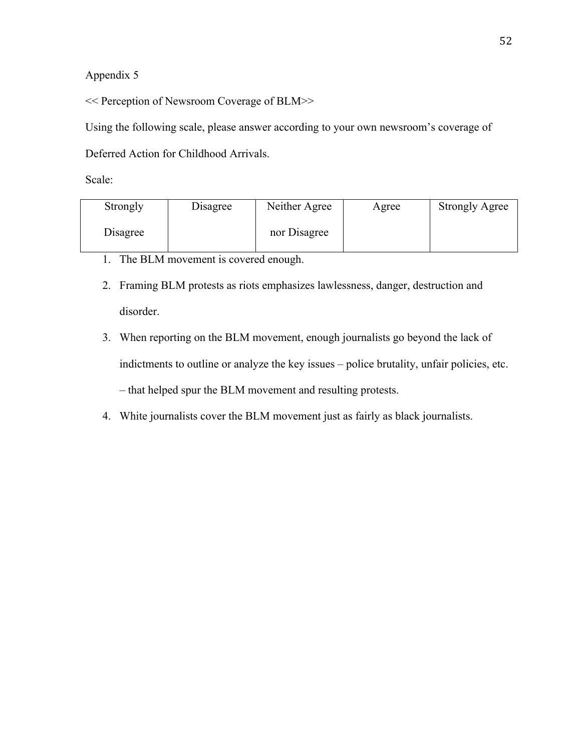Appendix 5

<< Perception of Newsroom Coverage of BLM>>

Using the following scale, please answer according to your own newsroom's coverage of Deferred Action for Childhood Arrivals.

Scale:

| Strongly Disagree | Disagree | Neither Agree nor Disagree | Agree | Strongly Agree |
|---|---|---|---|---|
| | | | | |

1. The BLM movement is covered enough.
2. Framing BLM protests as riots emphasizes lawlessness, danger, destruction and disorder.
3. When reporting on the BLM movement, enough journalists go beyond the lack of indictments to outline or analyze the key issues – police brutality, unfair policies, etc. – that helped spur the BLM movement and resulting protests.
4. White journalists cover the BLM movement just as fairly as black journalists.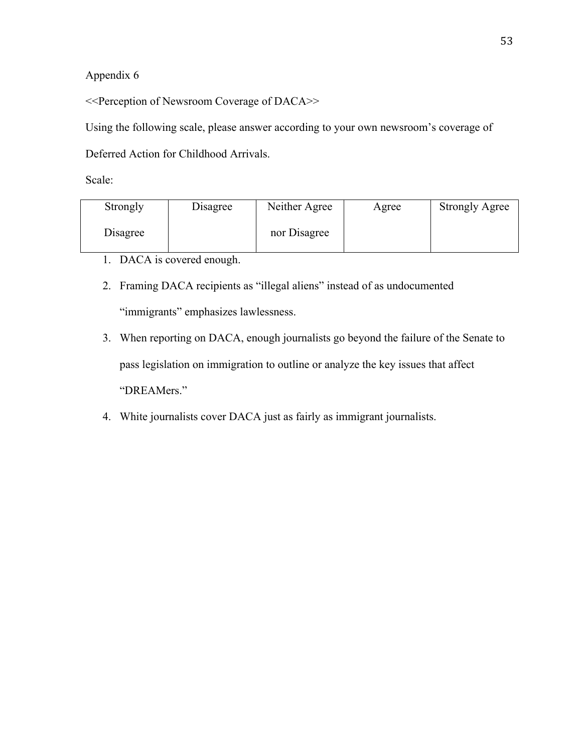Appendix 6

<<Perception of Newsroom Coverage of DACA>>

Using the following scale, please answer according to your own newsroom's coverage of Deferred Action for Childhood Arrivals.

Scale:

| Strongly Disagree | Disagree | Neither Agree nor Disagree | Agree | Strongly Agree |
|---|---|---|---|---|

1. DACA is covered enough.
2. Framing DACA recipients as "illegal aliens" instead of as undocumented "immigrants" emphasizes lawlessness.
3. When reporting on DACA, enough journalists go beyond the failure of the Senate to pass legislation on immigration to outline or analyze the key issues that affect "DREAMers."
4. White journalists cover DACA just as fairly as immigrant journalists.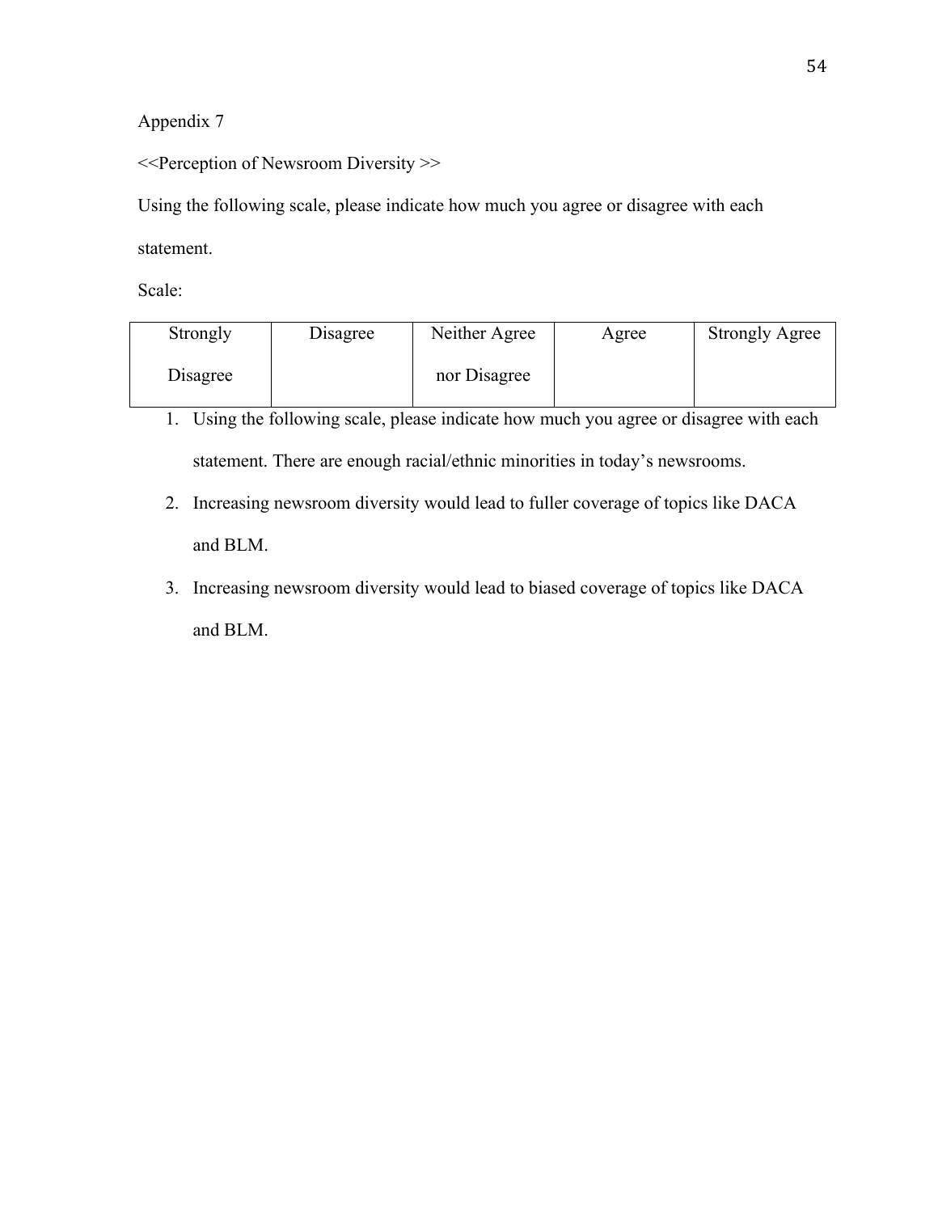Appendix 7

<<Perception of Newsroom Diversity >>

Using the following scale, please indicate how much you agree or disagree with each statement.

Scale:

| Strongly Disagree | Disagree | Neither Agree nor Disagree | Agree | Strongly Agree |
|---|---|---|---|---|

1. Using the following scale, please indicate how much you agree or disagree with each statement. There are enough racial/ethnic minorities in today's newsrooms.
2. Increasing newsroom diversity would lead to fuller coverage of topics like DACA and BLM.
3. Increasing newsroom diversity would lead to biased coverage of topics like DACA and BLM.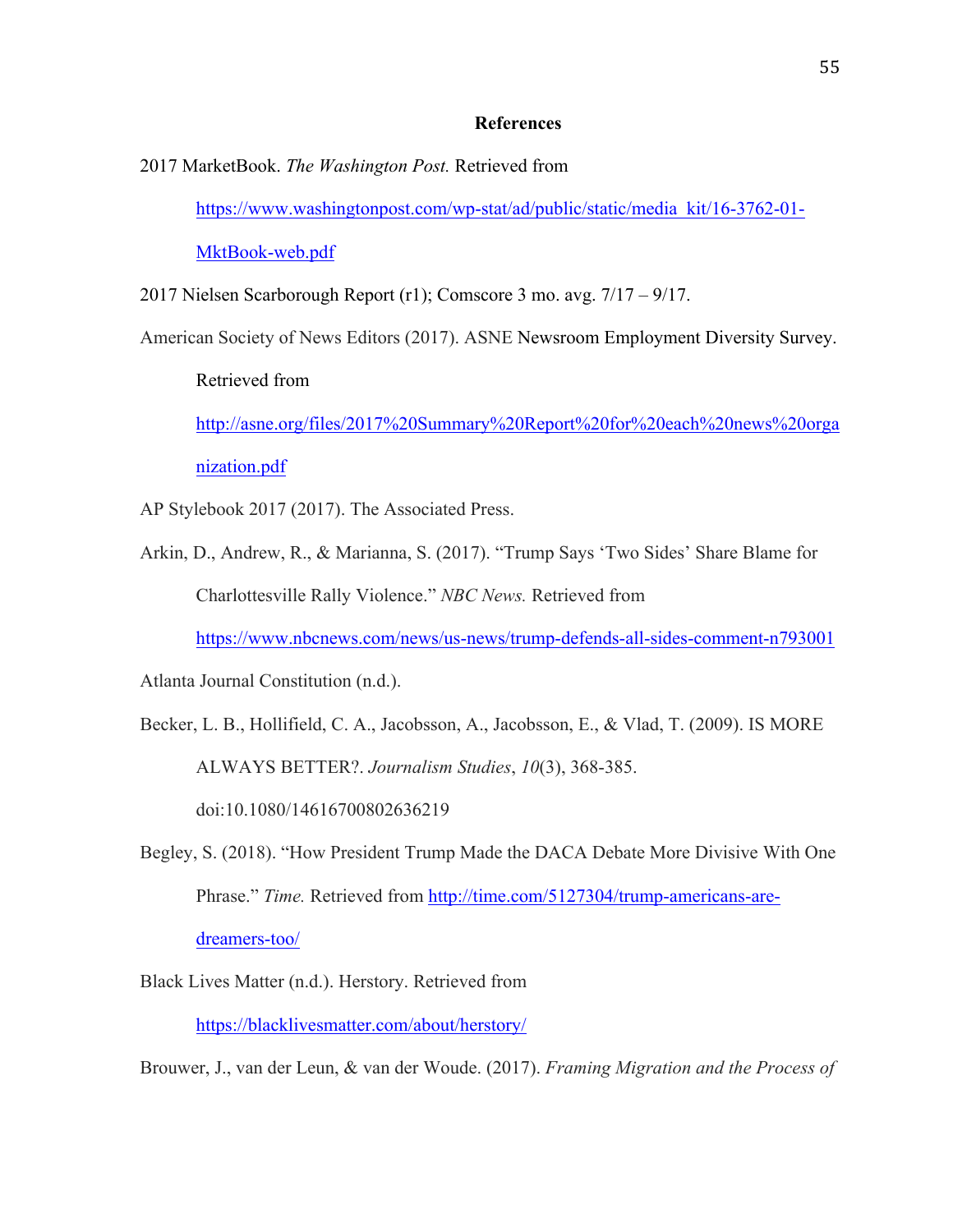## References

2017 MarketBook. *The Washington Post.* Retrieved from https://www.washingtonpost.com/wp-stat/ad/public/static/media_kit/16-3762-01-MktBook-web.pdf

2017 Nielsen Scarborough Report (r1); Comscore 3 mo. avg. 7/17 – 9/17.

American Society of News Editors (2017). ASNE Newsroom Employment Diversity Survey. Retrieved from http://asne.org/files/2017%20Summary%20Report%20for%20each%20news%20organization.pdf

AP Stylebook 2017 (2017). The Associated Press.

Arkin, D., Andrew, R., & Marianna, S. (2017). "Trump Says 'Two Sides' Share Blame for Charlottesville Rally Violence." *NBC News.* Retrieved from https://www.nbcnews.com/news/us-news/trump-defends-all-sides-comment-n793001

Atlanta Journal Constitution (n.d.).

Becker, L. B., Hollifield, C. A., Jacobsson, A., Jacobsson, E., & Vlad, T. (2009). IS MORE ALWAYS BETTER?. *Journalism Studies*, *10*(3), 368-385. doi:10.1080/14616700802636219

Begley, S. (2018). "How President Trump Made the DACA Debate More Divisive With One Phrase." *Time.* Retrieved from http://time.com/5127304/trump-americans-are-dreamers-too/

Black Lives Matter (n.d.). Herstory. Retrieved from https://blacklivesmatter.com/about/herstory/

Brouwer, J., van der Leun, & van der Woude. (2017). *Framing Migration and the Process of*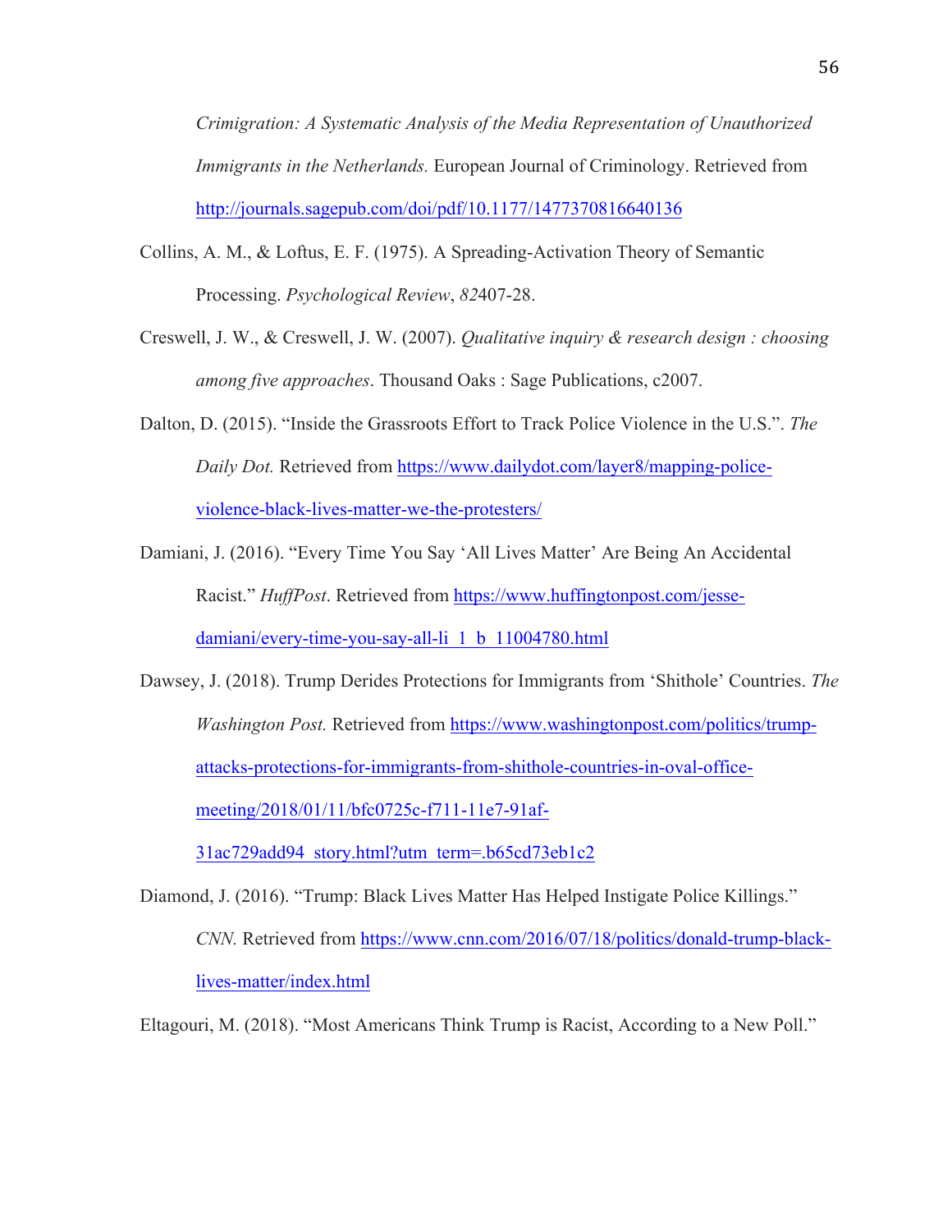*Crimigration: A Systematic Analysis of the Media Representation of Unauthorized Immigrants in the Netherlands.* European Journal of Criminology. Retrieved from http://journals.sagepub.com/doi/pdf/10.1177/1477370816640136

Collins, A. M., & Loftus, E. F. (1975). A Spreading-Activation Theory of Semantic Processing. *Psychological Review*, *82*407-28.

Creswell, J. W., & Creswell, J. W. (2007). *Qualitative inquiry & research design : choosing among five approaches*. Thousand Oaks : Sage Publications, c2007.

Dalton, D. (2015). "Inside the Grassroots Effort to Track Police Violence in the U.S.". *The Daily Dot.* Retrieved from https://www.dailydot.com/layer8/mapping-police-violence-black-lives-matter-we-the-protesters/

Damiani, J. (2016). "Every Time You Say 'All Lives Matter' Are Being An Accidental Racist." *HuffPost*. Retrieved from https://www.huffingtonpost.com/jesse-damiani/every-time-you-say-all-li_1_b_11004780.html

Dawsey, J. (2018). Trump Derides Protections for Immigrants from 'Shithole' Countries. *The Washington Post.* Retrieved from https://www.washingtonpost.com/politics/trump-attacks-protections-for-immigrants-from-shithole-countries-in-oval-office-meeting/2018/01/11/bfc0725c-f711-11e7-91af-31ac729add94_story.html?utm_term=.b65cd73eb1c2

Diamond, J. (2016). "Trump: Black Lives Matter Has Helped Instigate Police Killings." *CNN.* Retrieved from https://www.cnn.com/2016/07/18/politics/donald-trump-black-lives-matter/index.html

Eltagouri, M. (2018). "Most Americans Think Trump is Racist, According to a New Poll."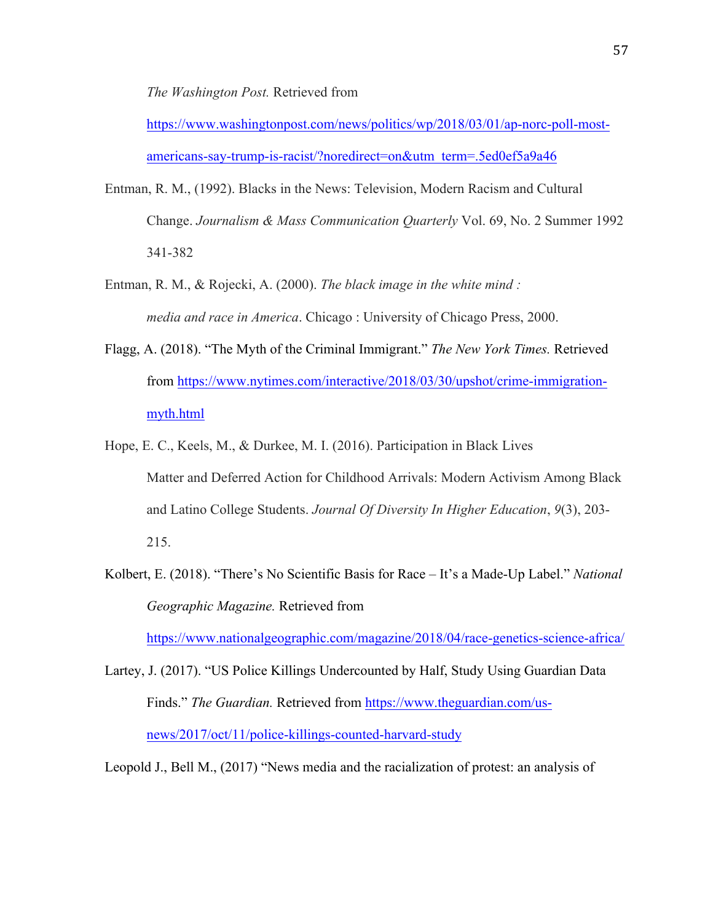*The Washington Post.* Retrieved from https://www.washingtonpost.com/news/politics/wp/2018/03/01/ap-norc-poll-most-americans-say-trump-is-racist/?noredirect=on&utm_term=.5ed0ef5a9a46

Entman, R. M., (1992). Blacks in the News: Television, Modern Racism and Cultural Change. *Journalism & Mass Communication Quarterly* Vol. 69, No. 2 Summer 1992 341-382

Entman, R. M., & Rojecki, A. (2000). *The black image in the white mind : media and race in America*. Chicago : University of Chicago Press, 2000.

Flagg, A. (2018). "The Myth of the Criminal Immigrant." *The New York Times.* Retrieved from https://www.nytimes.com/interactive/2018/03/30/upshot/crime-immigration-myth.html

Hope, E. C., Keels, M., & Durkee, M. I. (2016). Participation in Black Lives Matter and Deferred Action for Childhood Arrivals: Modern Activism Among Black and Latino College Students. *Journal Of Diversity In Higher Education*, *9*(3), 203-215.

Kolbert, E. (2018). "There's No Scientific Basis for Race – It's a Made-Up Label." *National Geographic Magazine.* Retrieved from https://www.nationalgeographic.com/magazine/2018/04/race-genetics-science-africa/

Lartey, J. (2017). "US Police Killings Undercounted by Half, Study Using Guardian Data Finds." *The Guardian.* Retrieved from https://www.theguardian.com/us-news/2017/oct/11/police-killings-counted-harvard-study

Leopold J., Bell M., (2017) "News media and the racialization of protest: an analysis of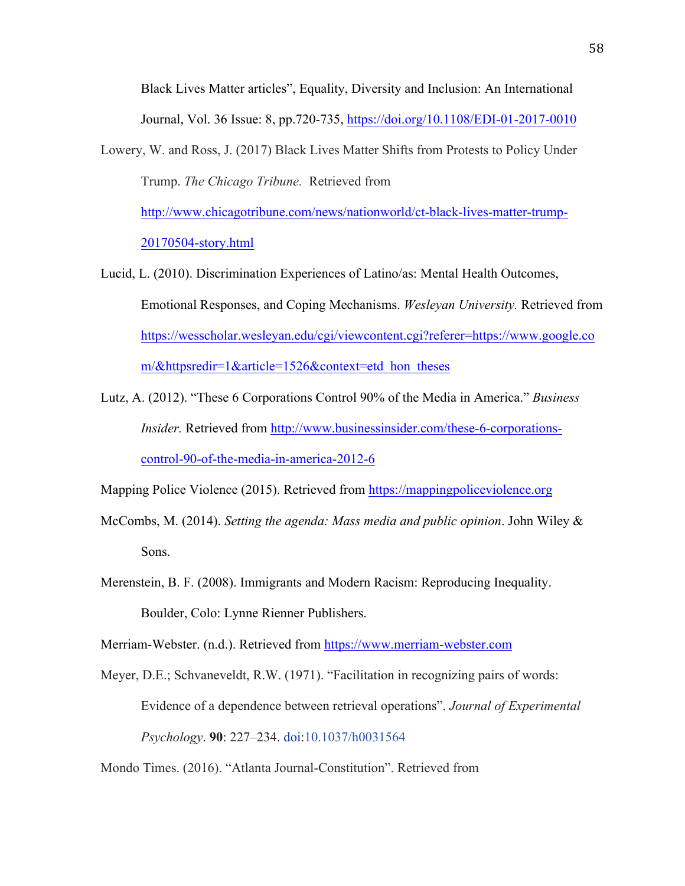Black Lives Matter articles", Equality, Diversity and Inclusion: An International Journal, Vol. 36 Issue: 8, pp.720-735, https://doi.org/10.1108/EDI-01-2017-0010

Lowery, W. and Ross, J. (2017) Black Lives Matter Shifts from Protests to Policy Under Trump. *The Chicago Tribune.* Retrieved from http://www.chicagotribune.com/news/nationworld/ct-black-lives-matter-trump-20170504-story.html

Lucid, L. (2010). Discrimination Experiences of Latino/as: Mental Health Outcomes, Emotional Responses, and Coping Mechanisms. *Wesleyan University.* Retrieved from https://wesscholar.wesleyan.edu/cgi/viewcontent.cgi?referer=https://www.google.com/&httpsredir=1&article=1526&context=etd_hon_theses

Lutz, A. (2012). "These 6 Corporations Control 90% of the Media in America." *Business Insider.* Retrieved from http://www.businessinsider.com/these-6-corporations-control-90-of-the-media-in-america-2012-6

Mapping Police Violence (2015). Retrieved from https://mappingpoliceviolence.org

McCombs, M. (2014). *Setting the agenda: Mass media and public opinion*. John Wiley & Sons.

Merenstein, B. F. (2008). Immigrants and Modern Racism: Reproducing Inequality. Boulder, Colo: Lynne Rienner Publishers.

Merriam-Webster. (n.d.). Retrieved from https://www.merriam-webster.com

Meyer, D.E.; Schvaneveldt, R.W. (1971). "Facilitation in recognizing pairs of words: Evidence of a dependence between retrieval operations". *Journal of Experimental Psychology*. **90**: 227–234. doi:10.1037/h0031564

Mondo Times. (2016). "Atlanta Journal-Constitution". Retrieved from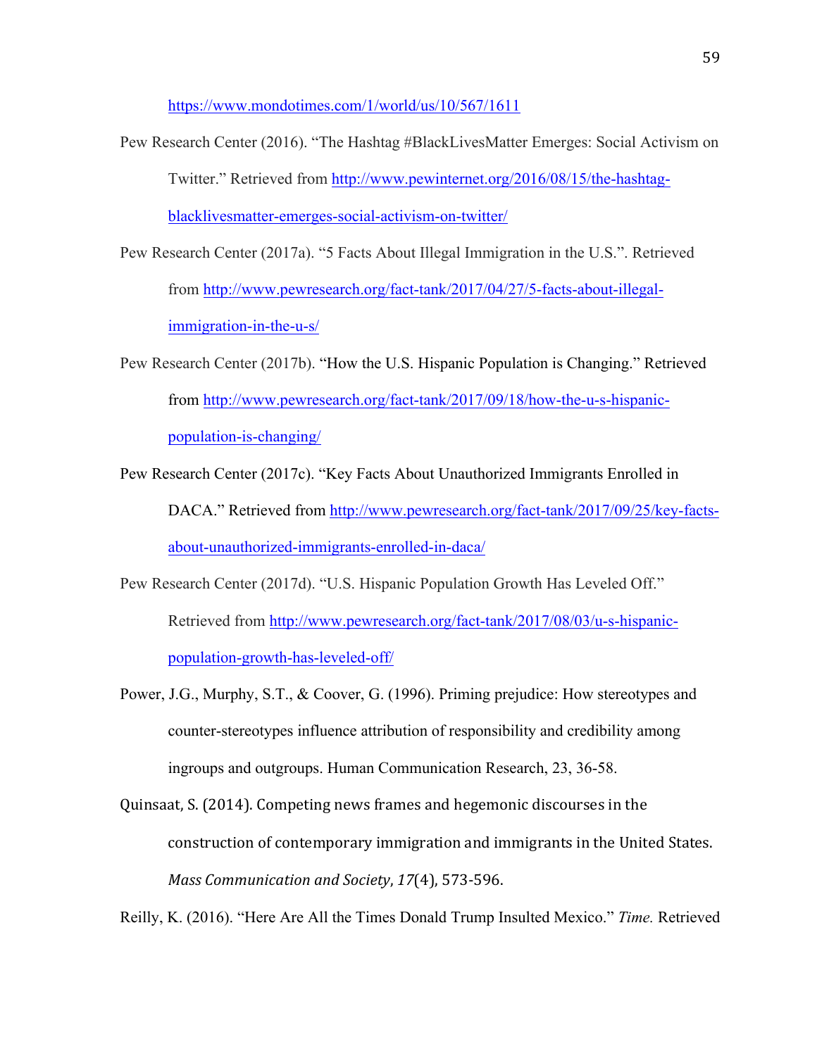https://www.mondotimes.com/1/world/us/10/567/1611

Pew Research Center (2016). "The Hashtag #BlackLivesMatter Emerges: Social Activism on Twitter." Retrieved from http://www.pewinternet.org/2016/08/15/the-hashtag-blacklivesmatter-emerges-social-activism-on-twitter/

Pew Research Center (2017a). "5 Facts About Illegal Immigration in the U.S.". Retrieved from http://www.pewresearch.org/fact-tank/2017/04/27/5-facts-about-illegal-immigration-in-the-u-s/

Pew Research Center (2017b). "How the U.S. Hispanic Population is Changing." Retrieved from http://www.pewresearch.org/fact-tank/2017/09/18/how-the-u-s-hispanic-population-is-changing/

Pew Research Center (2017c). "Key Facts About Unauthorized Immigrants Enrolled in DACA." Retrieved from http://www.pewresearch.org/fact-tank/2017/09/25/key-facts-about-unauthorized-immigrants-enrolled-in-daca/

Pew Research Center (2017d). "U.S. Hispanic Population Growth Has Leveled Off." Retrieved from http://www.pewresearch.org/fact-tank/2017/08/03/u-s-hispanic-population-growth-has-leveled-off/

Power, J.G., Murphy, S.T., & Coover, G. (1996). Priming prejudice: How stereotypes and counter-stereotypes influence attribution of responsibility and credibility among ingroups and outgroups. Human Communication Research, 23, 36-58.

Quinsaat, S. (2014). Competing news frames and hegemonic discourses in the construction of contemporary immigration and immigrants in the United States. *Mass Communication and Society*, *17*(4), 573-596.

Reilly, K. (2016). "Here Are All the Times Donald Trump Insulted Mexico." *Time.* Retrieved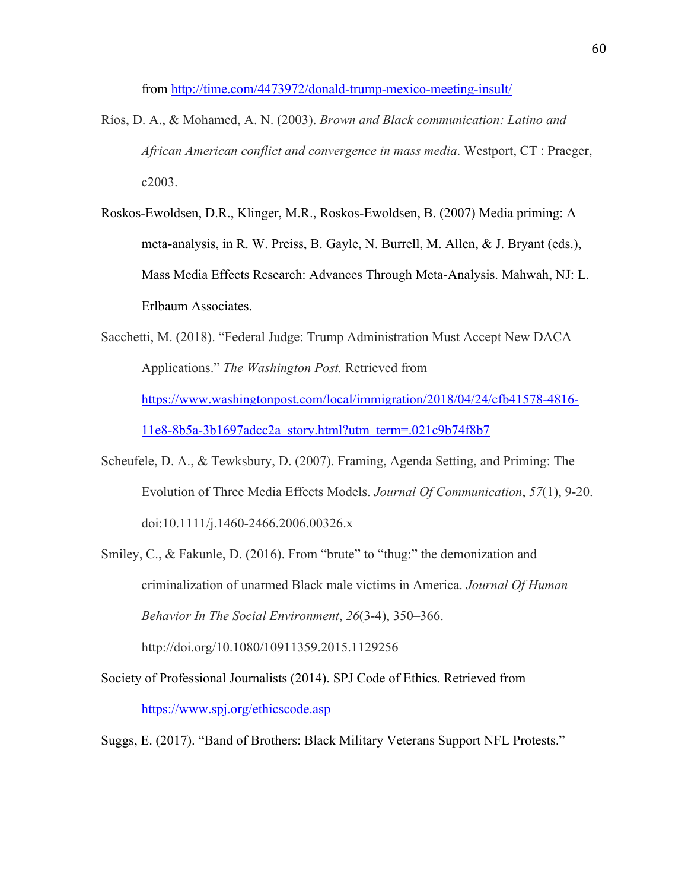from http://time.com/4473972/donald-trump-mexico-meeting-insult/

Ríos, D. A., & Mohamed, A. N. (2003). *Brown and Black communication: Latino and African American conflict and convergence in mass media*. Westport, CT : Praeger, c2003.

Roskos-Ewoldsen, D.R., Klinger, M.R., Roskos-Ewoldsen, B. (2007) Media priming: A meta-analysis, in R. W. Preiss, B. Gayle, N. Burrell, M. Allen, & J. Bryant (eds.), Mass Media Effects Research: Advances Through Meta-Analysis. Mahwah, NJ: L. Erlbaum Associates.

Sacchetti, M. (2018). "Federal Judge: Trump Administration Must Accept New DACA Applications." *The Washington Post.* Retrieved from https://www.washingtonpost.com/local/immigration/2018/04/24/cfb41578-4816-11e8-8b5a-3b1697adcc2a_story.html?utm_term=.021c9b74f8b7

Scheufele, D. A., & Tewksbury, D. (2007). Framing, Agenda Setting, and Priming: The Evolution of Three Media Effects Models. *Journal Of Communication*, *57*(1), 9-20. doi:10.1111/j.1460-2466.2006.00326.x

Smiley, C., & Fakunle, D. (2016). From "brute" to "thug:" the demonization and criminalization of unarmed Black male victims in America. *Journal Of Human Behavior In The Social Environment*, *26*(3-4), 350–366. http://doi.org/10.1080/10911359.2015.1129256

Society of Professional Journalists (2014). SPJ Code of Ethics. Retrieved from https://www.spj.org/ethicscode.asp

Suggs, E. (2017). "Band of Brothers: Black Military Veterans Support NFL Protests."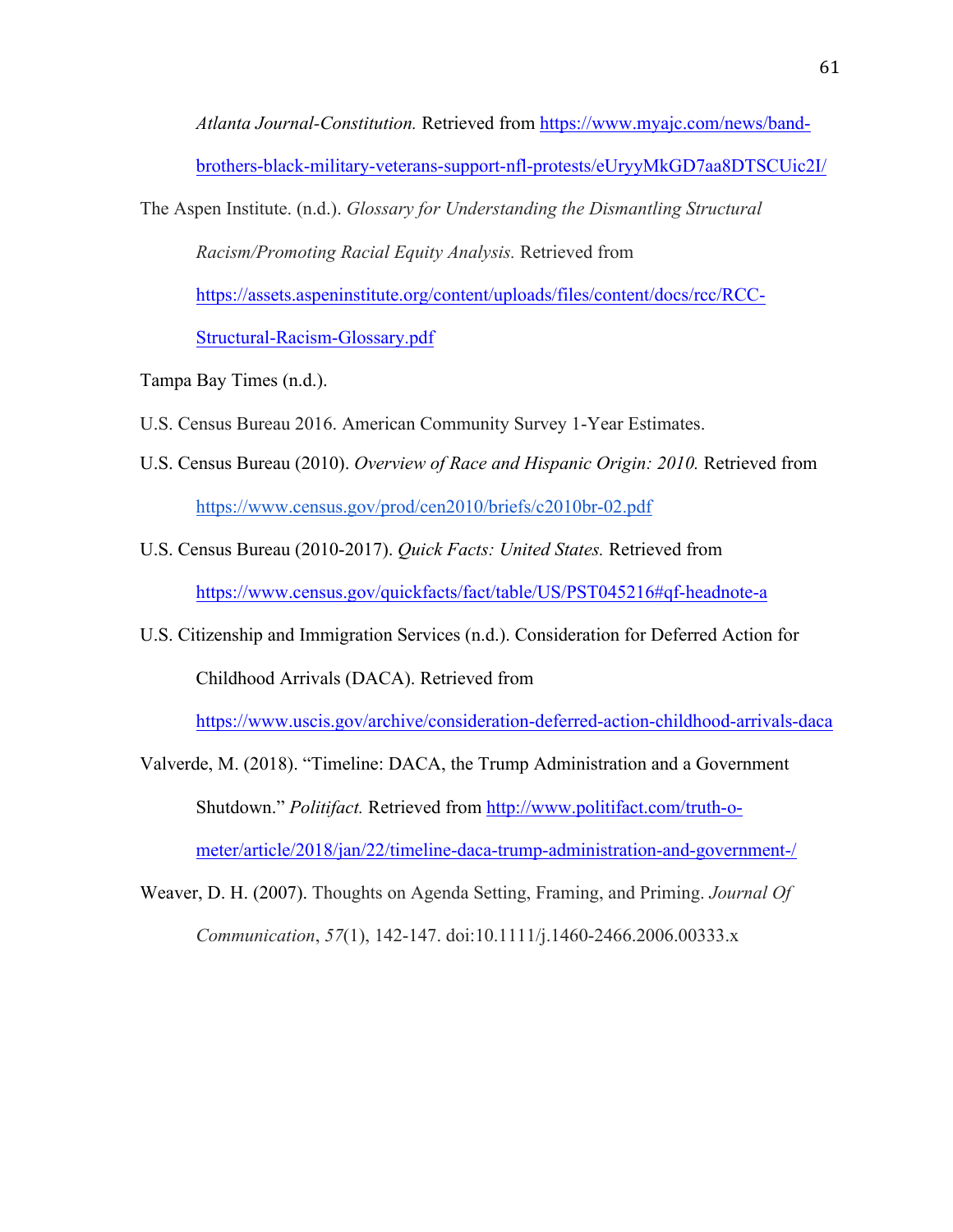*Atlanta Journal-Constitution.* Retrieved from https://www.myajc.com/news/band-brothers-black-military-veterans-support-nfl-protests/eUryyMkGD7aa8DTSCUic2I/

The Aspen Institute. (n.d.). *Glossary for Understanding the Dismantling Structural Racism/Promoting Racial Equity Analysis.* Retrieved from https://assets.aspeninstitute.org/content/uploads/files/content/docs/rcc/RCC-Structural-Racism-Glossary.pdf

Tampa Bay Times (n.d.).

U.S. Census Bureau 2016. American Community Survey 1-Year Estimates.

U.S. Census Bureau (2010). *Overview of Race and Hispanic Origin: 2010.* Retrieved from https://www.census.gov/prod/cen2010/briefs/c2010br-02.pdf

U.S. Census Bureau (2010-2017). *Quick Facts: United States.* Retrieved from https://www.census.gov/quickfacts/fact/table/US/PST045216#qf-headnote-a

U.S. Citizenship and Immigration Services (n.d.). Consideration for Deferred Action for Childhood Arrivals (DACA). Retrieved from https://www.uscis.gov/archive/consideration-deferred-action-childhood-arrivals-daca

Valverde, M. (2018). "Timeline: DACA, the Trump Administration and a Government Shutdown." *Politifact.* Retrieved from http://www.politifact.com/truth-o-meter/article/2018/jan/22/timeline-daca-trump-administration-and-government-/

Weaver, D. H. (2007). Thoughts on Agenda Setting, Framing, and Priming. *Journal Of Communication*, *57*(1), 142-147. doi:10.1111/j.1460-2466.2006.00333.x